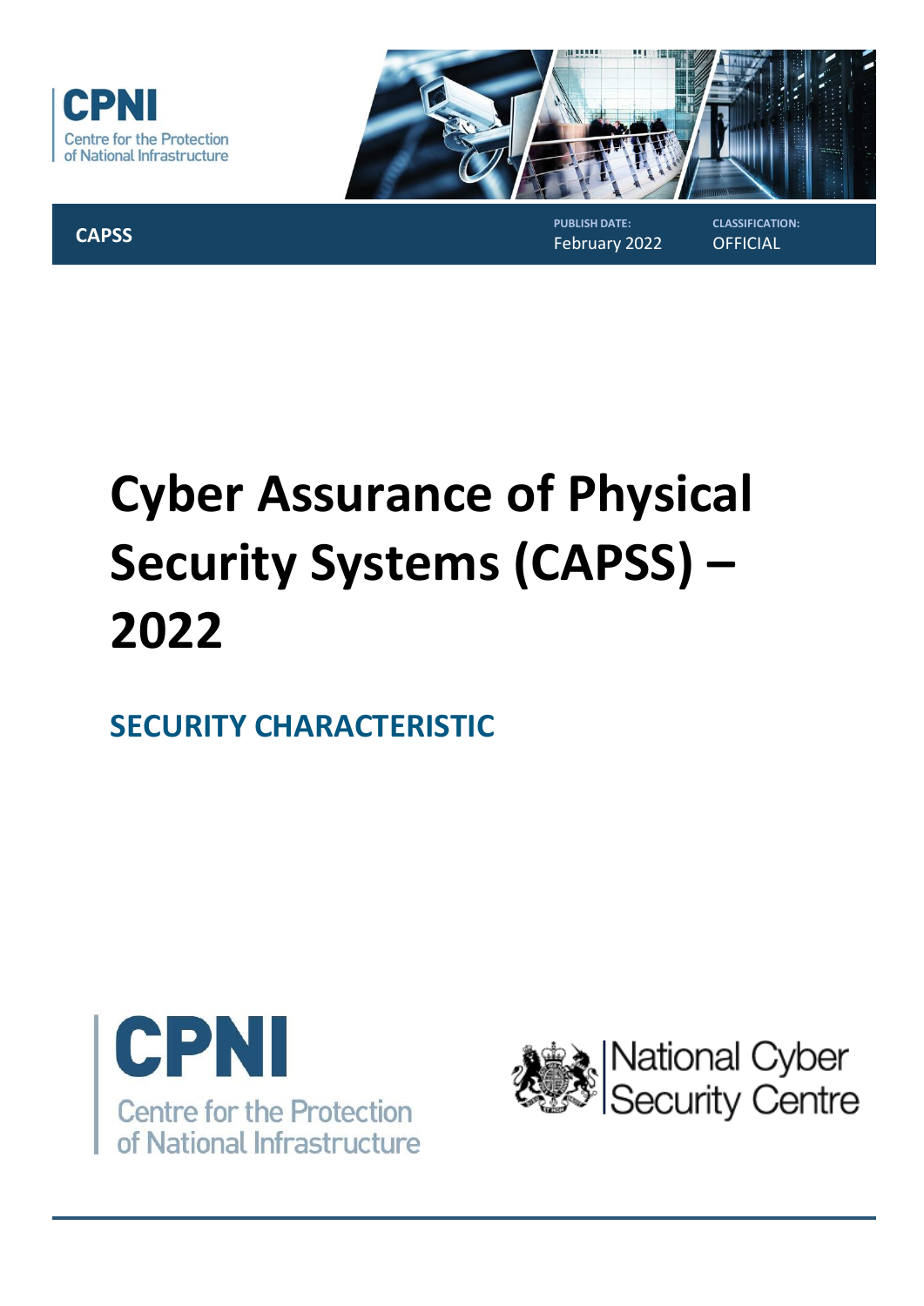CPNI
Centre for the Protection of National Infrastructure

**CAPSS**

**PUBLISH DATE:** February 2022

**CLASSIFICATION:** OFFICIAL

# Cyber Assurance of Physical Security Systems (CAPSS) – 2022

## SECURITY CHARACTERISTIC

CPNI
Centre for the Protection of National Infrastructure

National Cyber Security Centre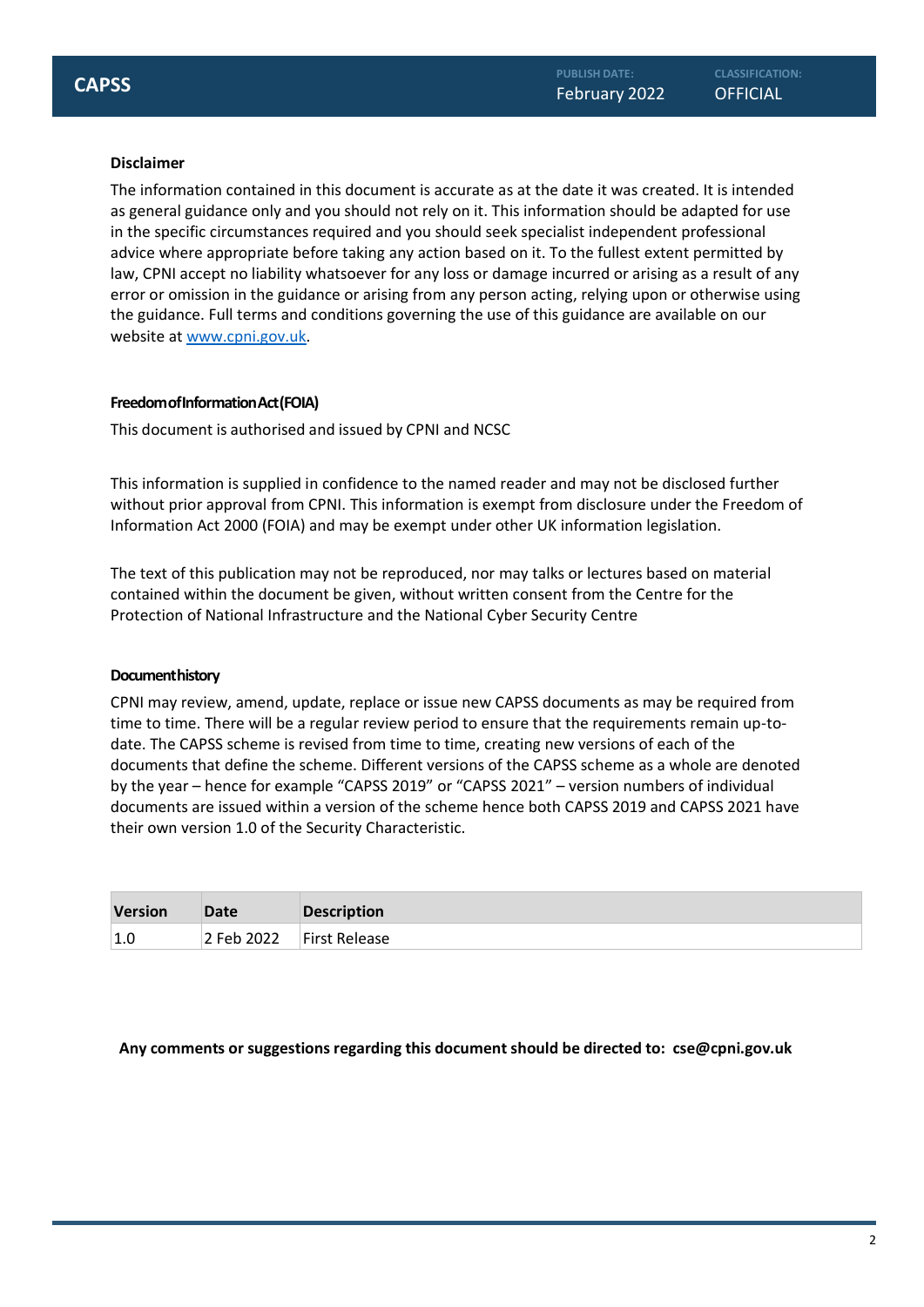**Disclaimer**

The information contained in this document is accurate as at the date it was created. It is intended as general guidance only and you should not rely on it. This information should be adapted for use in the specific circumstances required and you should seek specialist independent professional advice where appropriate before taking any action based on it. To the fullest extent permitted by law, CPNI accept no liability whatsoever for any loss or damage incurred or arising as a result of any error or omission in the guidance or arising from any person acting, relying upon or otherwise using the guidance. Full terms and conditions governing the use of this guidance are available on our website at [www.cpni.gov.uk](www.cpni.gov.uk).

**Freedom of Information Act (FOIA)**

This document is authorised and issued by CPNI and NCSC

This information is supplied in confidence to the named reader and may not be disclosed further without prior approval from CPNI. This information is exempt from disclosure under the Freedom of Information Act 2000 (FOIA) and may be exempt under other UK information legislation.

The text of this publication may not be reproduced, nor may talks or lectures based on material contained within the document be given, without written consent from the Centre for the Protection of National Infrastructure and the National Cyber Security Centre

**Document history**

CPNI may review, amend, update, replace or issue new CAPSS documents as may be required from time to time. There will be a regular review period to ensure that the requirements remain up-to-date. The CAPSS scheme is revised from time to time, creating new versions of each of the documents that define the scheme. Different versions of the CAPSS scheme as a whole are denoted by the year – hence for example "CAPSS 2019" or "CAPSS 2021" – version numbers of individual documents are issued within a version of the scheme hence both CAPSS 2019 and CAPSS 2021 have their own version 1.0 of the Security Characteristic.

| Version | Date | Description |
|---|---|---|
| 1.0 | 2 Feb 2022 | First Release |

**Any comments or suggestions regarding this document should be directed to: cse@cpni.gov.uk**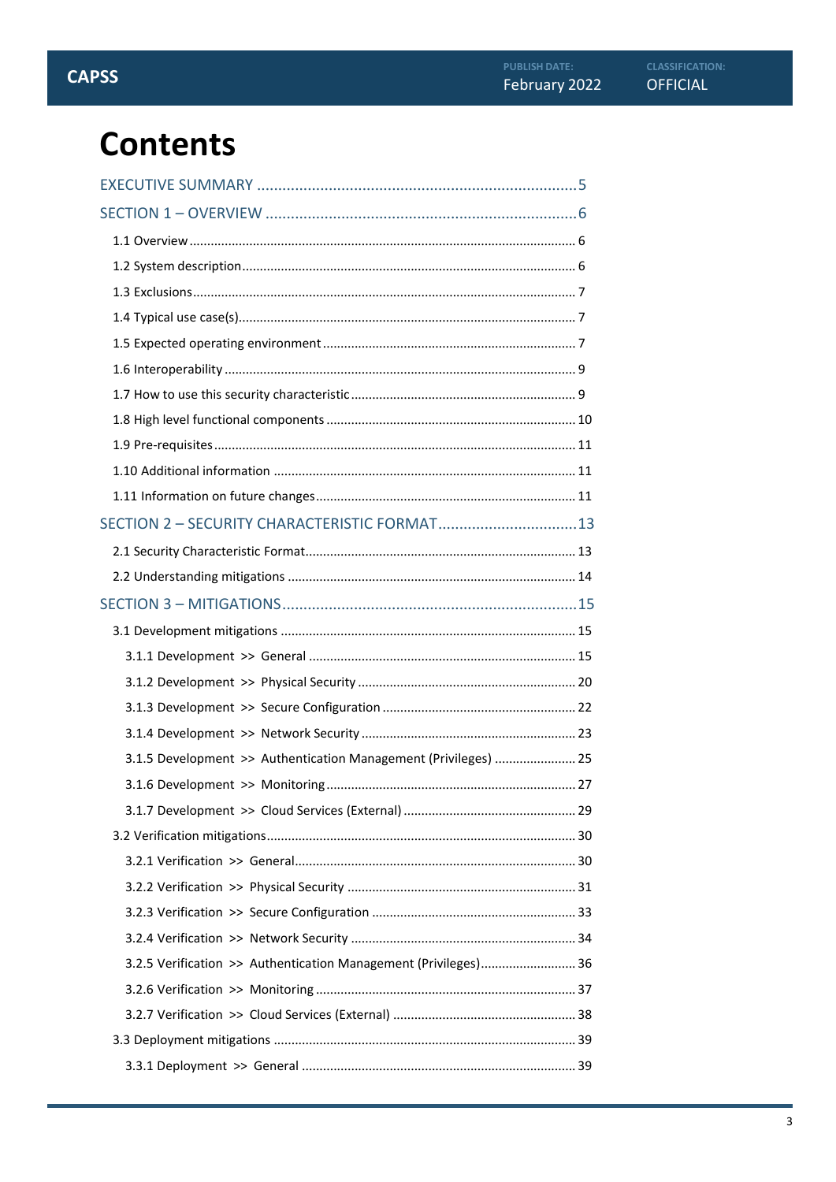# Contents

EXECUTIVE SUMMARY ........................................................................... 5

SECTION 1 – OVERVIEW ......................................................................... 6

- 1.1 Overview ........................................................................................... 6
- 1.2 System description ............................................................................ 6
- 1.3 Exclusions .......................................................................................... 7
- 1.4 Typical use case(s) ............................................................................. 7
- 1.5 Expected operating environment ....................................................... 7
- 1.6 Interoperability .................................................................................. 9
- 1.7 How to use this security characteristic ............................................... 9
- 1.8 High level functional components ..................................................... 10
- 1.9 Pre-requisites ..................................................................................... 11
- 1.10 Additional information ..................................................................... 11
- 1.11 Information on future changes ......................................................... 11

SECTION 2 – SECURITY CHARACTERISTIC FORMAT ................................. 13

- 2.1 Security Characteristic Format ........................................................... 13
- 2.2 Understanding mitigations ................................................................ 14

SECTION 3 – MITIGATIONS ..................................................................... 15

- 3.1 Development mitigations .................................................................. 15
  - 3.1.1 Development >> General .......................................................... 15
  - 3.1.2 Development >> Physical Security ............................................. 20
  - 3.1.3 Development >> Secure Configuration ...................................... 22
  - 3.1.4 Development >> Network Security ............................................ 23
  - 3.1.5 Development >> Authentication Management (Privileges) ....................... 25
  - 3.1.6 Development >> Monitoring ...................................................... 27
  - 3.1.7 Development >> Cloud Services (External) ................................ 29
- 3.2 Verification mitigations ..................................................................... 30
  - 3.2.1 Verification >> General .............................................................. 30
  - 3.2.2 Verification >> Physical Security ................................................ 31
  - 3.2.3 Verification >> Secure Configuration ......................................... 33
  - 3.2.4 Verification >> Network Security ............................................... 34
  - 3.2.5 Verification >> Authentication Management (Privileges) ........................... 36
  - 3.2.6 Verification >> Monitoring ......................................................... 37
  - 3.2.7 Verification >> Cloud Services (External) ................................... 38
- 3.3 Deployment mitigations .................................................................... 39
  - 3.3.1 Deployment >> General ............................................................. 39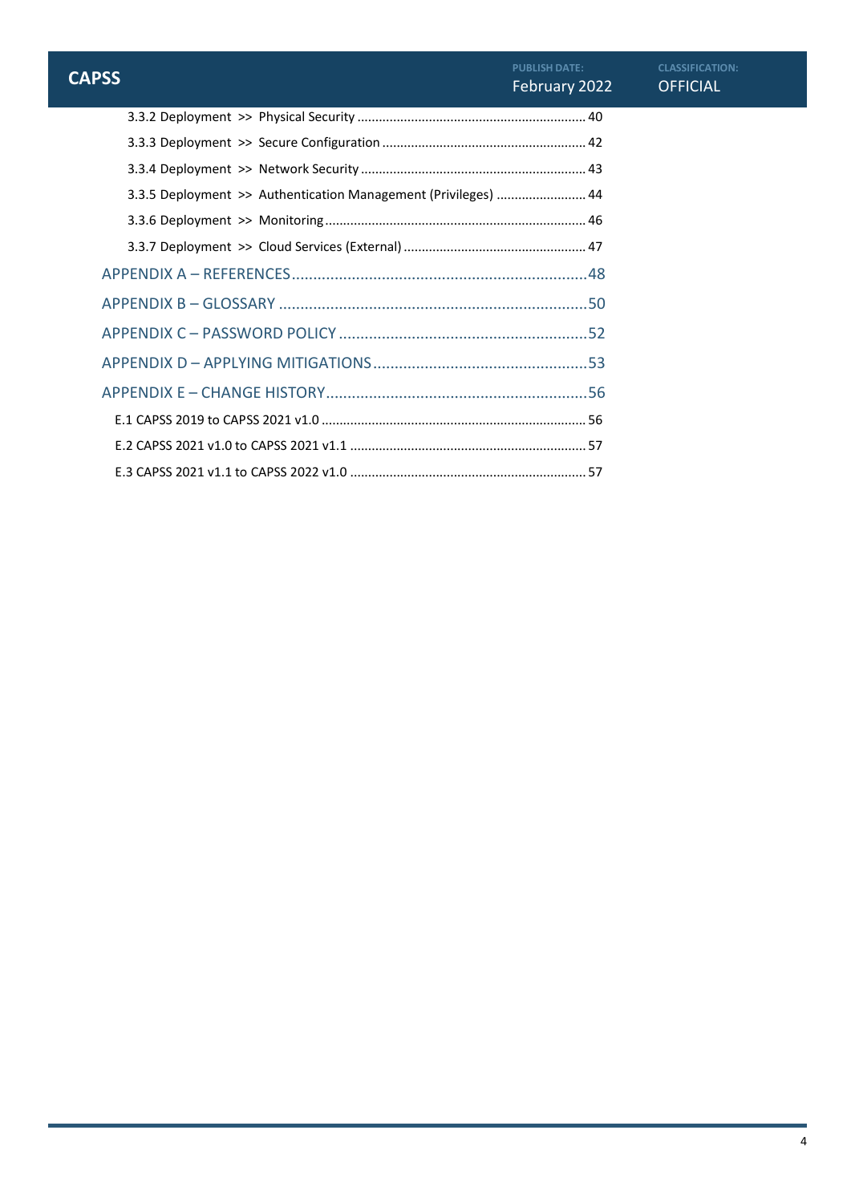3.3.2 Deployment >> Physical Security ........................................................ 40

3.3.3 Deployment >> Secure Configuration ........................................................ 42

3.3.4 Deployment >> Network Security ........................................................ 43

3.3.5 Deployment >> Authentication Management (Privileges) ........................ 44

3.3.6 Deployment >> Monitoring ........................................................ 46

3.3.7 Deployment >> Cloud Services (External) ........................................................ 47

APPENDIX A – REFERENCES ........................................................ 48

APPENDIX B – GLOSSARY ........................................................ 50

APPENDIX C – PASSWORD POLICY ........................................................ 52

APPENDIX D – APPLYING MITIGATIONS ........................................................ 53

APPENDIX E – CHANGE HISTORY ........................................................ 56

E.1 CAPSS 2019 to CAPSS 2021 v1.0 ........................................................ 56

E.2 CAPSS 2021 v1.0 to CAPSS 2021 v1.1 ........................................................ 57

E.3 CAPSS 2021 v1.1 to CAPSS 2022 v1.0 ........................................................ 57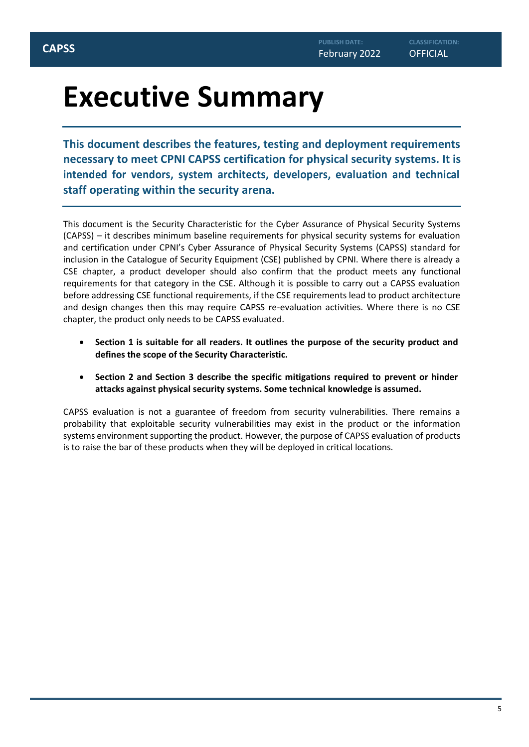# Executive Summary

**This document describes the features, testing and deployment requirements necessary to meet CPNI CAPSS certification for physical security systems. It is intended for vendors, system architects, developers, evaluation and technical staff operating within the security arena.**

This document is the Security Characteristic for the Cyber Assurance of Physical Security Systems (CAPSS) – it describes minimum baseline requirements for physical security systems for evaluation and certification under CPNI's Cyber Assurance of Physical Security Systems (CAPSS) standard for inclusion in the Catalogue of Security Equipment (CSE) published by CPNI. Where there is already a CSE chapter, a product developer should also confirm that the product meets any functional requirements for that category in the CSE. Although it is possible to carry out a CAPSS evaluation before addressing CSE functional requirements, if the CSE requirements lead to product architecture and design changes then this may require CAPSS re-evaluation activities. Where there is no CSE chapter, the product only needs to be CAPSS evaluated.

- **Section 1 is suitable for all readers. It outlines the purpose of the security product and defines the scope of the Security Characteristic.**
- **Section 2 and Section 3 describe the specific mitigations required to prevent or hinder attacks against physical security systems. Some technical knowledge is assumed.**

CAPSS evaluation is not a guarantee of freedom from security vulnerabilities. There remains a probability that exploitable security vulnerabilities may exist in the product or the information systems environment supporting the product. However, the purpose of CAPSS evaluation of products is to raise the bar of these products when they will be deployed in critical locations.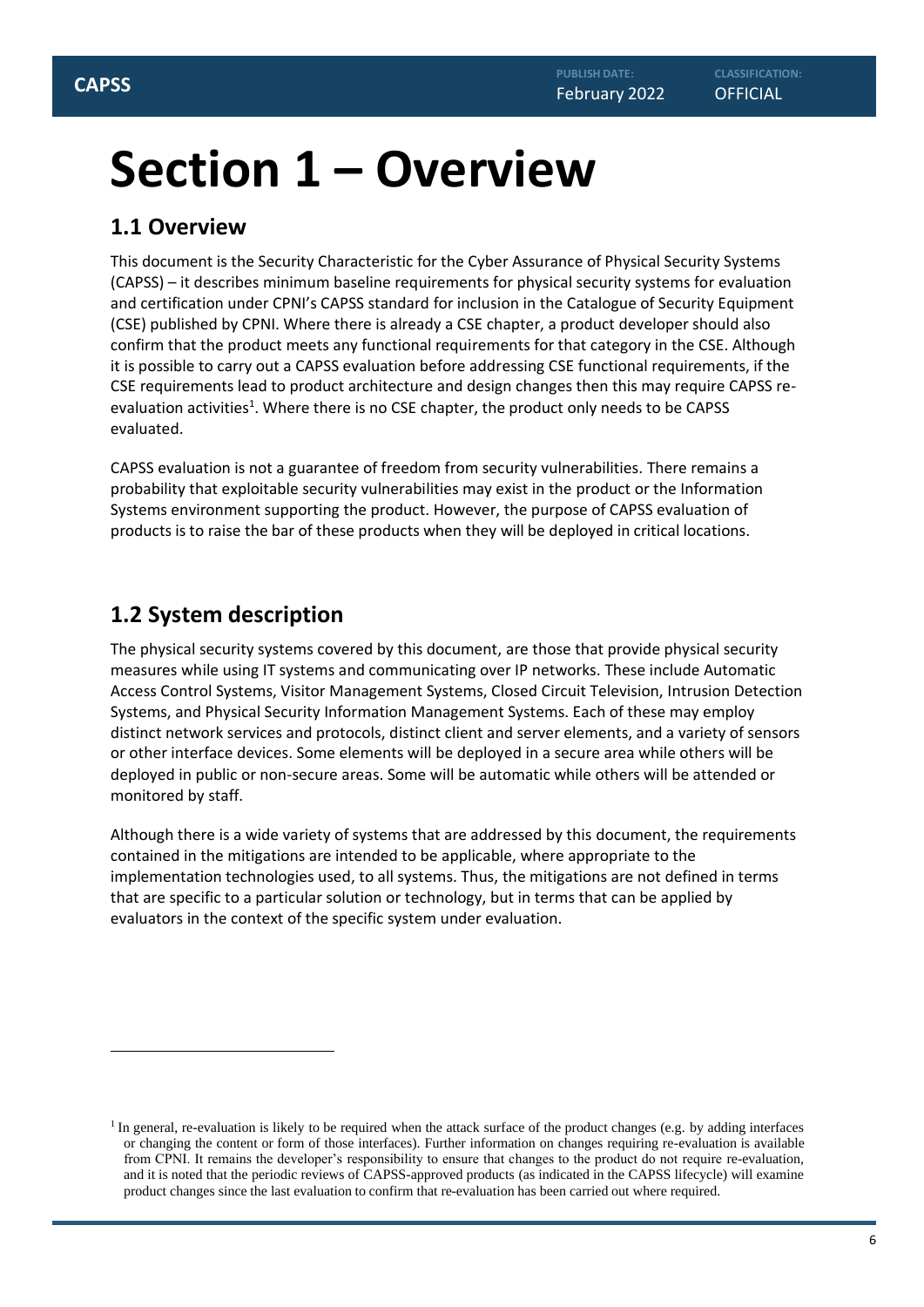# Section 1 – Overview

## 1.1 Overview

This document is the Security Characteristic for the Cyber Assurance of Physical Security Systems (CAPSS) – it describes minimum baseline requirements for physical security systems for evaluation and certification under CPNI's CAPSS standard for inclusion in the Catalogue of Security Equipment (CSE) published by CPNI. Where there is already a CSE chapter, a product developer should also confirm that the product meets any functional requirements for that category in the CSE. Although it is possible to carry out a CAPSS evaluation before addressing CSE functional requirements, if the CSE requirements lead to product architecture and design changes then this may require CAPSS re-evaluation activities[1]. Where there is no CSE chapter, the product only needs to be CAPSS evaluated.

CAPSS evaluation is not a guarantee of freedom from security vulnerabilities. There remains a probability that exploitable security vulnerabilities may exist in the product or the Information Systems environment supporting the product. However, the purpose of CAPSS evaluation of products is to raise the bar of these products when they will be deployed in critical locations.

## 1.2 System description

The physical security systems covered by this document, are those that provide physical security measures while using IT systems and communicating over IP networks. These include Automatic Access Control Systems, Visitor Management Systems, Closed Circuit Television, Intrusion Detection Systems, and Physical Security Information Management Systems. Each of these may employ distinct network services and protocols, distinct client and server elements, and a variety of sensors or other interface devices. Some elements will be deployed in a secure area while others will be deployed in public or non-secure areas. Some will be automatic while others will be attended or monitored by staff.

Although there is a wide variety of systems that are addressed by this document, the requirements contained in the mitigations are intended to be applicable, where appropriate to the implementation technologies used, to all systems. Thus, the mitigations are not defined in terms that are specific to a particular solution or technology, but in terms that can be applied by evaluators in the context of the specific system under evaluation.

---

[1] In general, re-evaluation is likely to be required when the attack surface of the product changes (e.g. by adding interfaces or changing the content or form of those interfaces). Further information on changes requiring re-evaluation is available from CPNI. It remains the developer's responsibility to ensure that changes to the product do not require re-evaluation, and it is noted that the periodic reviews of CAPSS-approved products (as indicated in the CAPSS lifecycle) will examine product changes since the last evaluation to confirm that re-evaluation has been carried out where required.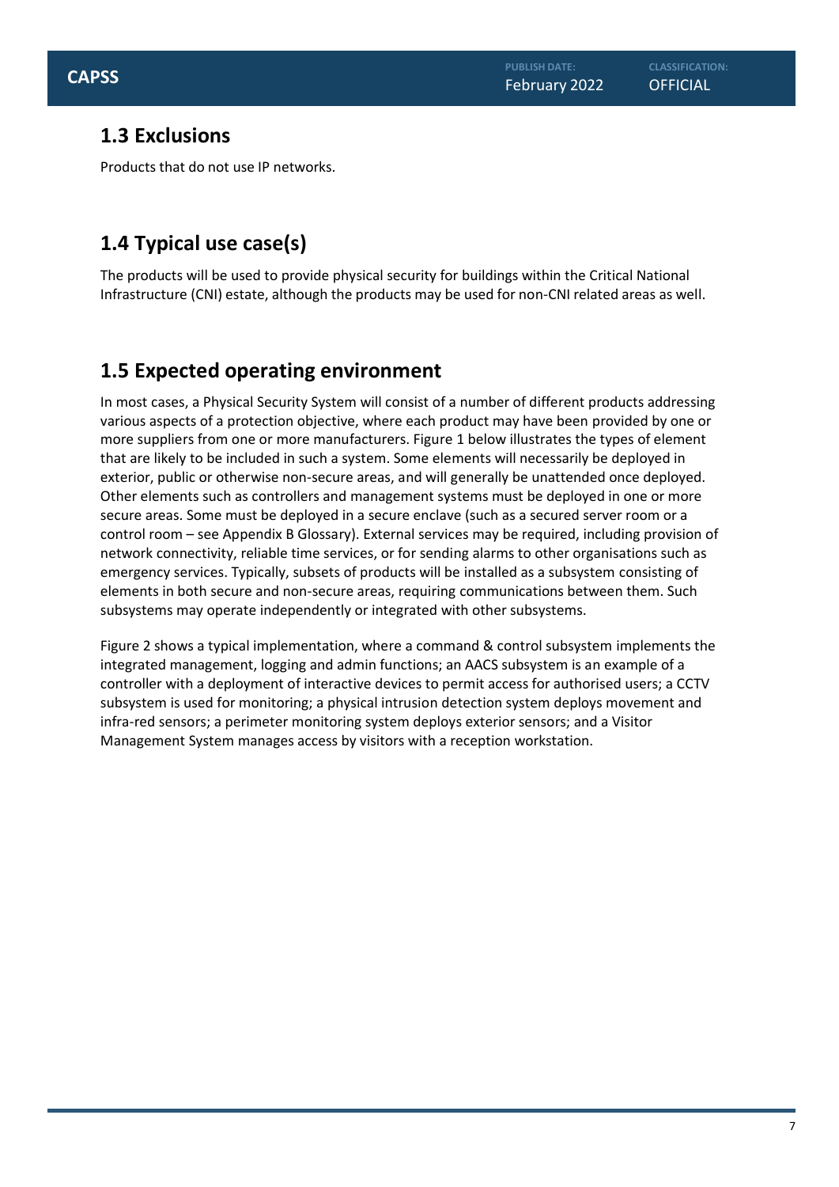## 1.3 Exclusions

Products that do not use IP networks.

## 1.4 Typical use case(s)

The products will be used to provide physical security for buildings within the Critical National Infrastructure (CNI) estate, although the products may be used for non-CNI related areas as well.

## 1.5 Expected operating environment

In most cases, a Physical Security System will consist of a number of different products addressing various aspects of a protection objective, where each product may have been provided by one or more suppliers from one or more manufacturers. Figure 1 below illustrates the types of element that are likely to be included in such a system. Some elements will necessarily be deployed in exterior, public or otherwise non-secure areas, and will generally be unattended once deployed. Other elements such as controllers and management systems must be deployed in one or more secure areas. Some must be deployed in a secure enclave (such as a secured server room or a control room – see Appendix B Glossary). External services may be required, including provision of network connectivity, reliable time services, or for sending alarms to other organisations such as emergency services. Typically, subsets of products will be installed as a subsystem consisting of elements in both secure and non-secure areas, requiring communications between them. Such subsystems may operate independently or integrated with other subsystems.

Figure 2 shows a typical implementation, where a command & control subsystem implements the integrated management, logging and admin functions; an AACS subsystem is an example of a controller with a deployment of interactive devices to permit access for authorised users; a CCTV subsystem is used for monitoring; a physical intrusion detection system deploys movement and infra-red sensors; a perimeter monitoring system deploys exterior sensors; and a Visitor Management System manages access by visitors with a reception workstation.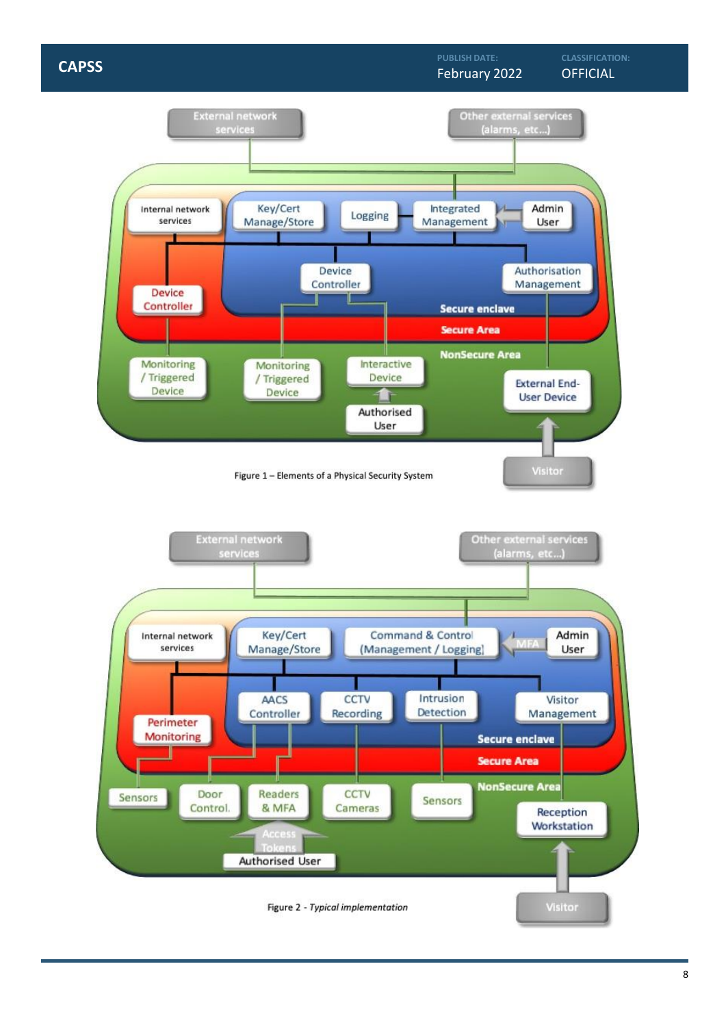Figure 1 – Elements of a Physical Security System

Figure 2 - *Typical implementation*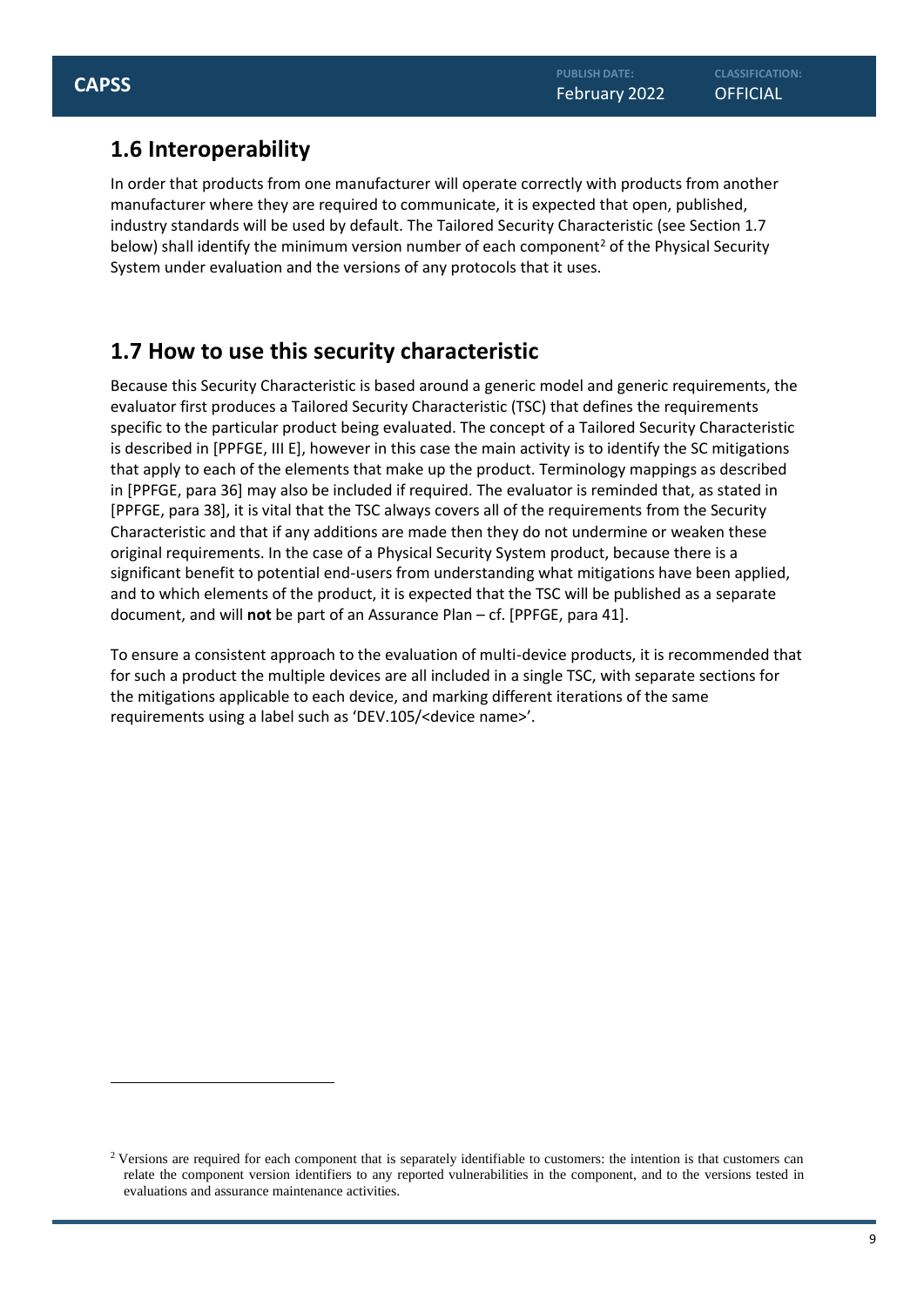## 1.6 Interoperability

In order that products from one manufacturer will operate correctly with products from another manufacturer where they are required to communicate, it is expected that open, published, industry standards will be used by default. The Tailored Security Characteristic (see Section 1.7 below) shall identify the minimum version number of each component[2] of the Physical Security System under evaluation and the versions of any protocols that it uses.

## 1.7 How to use this security characteristic

Because this Security Characteristic is based around a generic model and generic requirements, the evaluator first produces a Tailored Security Characteristic (TSC) that defines the requirements specific to the particular product being evaluated. The concept of a Tailored Security Characteristic is described in [PPFGE, III E], however in this case the main activity is to identify the SC mitigations that apply to each of the elements that make up the product. Terminology mappings as described in [PPFGE, para 36] may also be included if required. The evaluator is reminded that, as stated in [PPFGE, para 38], it is vital that the TSC always covers all of the requirements from the Security Characteristic and that if any additions are made then they do not undermine or weaken these original requirements. In the case of a Physical Security System product, because there is a significant benefit to potential end-users from understanding what mitigations have been applied, and to which elements of the product, it is expected that the TSC will be published as a separate document, and will **not** be part of an Assurance Plan – cf. [PPFGE, para 41].

To ensure a consistent approach to the evaluation of multi-device products, it is recommended that for such a product the multiple devices are all included in a single TSC, with separate sections for the mitigations applicable to each device, and marking different iterations of the same requirements using a label such as 'DEV.105/<device name>'.

---

[2] Versions are required for each component that is separately identifiable to customers: the intention is that customers can relate the component version identifiers to any reported vulnerabilities in the component, and to the versions tested in evaluations and assurance maintenance activities.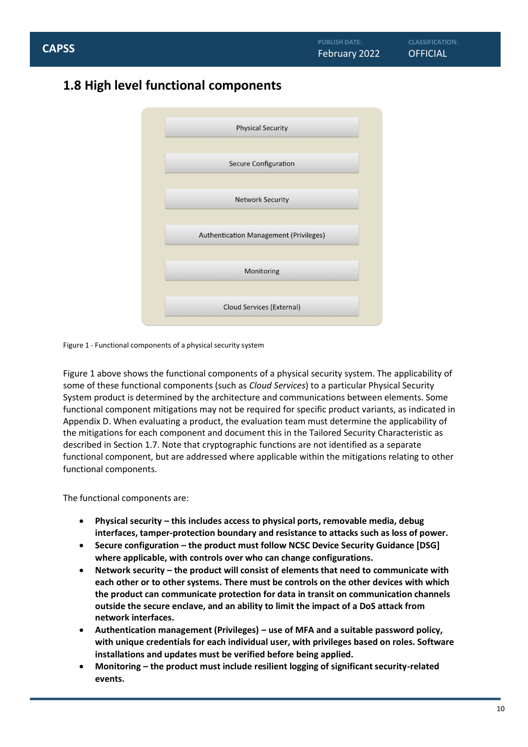## 1.8 High level functional components

Physical Security

Secure Configuration

Network Security

Authentication Management (Privileges)

Monitoring

Cloud Services (External)

Figure 1 - Functional components of a physical security system

Figure 1 above shows the functional components of a physical security system. The applicability of some of these functional components (such as *Cloud Services*) to a particular Physical Security System product is determined by the architecture and communications between elements. Some functional component mitigations may not be required for specific product variants, as indicated in Appendix D. When evaluating a product, the evaluation team must determine the applicability of the mitigations for each component and document this in the Tailored Security Characteristic as described in Section 1.7. Note that cryptographic functions are not identified as a separate functional component, but are addressed where applicable within the mitigations relating to other functional components.

The functional components are:

- **Physical security – this includes access to physical ports, removable media, debug interfaces, tamper-protection boundary and resistance to attacks such as loss of power.**
- **Secure configuration – the product must follow NCSC Device Security Guidance [DSG] where applicable, with controls over who can change configurations.**
- **Network security – the product will consist of elements that need to communicate with each other or to other systems. There must be controls on the other devices with which the product can communicate protection for data in transit on communication channels outside the secure enclave, and an ability to limit the impact of a DoS attack from network interfaces.**
- **Authentication management (Privileges) – use of MFA and a suitable password policy, with unique credentials for each individual user, with privileges based on roles. Software installations and updates must be verified before being applied.**
- **Monitoring – the product must include resilient logging of significant security-related events.**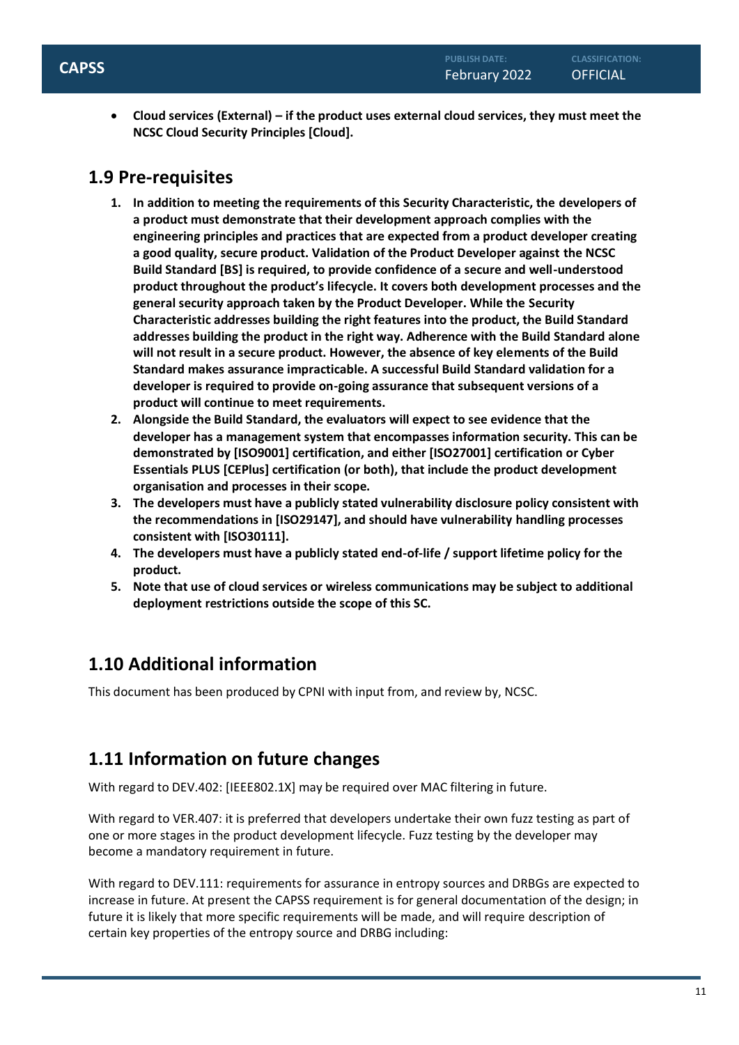- **Cloud services (External) – if the product uses external cloud services, they must meet the NCSC Cloud Security Principles [Cloud].**

## 1.9 Pre-requisites

1. **In addition to meeting the requirements of this Security Characteristic, the developers of a product must demonstrate that their development approach complies with the engineering principles and practices that are expected from a product developer creating a good quality, secure product. Validation of the Product Developer against the NCSC Build Standard [BS] is required, to provide confidence of a secure and well-understood product throughout the product's lifecycle. It covers both development processes and the general security approach taken by the Product Developer. While the Security Characteristic addresses building the right features into the product, the Build Standard addresses building the product in the right way. Adherence with the Build Standard alone will not result in a secure product. However, the absence of key elements of the Build Standard makes assurance impracticable. A successful Build Standard validation for a developer is required to provide on-going assurance that subsequent versions of a product will continue to meet requirements.**
2. **Alongside the Build Standard, the evaluators will expect to see evidence that the developer has a management system that encompasses information security. This can be demonstrated by [ISO9001] certification, and either [ISO27001] certification or Cyber Essentials PLUS [CEPlus] certification (or both), that include the product development organisation and processes in their scope.**
3. **The developers must have a publicly stated vulnerability disclosure policy consistent with the recommendations in [ISO29147], and should have vulnerability handling processes consistent with [ISO30111].**
4. **The developers must have a publicly stated end-of-life / support lifetime policy for the product.**
5. **Note that use of cloud services or wireless communications may be subject to additional deployment restrictions outside the scope of this SC.**

## 1.10 Additional information

This document has been produced by CPNI with input from, and review by, NCSC.

## 1.11 Information on future changes

With regard to DEV.402: [IEEE802.1X] may be required over MAC filtering in future.

With regard to VER.407: it is preferred that developers undertake their own fuzz testing as part of one or more stages in the product development lifecycle. Fuzz testing by the developer may become a mandatory requirement in future.

With regard to DEV.111: requirements for assurance in entropy sources and DRBGs are expected to increase in future. At present the CAPSS requirement is for general documentation of the design; in future it is likely that more specific requirements will be made, and will require description of certain key properties of the entropy source and DRBG including: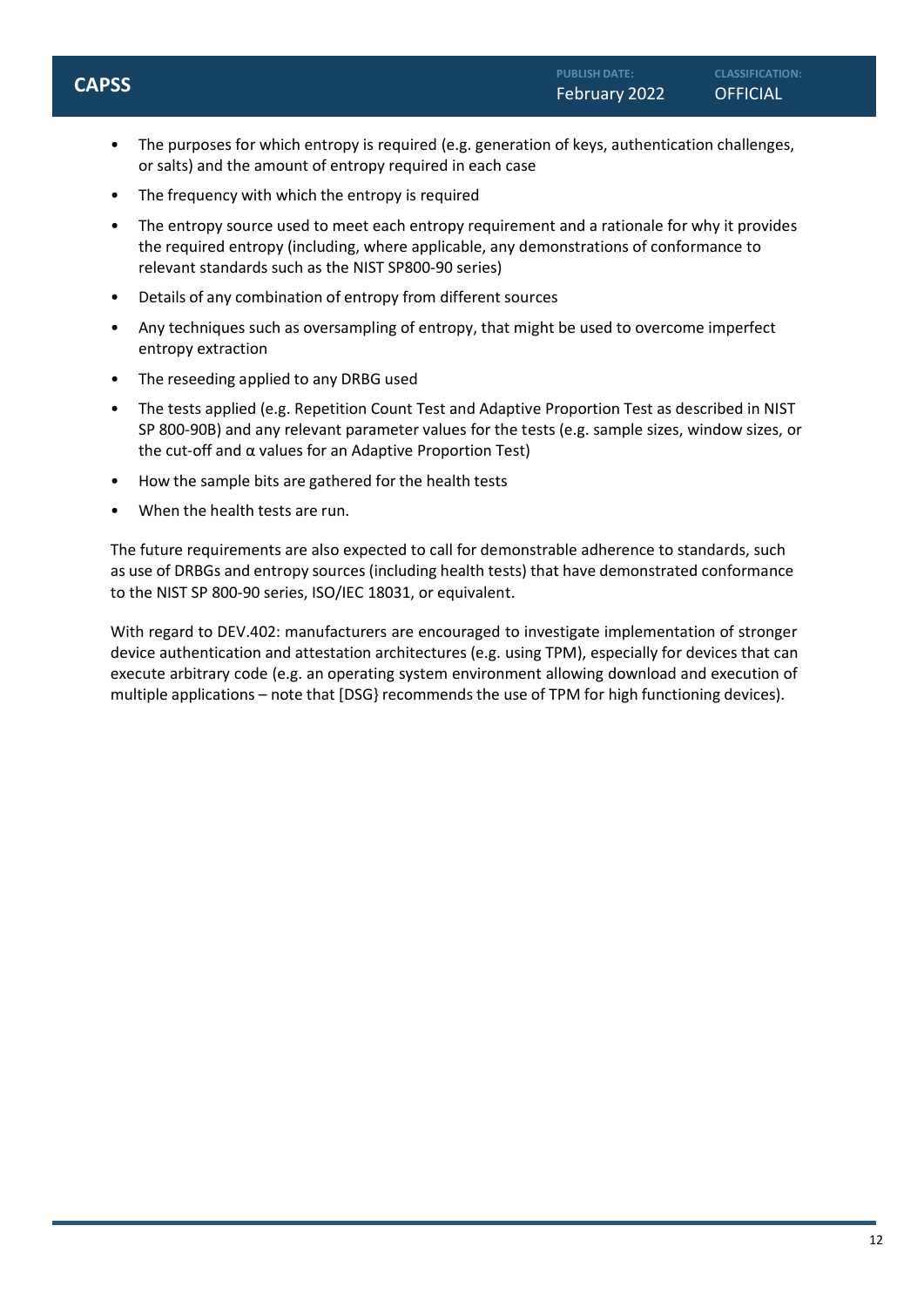- The purposes for which entropy is required (e.g. generation of keys, authentication challenges, or salts) and the amount of entropy required in each case
- The frequency with which the entropy is required
- The entropy source used to meet each entropy requirement and a rationale for why it provides the required entropy (including, where applicable, any demonstrations of conformance to relevant standards such as the NIST SP800-90 series)
- Details of any combination of entropy from different sources
- Any techniques such as oversampling of entropy, that might be used to overcome imperfect entropy extraction
- The reseeding applied to any DRBG used
- The tests applied (e.g. Repetition Count Test and Adaptive Proportion Test as described in NIST SP 800-90B) and any relevant parameter values for the tests (e.g. sample sizes, window sizes, or the cut-off and $\alpha$ values for an Adaptive Proportion Test)
- How the sample bits are gathered for the health tests
- When the health tests are run.

The future requirements are also expected to call for demonstrable adherence to standards, such as use of DRBGs and entropy sources (including health tests) that have demonstrated conformance to the NIST SP 800-90 series, ISO/IEC 18031, or equivalent.

With regard to DEV.402: manufacturers are encouraged to investigate implementation of stronger device authentication and attestation architectures (e.g. using TPM), especially for devices that can execute arbitrary code (e.g. an operating system environment allowing download and execution of multiple applications – note that [DSG} recommends the use of TPM for high functioning devices).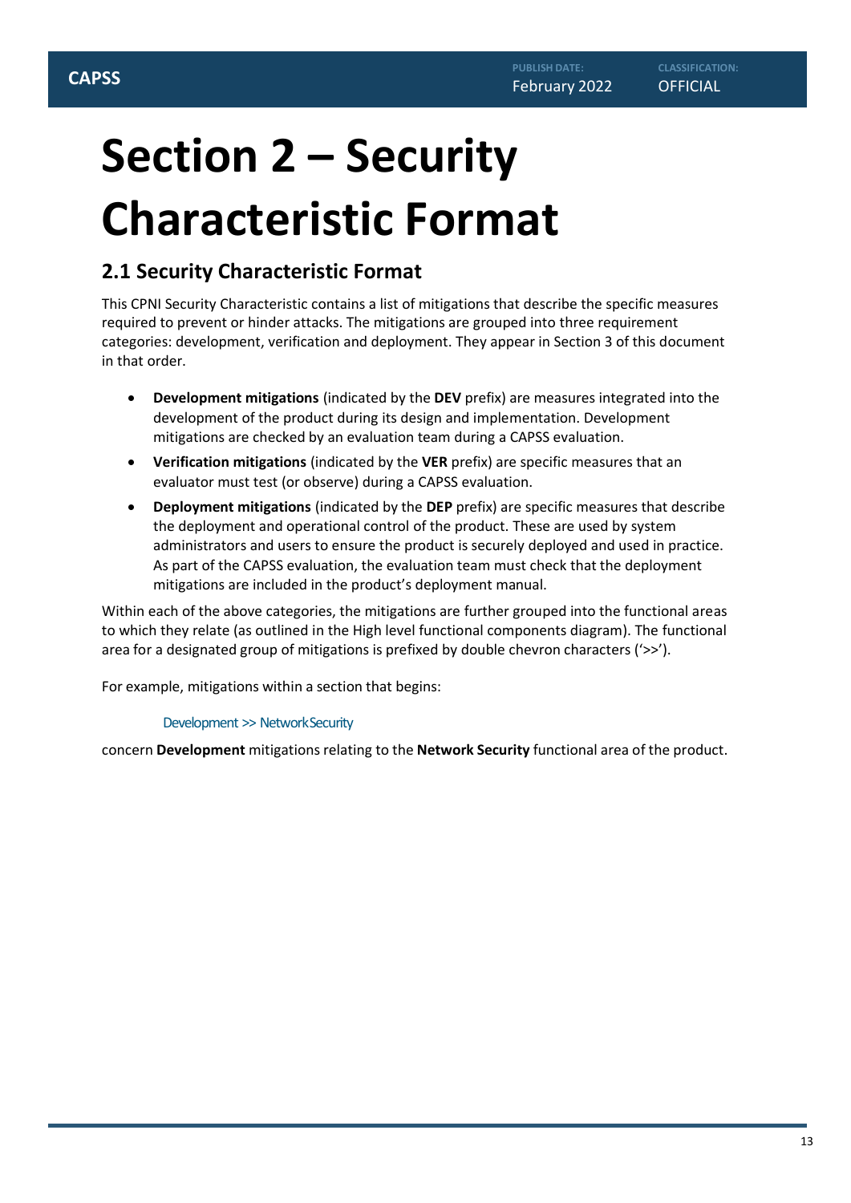# Section 2 – Security Characteristic Format

## 2.1 Security Characteristic Format

This CPNI Security Characteristic contains a list of mitigations that describe the specific measures required to prevent or hinder attacks. The mitigations are grouped into three requirement categories: development, verification and deployment. They appear in Section 3 of this document in that order.

- **Development mitigations** (indicated by the **DEV** prefix) are measures integrated into the development of the product during its design and implementation. Development mitigations are checked by an evaluation team during a CAPSS evaluation.
- **Verification mitigations** (indicated by the **VER** prefix) are specific measures that an evaluator must test (or observe) during a CAPSS evaluation.
- **Deployment mitigations** (indicated by the **DEP** prefix) are specific measures that describe the deployment and operational control of the product. These are used by system administrators and users to ensure the product is securely deployed and used in practice. As part of the CAPSS evaluation, the evaluation team must check that the deployment mitigations are included in the product's deployment manual.

Within each of the above categories, the mitigations are further grouped into the functional areas to which they relate (as outlined in the High level functional components diagram). The functional area for a designated group of mitigations is prefixed by double chevron characters ('>>').

For example, mitigations within a section that begins:

Development >> Network Security

concern **Development** mitigations relating to the **Network Security** functional area of the product.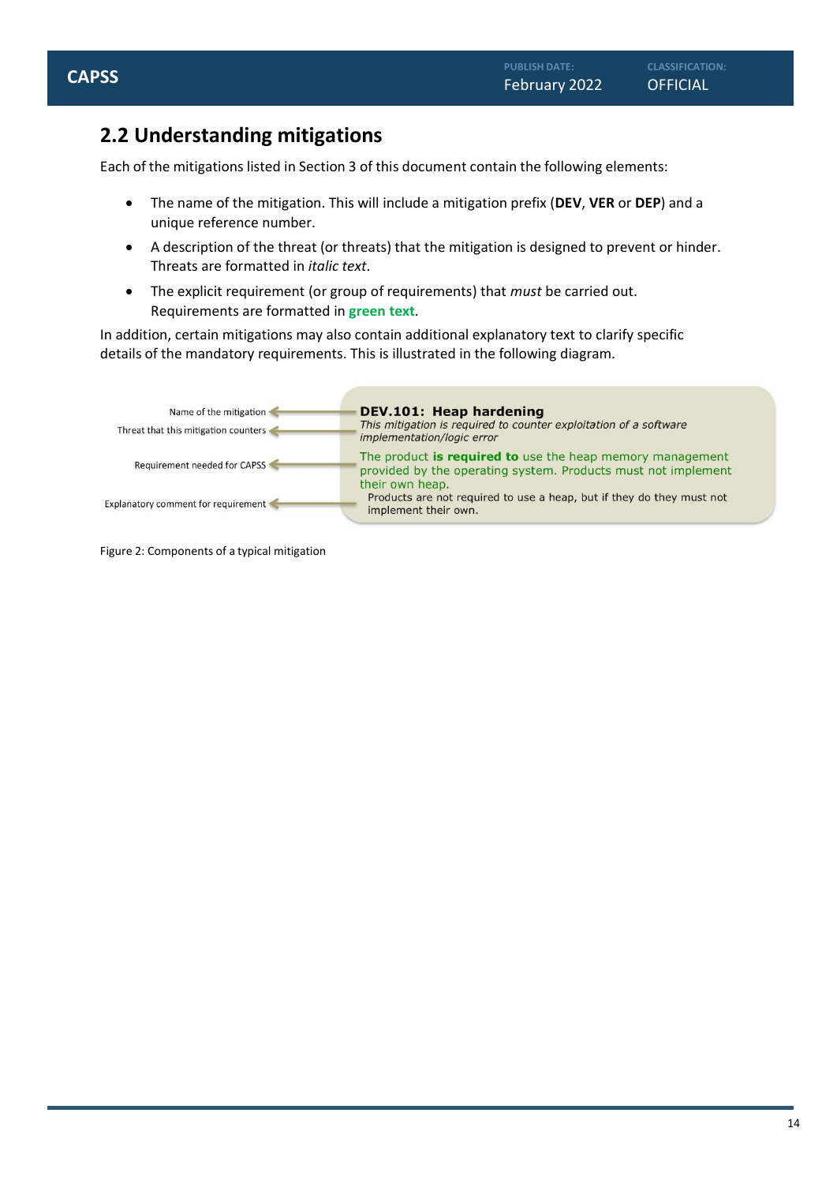## 2.2 Understanding mitigations

Each of the mitigations listed in Section 3 of this document contain the following elements:

- The name of the mitigation. This will include a mitigation prefix (**DEV**, **VER** or **DEP**) and a unique reference number.
- A description of the threat (or threats) that the mitigation is designed to prevent or hinder. Threats are formatted in *italic text*.
- The explicit requirement (or group of requirements) that *must* be carried out. Requirements are formatted in **green text**.

In addition, certain mitigations may also contain additional explanatory text to clarify specific details of the mandatory requirements. This is illustrated in the following diagram.

| | |
|---|---|
| Name of the mitigation | **DEV.101: Heap hardening** |
| Threat that this mitigation counters | *This mitigation is required to counter exploitation of a software implementation/logic error* |
| Requirement needed for CAPSS | The product **is required to** use the heap memory management provided by the operating system. Products must not implement their own heap. |
| Explanatory comment for requirement | Products are not required to use a heap, but if they do they must not implement their own. |

Figure 2: Components of a typical mitigation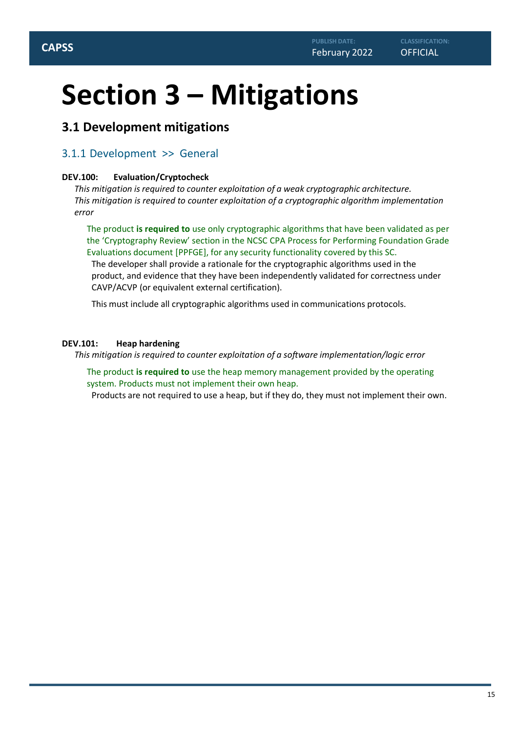# Section 3 – Mitigations

## 3.1 Development mitigations

### 3.1.1 Development >> General

**DEV.100: Evaluation/Cryptocheck**

*This mitigation is required to counter exploitation of a weak cryptographic architecture.*
*This mitigation is required to counter exploitation of a cryptographic algorithm implementation error*

The product **is required to** use only cryptographic algorithms that have been validated as per the 'Cryptography Review' section in the NCSC CPA Process for Performing Foundation Grade Evaluations document [PPFGE], for any security functionality covered by this SC.

The developer shall provide a rationale for the cryptographic algorithms used in the product, and evidence that they have been independently validated for correctness under CAVP/ACVP (or equivalent external certification).

This must include all cryptographic algorithms used in communications protocols.

**DEV.101: Heap hardening**

*This mitigation is required to counter exploitation of a software implementation/logic error*

The product **is required to** use the heap memory management provided by the operating system. Products must not implement their own heap.

Products are not required to use a heap, but if they do, they must not implement their own.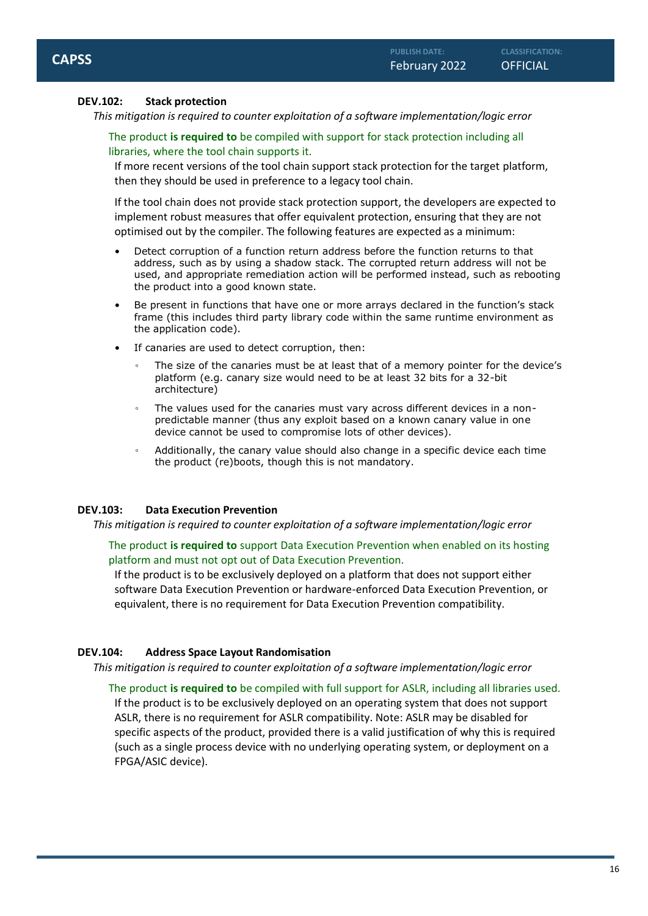### DEV.102: Stack protection

*This mitigation is required to counter exploitation of a software implementation/logic error*

The product **is required to** be compiled with support for stack protection including all libraries, where the tool chain supports it.

If more recent versions of the tool chain support stack protection for the target platform, then they should be used in preference to a legacy tool chain.

If the tool chain does not provide stack protection support, the developers are expected to implement robust measures that offer equivalent protection, ensuring that they are not optimised out by the compiler. The following features are expected as a minimum:

- Detect corruption of a function return address before the function returns to that address, such as by using a shadow stack. The corrupted return address will not be used, and appropriate remediation action will be performed instead, such as rebooting the product into a good known state.
- Be present in functions that have one or more arrays declared in the function's stack frame (this includes third party library code within the same runtime environment as the application code).
- If canaries are used to detect corruption, then:
  - The size of the canaries must be at least that of a memory pointer for the device's platform (e.g. canary size would need to be at least 32 bits for a 32-bit architecture)
  - The values used for the canaries must vary across different devices in a non-predictable manner (thus any exploit based on a known canary value in one device cannot be used to compromise lots of other devices).
  - Additionally, the canary value should also change in a specific device each time the product (re)boots, though this is not mandatory.

### DEV.103: Data Execution Prevention

*This mitigation is required to counter exploitation of a software implementation/logic error*

The product **is required to** support Data Execution Prevention when enabled on its hosting platform and must not opt out of Data Execution Prevention.

If the product is to be exclusively deployed on a platform that does not support either software Data Execution Prevention or hardware-enforced Data Execution Prevention, or equivalent, there is no requirement for Data Execution Prevention compatibility.

### DEV.104: Address Space Layout Randomisation

*This mitigation is required to counter exploitation of a software implementation/logic error*

The product **is required to** be compiled with full support for ASLR, including all libraries used.

If the product is to be exclusively deployed on an operating system that does not support ASLR, there is no requirement for ASLR compatibility. Note: ASLR may be disabled for specific aspects of the product, provided there is a valid justification of why this is required (such as a single process device with no underlying operating system, or deployment on a FPGA/ASIC device).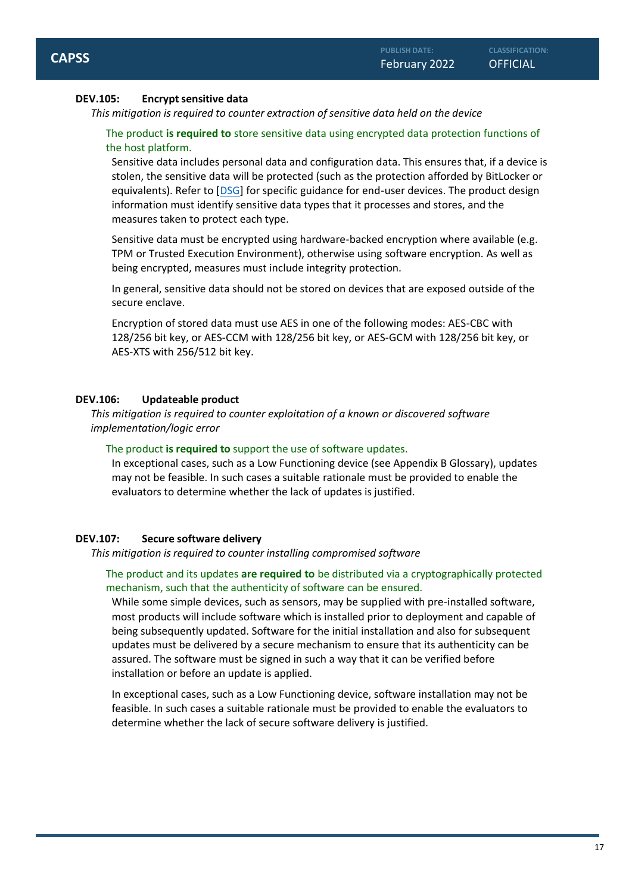### DEV.105: Encrypt sensitive data

*This mitigation is required to counter extraction of sensitive data held on the device*

The product **is required to** store sensitive data using encrypted data protection functions of the host platform.

Sensitive data includes personal data and configuration data. This ensures that, if a device is stolen, the sensitive data will be protected (such as the protection afforded by BitLocker or equivalents). Refer to [DSG] for specific guidance for end-user devices. The product design information must identify sensitive data types that it processes and stores, and the measures taken to protect each type.

Sensitive data must be encrypted using hardware-backed encryption where available (e.g. TPM or Trusted Execution Environment), otherwise using software encryption. As well as being encrypted, measures must include integrity protection.

In general, sensitive data should not be stored on devices that are exposed outside of the secure enclave.

Encryption of stored data must use AES in one of the following modes: AES-CBC with 128/256 bit key, or AES-CCM with 128/256 bit key, or AES-GCM with 128/256 bit key, or AES-XTS with 256/512 bit key.

### DEV.106: Updateable product

*This mitigation is required to counter exploitation of a known or discovered software implementation/logic error*

The product **is required to** support the use of software updates.

In exceptional cases, such as a Low Functioning device (see Appendix B Glossary), updates may not be feasible. In such cases a suitable rationale must be provided to enable the evaluators to determine whether the lack of updates is justified.

### DEV.107: Secure software delivery

*This mitigation is required to counter installing compromised software*

The product and its updates **are required to** be distributed via a cryptographically protected mechanism, such that the authenticity of software can be ensured.

While some simple devices, such as sensors, may be supplied with pre-installed software, most products will include software which is installed prior to deployment and capable of being subsequently updated. Software for the initial installation and also for subsequent updates must be delivered by a secure mechanism to ensure that its authenticity can be assured. The software must be signed in such a way that it can be verified before installation or before an update is applied.

In exceptional cases, such as a Low Functioning device, software installation may not be feasible. In such cases a suitable rationale must be provided to enable the evaluators to determine whether the lack of secure software delivery is justified.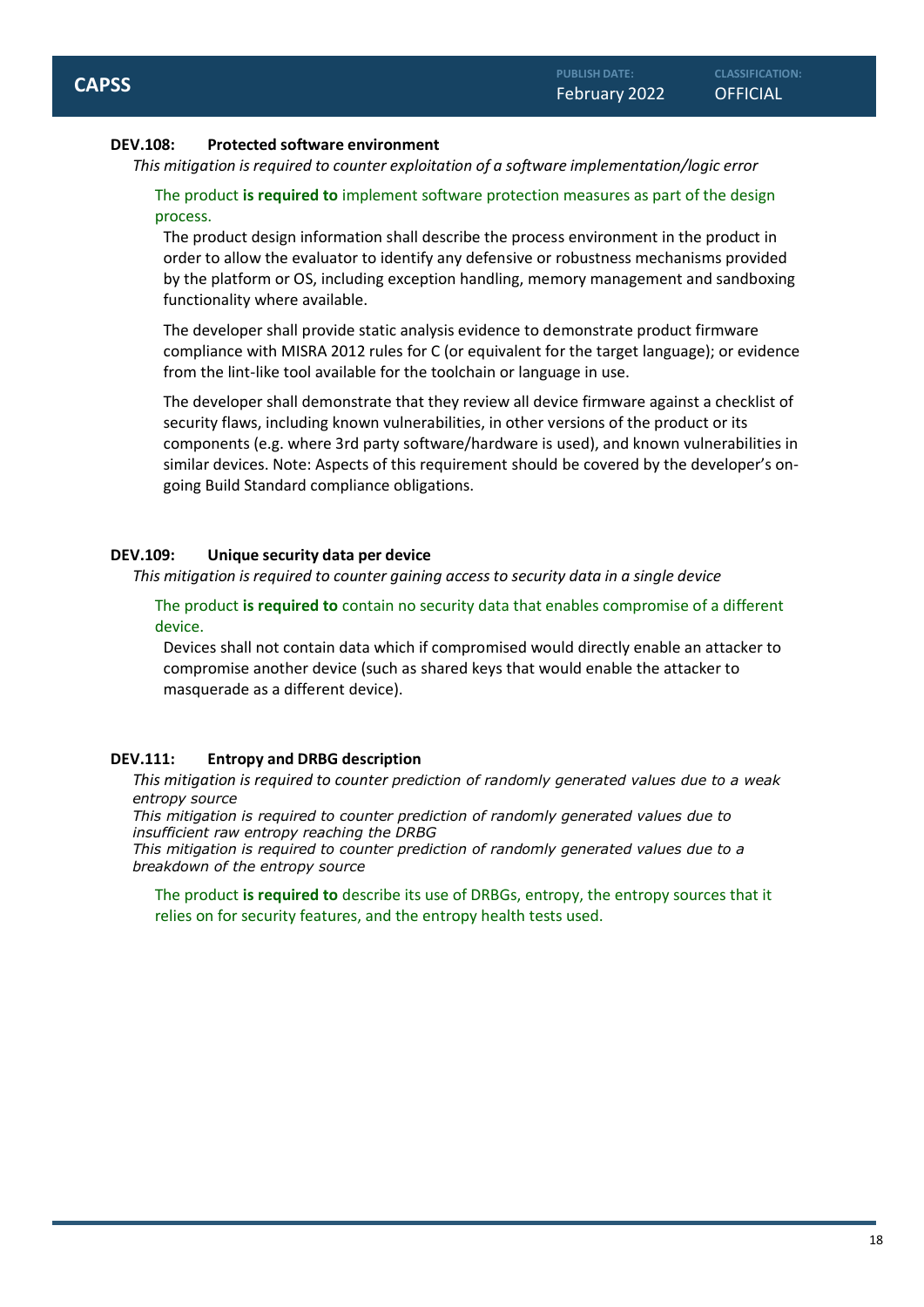**DEV.108: Protected software environment**

*This mitigation is required to counter exploitation of a software implementation/logic error*

The product **is required to** implement software protection measures as part of the design process.

The product design information shall describe the process environment in the product in order to allow the evaluator to identify any defensive or robustness mechanisms provided by the platform or OS, including exception handling, memory management and sandboxing functionality where available.

The developer shall provide static analysis evidence to demonstrate product firmware compliance with MISRA 2012 rules for C (or equivalent for the target language); or evidence from the lint-like tool available for the toolchain or language in use.

The developer shall demonstrate that they review all device firmware against a checklist of security flaws, including known vulnerabilities, in other versions of the product or its components (e.g. where 3rd party software/hardware is used), and known vulnerabilities in similar devices. Note: Aspects of this requirement should be covered by the developer's on-going Build Standard compliance obligations.

**DEV.109: Unique security data per device**

*This mitigation is required to counter gaining access to security data in a single device*

The product **is required to** contain no security data that enables compromise of a different device.

Devices shall not contain data which if compromised would directly enable an attacker to compromise another device (such as shared keys that would enable the attacker to masquerade as a different device).

**DEV.111: Entropy and DRBG description**

*This mitigation is required to counter prediction of randomly generated values due to a weak entropy source*
*This mitigation is required to counter prediction of randomly generated values due to insufficient raw entropy reaching the DRBG*
*This mitigation is required to counter prediction of randomly generated values due to a breakdown of the entropy source*

The product **is required to** describe its use of DRBGs, entropy, the entropy sources that it relies on for security features, and the entropy health tests used.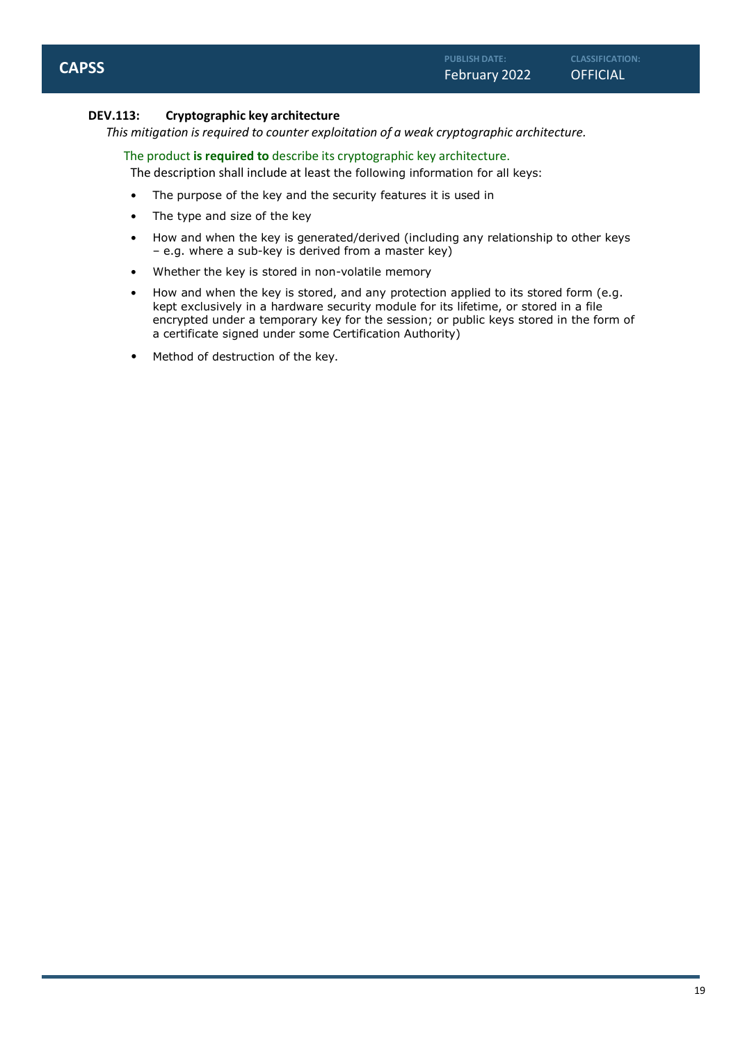### DEV.113: Cryptographic key architecture

*This mitigation is required to counter exploitation of a weak cryptographic architecture.*

The product **is required to** describe its cryptographic key architecture.

The description shall include at least the following information for all keys:

- The purpose of the key and the security features it is used in
- The type and size of the key
- How and when the key is generated/derived (including any relationship to other keys – e.g. where a sub-key is derived from a master key)
- Whether the key is stored in non-volatile memory
- How and when the key is stored, and any protection applied to its stored form (e.g. kept exclusively in a hardware security module for its lifetime, or stored in a file encrypted under a temporary key for the session; or public keys stored in the form of a certificate signed under some Certification Authority)
- Method of destruction of the key.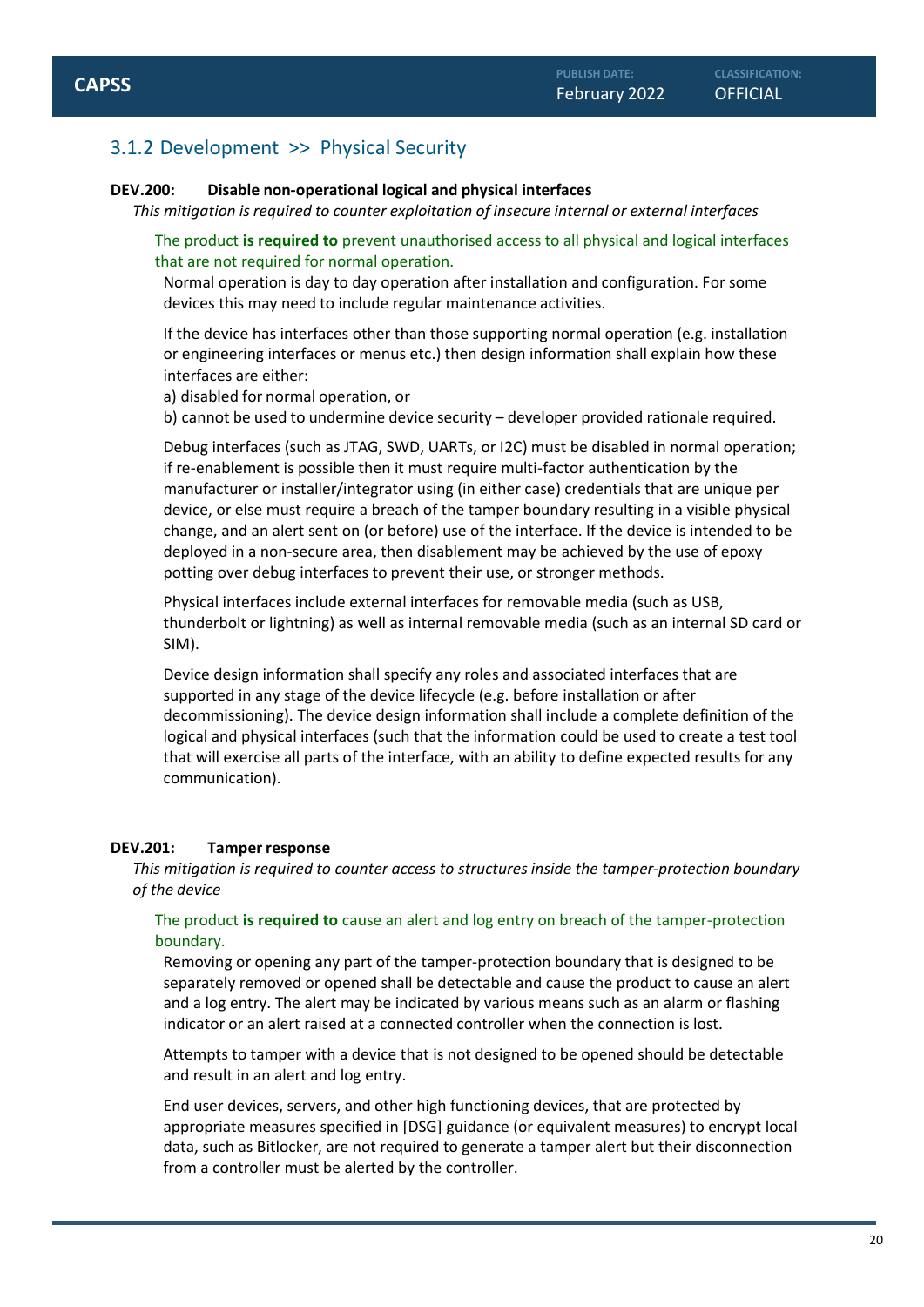## 3.1.2 Development >> Physical Security

**DEV.200: Disable non-operational logical and physical interfaces**

*This mitigation is required to counter exploitation of insecure internal or external interfaces*

The product **is required to** prevent unauthorised access to all physical and logical interfaces that are not required for normal operation.

Normal operation is day to day operation after installation and configuration. For some devices this may need to include regular maintenance activities.

If the device has interfaces other than those supporting normal operation (e.g. installation or engineering interfaces or menus etc.) then design information shall explain how these interfaces are either:

a) disabled for normal operation, or

b) cannot be used to undermine device security – developer provided rationale required.

Debug interfaces (such as JTAG, SWD, UARTs, or I2C) must be disabled in normal operation; if re-enablement is possible then it must require multi-factor authentication by the manufacturer or installer/integrator using (in either case) credentials that are unique per device, or else must require a breach of the tamper boundary resulting in a visible physical change, and an alert sent on (or before) use of the interface. If the device is intended to be deployed in a non-secure area, then disablement may be achieved by the use of epoxy potting over debug interfaces to prevent their use, or stronger methods.

Physical interfaces include external interfaces for removable media (such as USB, thunderbolt or lightning) as well as internal removable media (such as an internal SD card or SIM).

Device design information shall specify any roles and associated interfaces that are supported in any stage of the device lifecycle (e.g. before installation or after decommissioning). The device design information shall include a complete definition of the logical and physical interfaces (such that the information could be used to create a test tool that will exercise all parts of the interface, with an ability to define expected results for any communication).

**DEV.201: Tamper response**

*This mitigation is required to counter access to structures inside the tamper-protection boundary of the device*

The product **is required to** cause an alert and log entry on breach of the tamper-protection boundary.

Removing or opening any part of the tamper-protection boundary that is designed to be separately removed or opened shall be detectable and cause the product to cause an alert and a log entry. The alert may be indicated by various means such as an alarm or flashing indicator or an alert raised at a connected controller when the connection is lost.

Attempts to tamper with a device that is not designed to be opened should be detectable and result in an alert and log entry.

End user devices, servers, and other high functioning devices, that are protected by appropriate measures specified in [DSG] guidance (or equivalent measures) to encrypt local data, such as Bitlocker, are not required to generate a tamper alert but their disconnection from a controller must be alerted by the controller.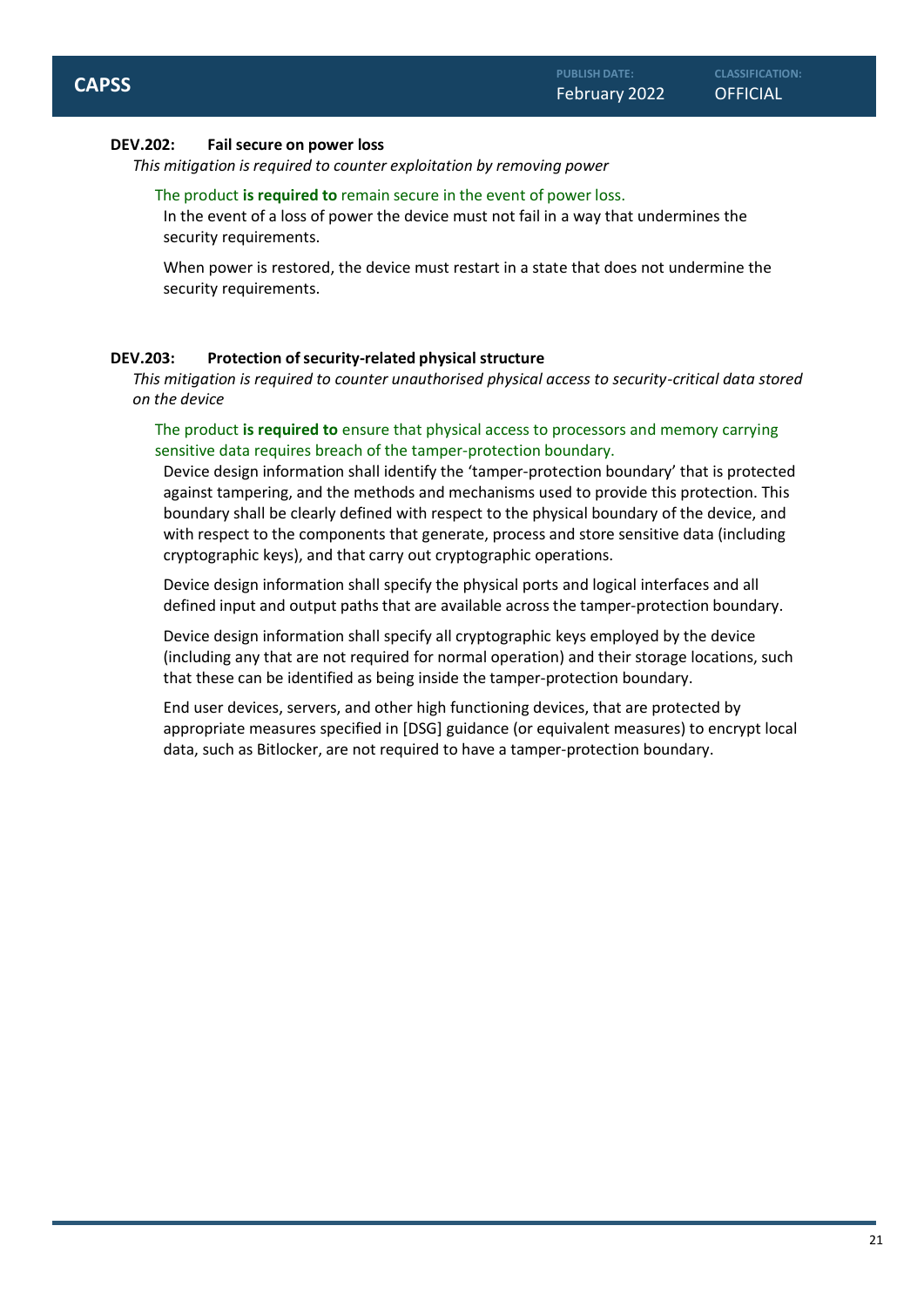### DEV.202: Fail secure on power loss

*This mitigation is required to counter exploitation by removing power*

The product **is required to** remain secure in the event of power loss.

In the event of a loss of power the device must not fail in a way that undermines the security requirements.

When power is restored, the device must restart in a state that does not undermine the security requirements.

### DEV.203: Protection of security-related physical structure

*This mitigation is required to counter unauthorised physical access to security-critical data stored on the device*

The product **is required to** ensure that physical access to processors and memory carrying sensitive data requires breach of the tamper-protection boundary.

Device design information shall identify the 'tamper-protection boundary' that is protected against tampering, and the methods and mechanisms used to provide this protection. This boundary shall be clearly defined with respect to the physical boundary of the device, and with respect to the components that generate, process and store sensitive data (including cryptographic keys), and that carry out cryptographic operations.

Device design information shall specify the physical ports and logical interfaces and all defined input and output paths that are available across the tamper-protection boundary.

Device design information shall specify all cryptographic keys employed by the device (including any that are not required for normal operation) and their storage locations, such that these can be identified as being inside the tamper-protection boundary.

End user devices, servers, and other high functioning devices, that are protected by appropriate measures specified in [DSG] guidance (or equivalent measures) to encrypt local data, such as Bitlocker, are not required to have a tamper-protection boundary.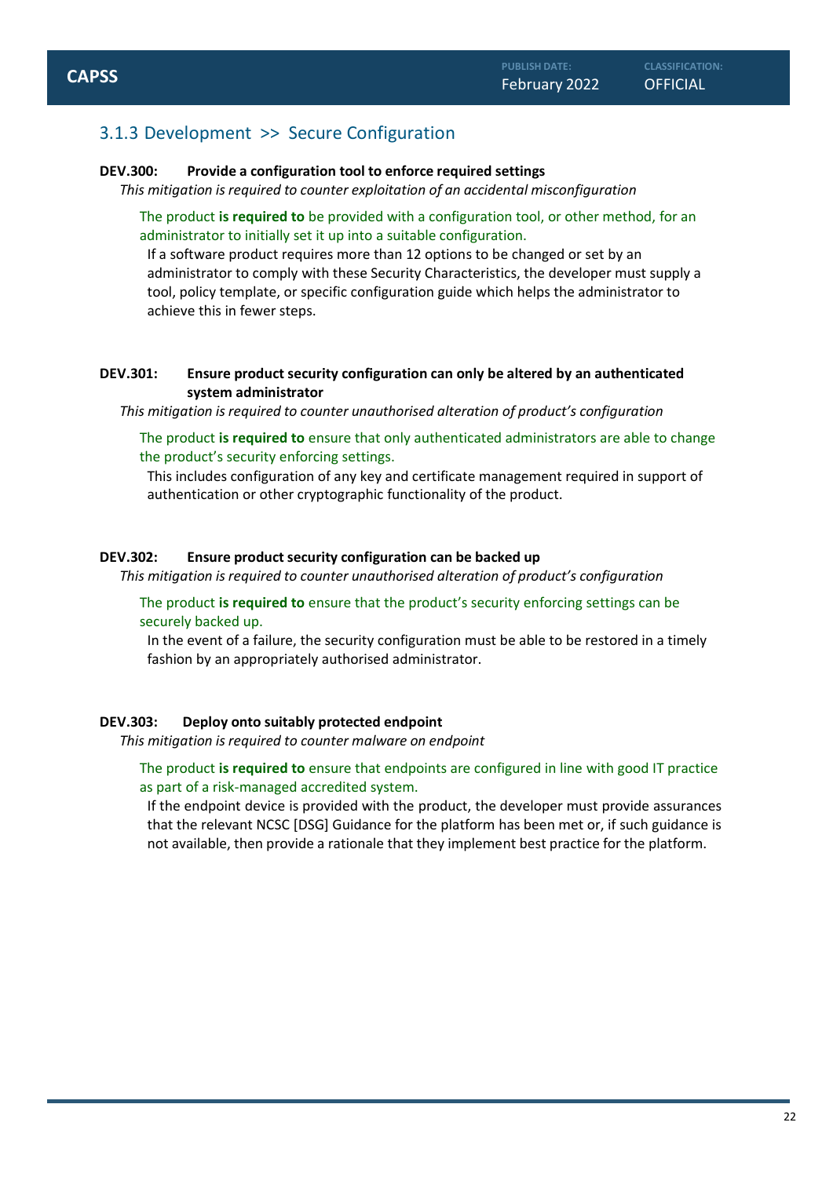### 3.1.3 Development >> Secure Configuration

**DEV.300: Provide a configuration tool to enforce required settings**

*This mitigation is required to counter exploitation of an accidental misconfiguration*

The product **is required to** be provided with a configuration tool, or other method, for an administrator to initially set it up into a suitable configuration.

If a software product requires more than 12 options to be changed or set by an administrator to comply with these Security Characteristics, the developer must supply a tool, policy template, or specific configuration guide which helps the administrator to achieve this in fewer steps.

**DEV.301: Ensure product security configuration can only be altered by an authenticated system administrator**

*This mitigation is required to counter unauthorised alteration of product's configuration*

The product **is required to** ensure that only authenticated administrators are able to change the product's security enforcing settings.

This includes configuration of any key and certificate management required in support of authentication or other cryptographic functionality of the product.

**DEV.302: Ensure product security configuration can be backed up**

*This mitigation is required to counter unauthorised alteration of product's configuration*

The product **is required to** ensure that the product's security enforcing settings can be securely backed up.

In the event of a failure, the security configuration must be able to be restored in a timely fashion by an appropriately authorised administrator.

**DEV.303: Deploy onto suitably protected endpoint**

*This mitigation is required to counter malware on endpoint*

The product **is required to** ensure that endpoints are configured in line with good IT practice as part of a risk-managed accredited system.

If the endpoint device is provided with the product, the developer must provide assurances that the relevant NCSC [DSG] Guidance for the platform has been met or, if such guidance is not available, then provide a rationale that they implement best practice for the platform.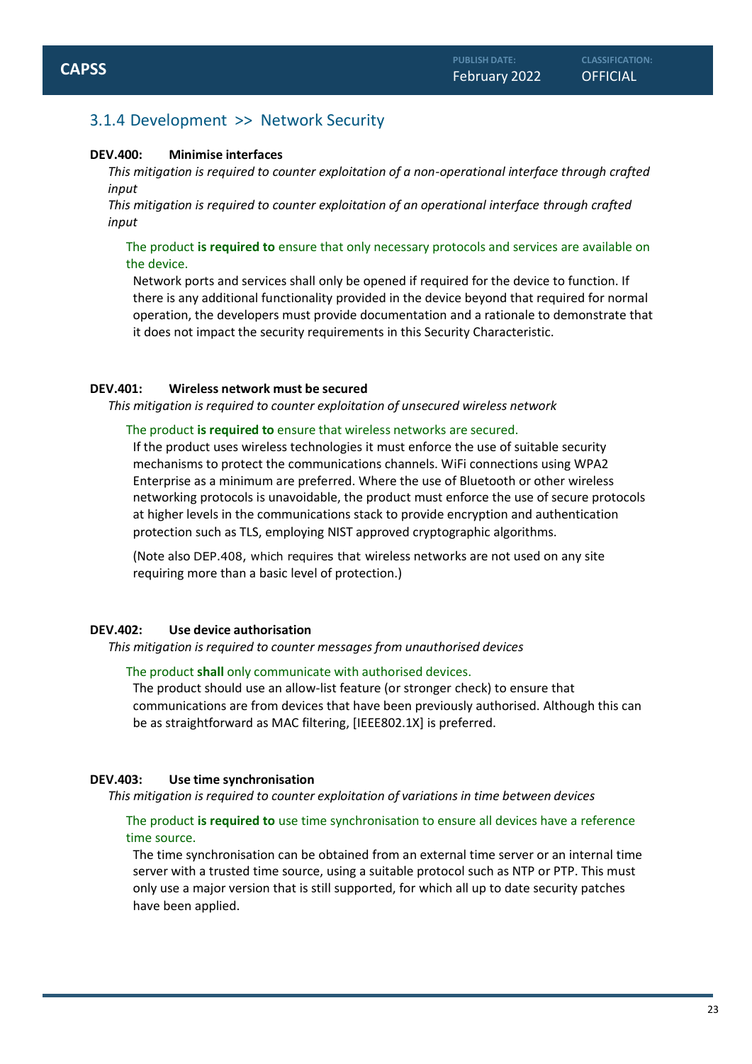### 3.1.4 Development >> Network Security

**DEV.400: Minimise interfaces**

*This mitigation is required to counter exploitation of a non-operational interface through crafted input*

*This mitigation is required to counter exploitation of an operational interface through crafted input*

The product **is required to** ensure that only necessary protocols and services are available on the device.

Network ports and services shall only be opened if required for the device to function. If there is any additional functionality provided in the device beyond that required for normal operation, the developers must provide documentation and a rationale to demonstrate that it does not impact the security requirements in this Security Characteristic.

**DEV.401: Wireless network must be secured**

*This mitigation is required to counter exploitation of unsecured wireless network*

The product **is required to** ensure that wireless networks are secured.

If the product uses wireless technologies it must enforce the use of suitable security mechanisms to protect the communications channels. WiFi connections using WPA2 Enterprise as a minimum are preferred. Where the use of Bluetooth or other wireless networking protocols is unavoidable, the product must enforce the use of secure protocols at higher levels in the communications stack to provide encryption and authentication protection such as TLS, employing NIST approved cryptographic algorithms.

(Note also DEP.408, which requires that wireless networks are not used on any site requiring more than a basic level of protection.)

**DEV.402: Use device authorisation**

*This mitigation is required to counter messages from unauthorised devices*

The product **shall** only communicate with authorised devices.

The product should use an allow-list feature (or stronger check) to ensure that communications are from devices that have been previously authorised. Although this can be as straightforward as MAC filtering, [IEEE802.1X] is preferred.

**DEV.403: Use time synchronisation**

*This mitigation is required to counter exploitation of variations in time between devices*

The product **is required to** use time synchronisation to ensure all devices have a reference time source.

The time synchronisation can be obtained from an external time server or an internal time server with a trusted time source, using a suitable protocol such as NTP or PTP. This must only use a major version that is still supported, for which all up to date security patches have been applied.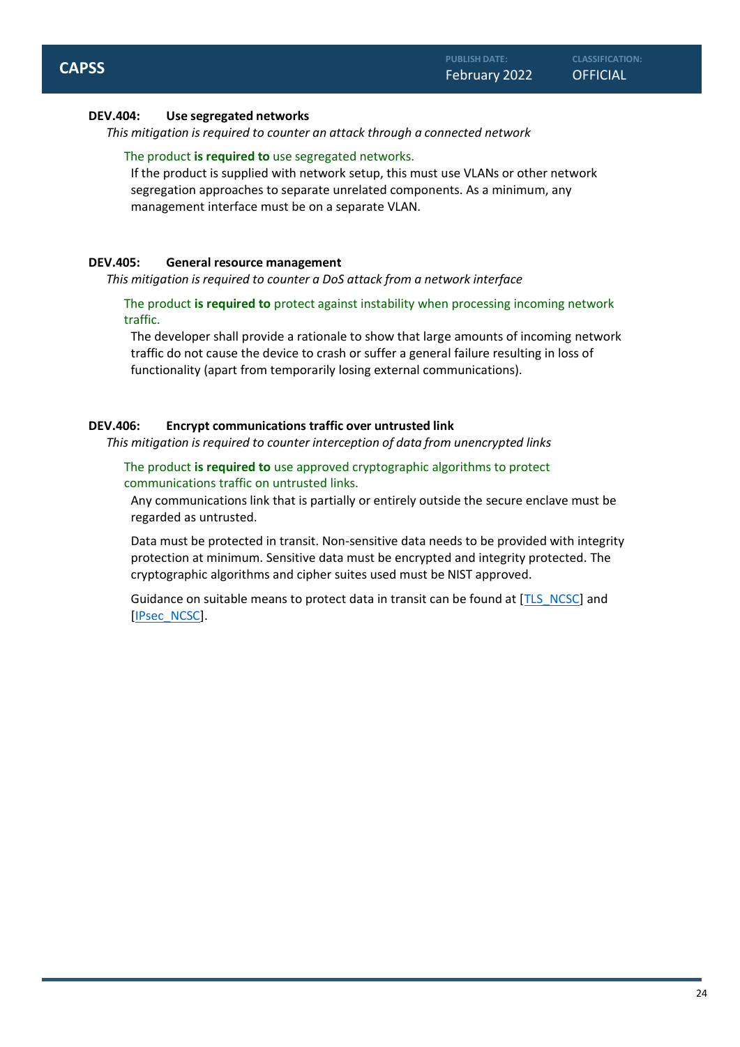### DEV.404: Use segregated networks

*This mitigation is required to counter an attack through a connected network*

The product **is required to** use segregated networks.

If the product is supplied with network setup, this must use VLANs or other network segregation approaches to separate unrelated components. As a minimum, any management interface must be on a separate VLAN.

### DEV.405: General resource management

*This mitigation is required to counter a DoS attack from a network interface*

The product **is required to** protect against instability when processing incoming network traffic.

The developer shall provide a rationale to show that large amounts of incoming network traffic do not cause the device to crash or suffer a general failure resulting in loss of functionality (apart from temporarily losing external communications).

### DEV.406: Encrypt communications traffic over untrusted link

*This mitigation is required to counter interception of data from unencrypted links*

The product **is required to** use approved cryptographic algorithms to protect communications traffic on untrusted links.

Any communications link that is partially or entirely outside the secure enclave must be regarded as untrusted.

Data must be protected in transit. Non-sensitive data needs to be provided with integrity protection at minimum. Sensitive data must be encrypted and integrity protected. The cryptographic algorithms and cipher suites used must be NIST approved.

Guidance on suitable means to protect data in transit can be found at [TLS_NCSC] and [IPsec_NCSC].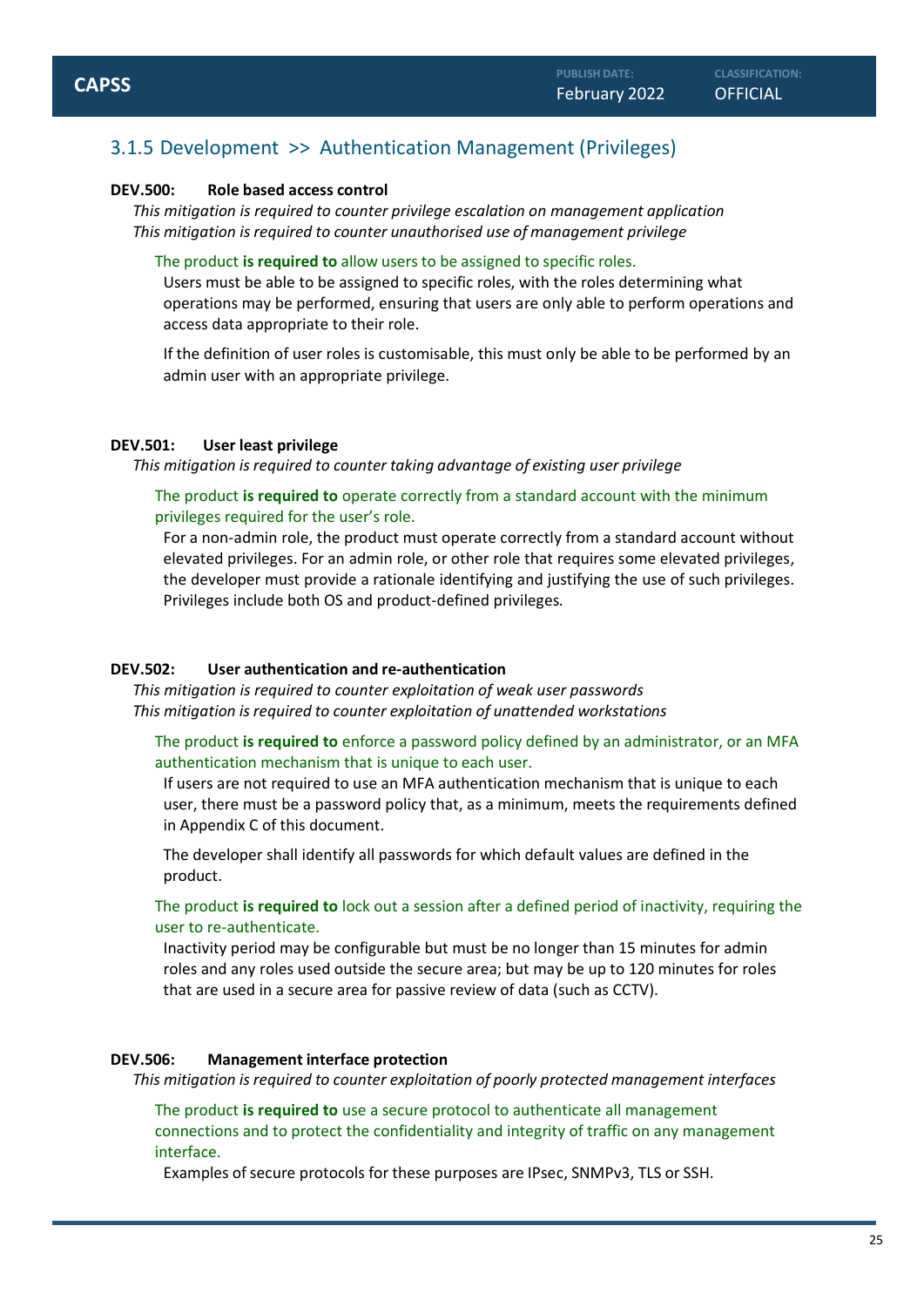## 3.1.5 Development >> Authentication Management (Privileges)

**DEV.500: Role based access control**

*This mitigation is required to counter privilege escalation on management application*
*This mitigation is required to counter unauthorised use of management privilege*

The product **is required to** allow users to be assigned to specific roles.

Users must be able to be assigned to specific roles, with the roles determining what operations may be performed, ensuring that users are only able to perform operations and access data appropriate to their role.

If the definition of user roles is customisable, this must only be able to be performed by an admin user with an appropriate privilege.

**DEV.501: User least privilege**

*This mitigation is required to counter taking advantage of existing user privilege*

The product **is required to** operate correctly from a standard account with the minimum privileges required for the user's role.

For a non-admin role, the product must operate correctly from a standard account without elevated privileges. For an admin role, or other role that requires some elevated privileges, the developer must provide a rationale identifying and justifying the use of such privileges. Privileges include both OS and product-defined privileges.

**DEV.502: User authentication and re-authentication**

*This mitigation is required to counter exploitation of weak user passwords*
*This mitigation is required to counter exploitation of unattended workstations*

The product **is required to** enforce a password policy defined by an administrator, or an MFA authentication mechanism that is unique to each user.

If users are not required to use an MFA authentication mechanism that is unique to each user, there must be a password policy that, as a minimum, meets the requirements defined in Appendix C of this document.

The developer shall identify all passwords for which default values are defined in the product.

The product **is required to** lock out a session after a defined period of inactivity, requiring the user to re-authenticate.

Inactivity period may be configurable but must be no longer than 15 minutes for admin roles and any roles used outside the secure area; but may be up to 120 minutes for roles that are used in a secure area for passive review of data (such as CCTV).

**DEV.506: Management interface protection**

*This mitigation is required to counter exploitation of poorly protected management interfaces*

The product **is required to** use a secure protocol to authenticate all management connections and to protect the confidentiality and integrity of traffic on any management interface.

Examples of secure protocols for these purposes are IPsec, SNMPv3, TLS or SSH.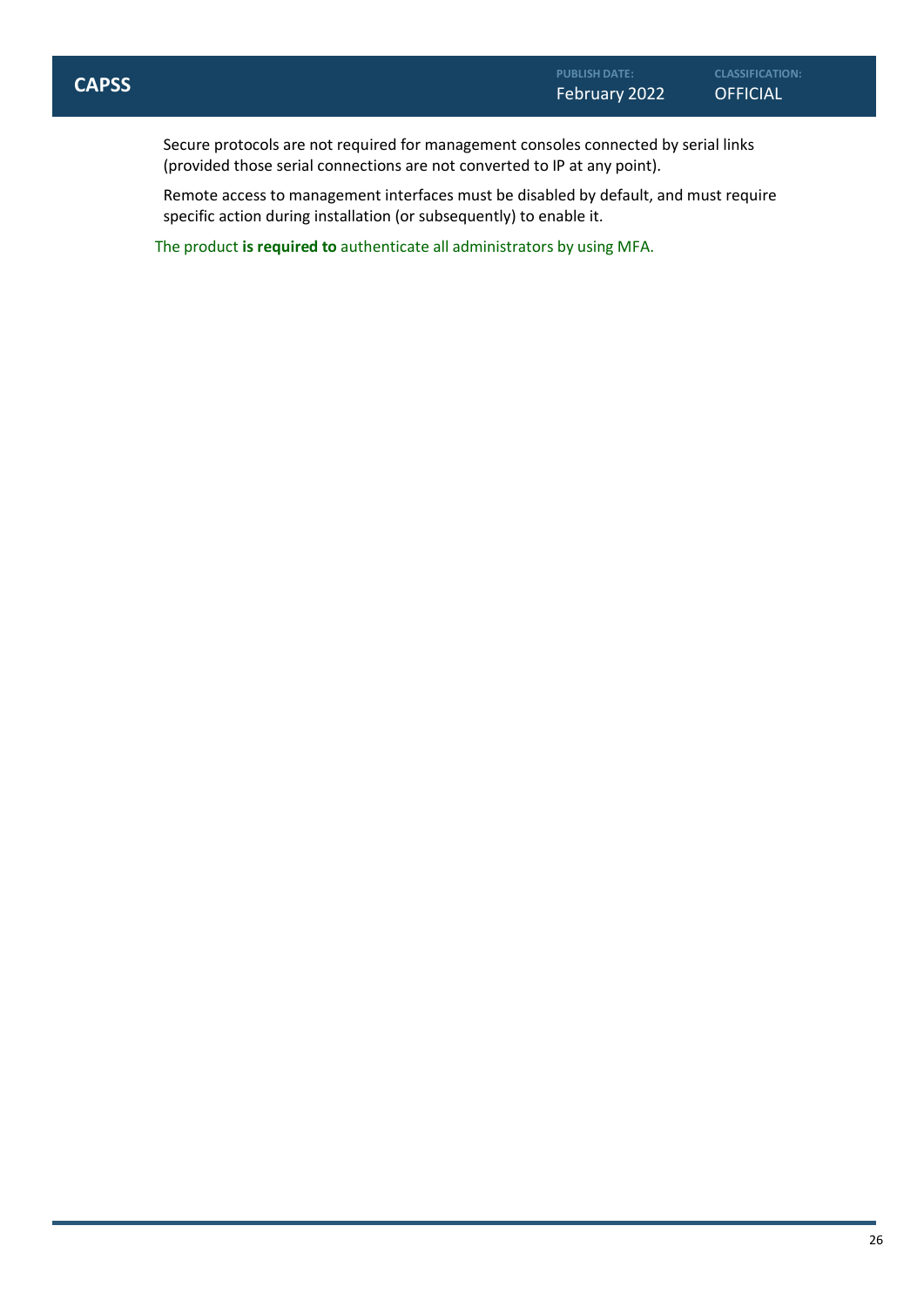Secure protocols are not required for management consoles connected by serial links (provided those serial connections are not converted to IP at any point).

Remote access to management interfaces must be disabled by default, and must require specific action during installation (or subsequently) to enable it.

The product **is required to** authenticate all administrators by using MFA.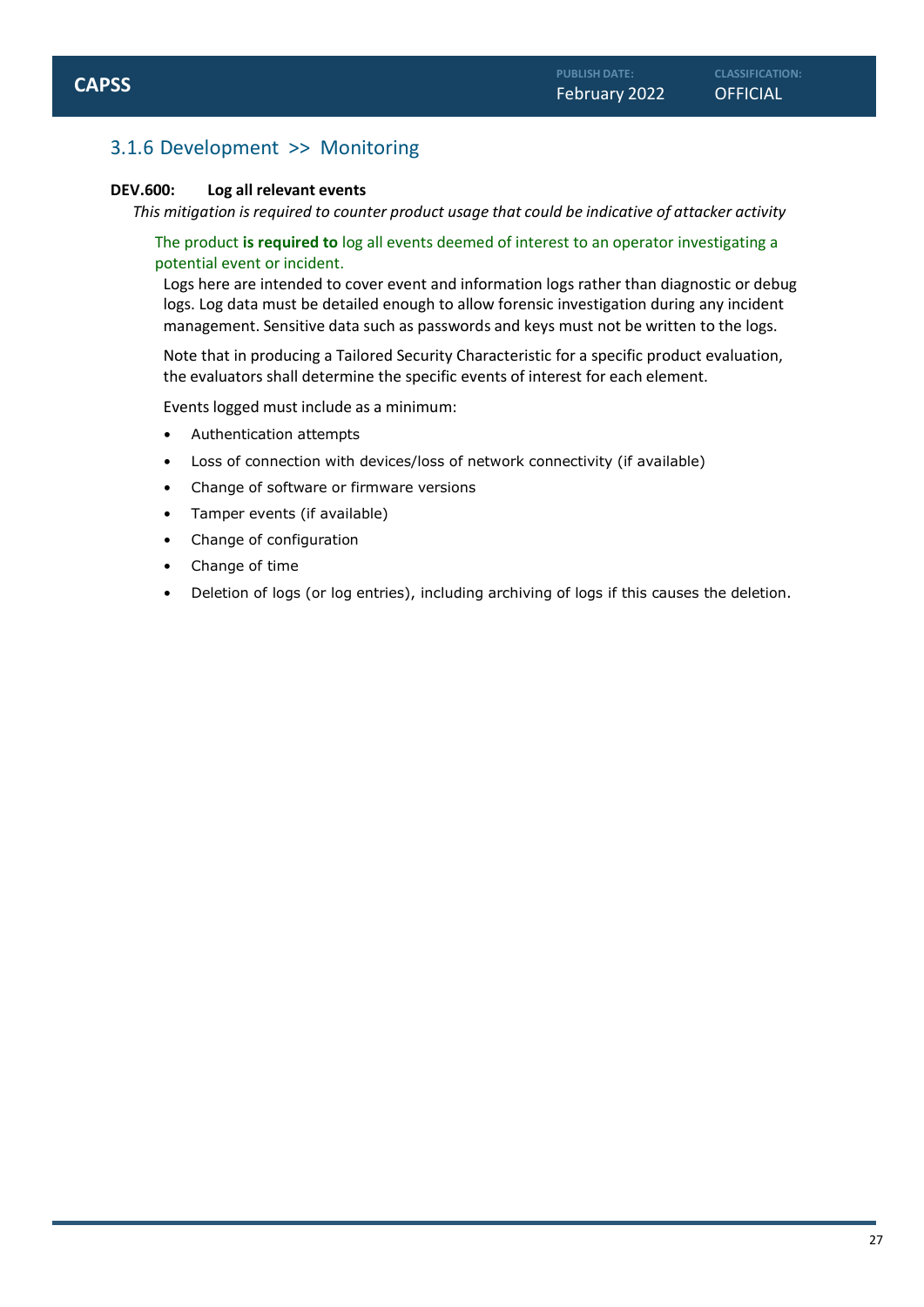### 3.1.6 Development >> Monitoring

**DEV.600: Log all relevant events**

*This mitigation is required to counter product usage that could be indicative of attacker activity*

The product **is required to** log all events deemed of interest to an operator investigating a potential event or incident.

Logs here are intended to cover event and information logs rather than diagnostic or debug logs. Log data must be detailed enough to allow forensic investigation during any incident management. Sensitive data such as passwords and keys must not be written to the logs.

Note that in producing a Tailored Security Characteristic for a specific product evaluation, the evaluators shall determine the specific events of interest for each element.

Events logged must include as a minimum:

- Authentication attempts
- Loss of connection with devices/loss of network connectivity (if available)
- Change of software or firmware versions
- Tamper events (if available)
- Change of configuration
- Change of time
- Deletion of logs (or log entries), including archiving of logs if this causes the deletion.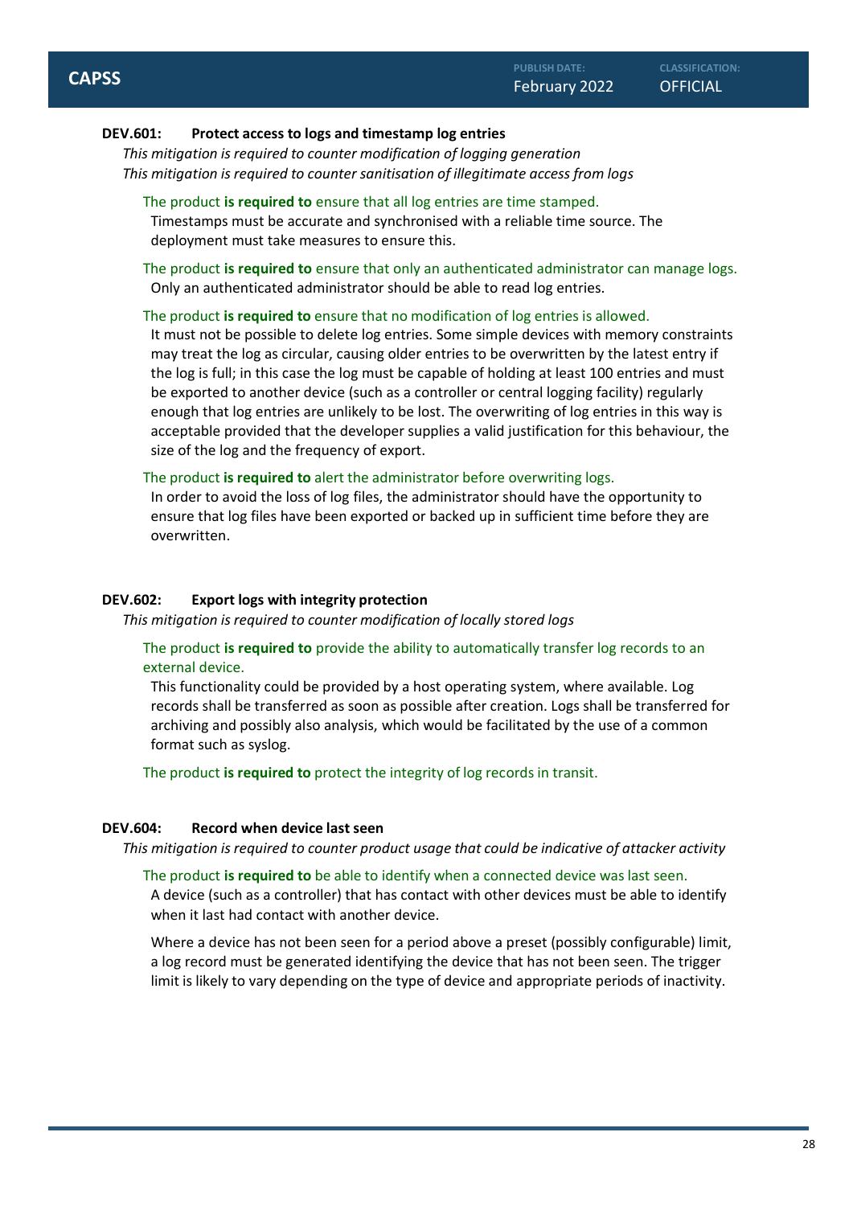### DEV.601: Protect access to logs and timestamp log entries

*This mitigation is required to counter modification of logging generation*
*This mitigation is required to counter sanitisation of illegitimate access from logs*

The product **is required to** ensure that all log entries are time stamped.

Timestamps must be accurate and synchronised with a reliable time source. The deployment must take measures to ensure this.

The product **is required to** ensure that only an authenticated administrator can manage logs.

Only an authenticated administrator should be able to read log entries.

The product **is required to** ensure that no modification of log entries is allowed.

It must not be possible to delete log entries. Some simple devices with memory constraints may treat the log as circular, causing older entries to be overwritten by the latest entry if the log is full; in this case the log must be capable of holding at least 100 entries and must be exported to another device (such as a controller or central logging facility) regularly enough that log entries are unlikely to be lost. The overwriting of log entries in this way is acceptable provided that the developer supplies a valid justification for this behaviour, the size of the log and the frequency of export.

The product **is required to** alert the administrator before overwriting logs.

In order to avoid the loss of log files, the administrator should have the opportunity to ensure that log files have been exported or backed up in sufficient time before they are overwritten.

### DEV.602: Export logs with integrity protection

*This mitigation is required to counter modification of locally stored logs*

The product **is required to** provide the ability to automatically transfer log records to an external device.

This functionality could be provided by a host operating system, where available. Log records shall be transferred as soon as possible after creation. Logs shall be transferred for archiving and possibly also analysis, which would be facilitated by the use of a common format such as syslog.

The product **is required to** protect the integrity of log records in transit.

### DEV.604: Record when device last seen

*This mitigation is required to counter product usage that could be indicative of attacker activity*

The product **is required to** be able to identify when a connected device was last seen.

A device (such as a controller) that has contact with other devices must be able to identify when it last had contact with another device.

Where a device has not been seen for a period above a preset (possibly configurable) limit, a log record must be generated identifying the device that has not been seen. The trigger limit is likely to vary depending on the type of device and appropriate periods of inactivity.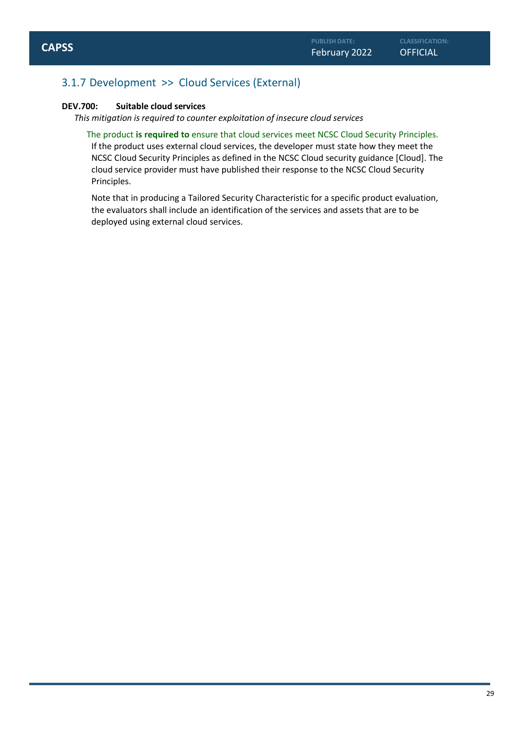## 3.1.7 Development >> Cloud Services (External)

**DEV.700: Suitable cloud services**

*This mitigation is required to counter exploitation of insecure cloud services*

The product **is required to** ensure that cloud services meet NCSC Cloud Security Principles.

If the product uses external cloud services, the developer must state how they meet the NCSC Cloud Security Principles as defined in the NCSC Cloud security guidance [Cloud]. The cloud service provider must have published their response to the NCSC Cloud Security Principles.

Note that in producing a Tailored Security Characteristic for a specific product evaluation, the evaluators shall include an identification of the services and assets that are to be deployed using external cloud services.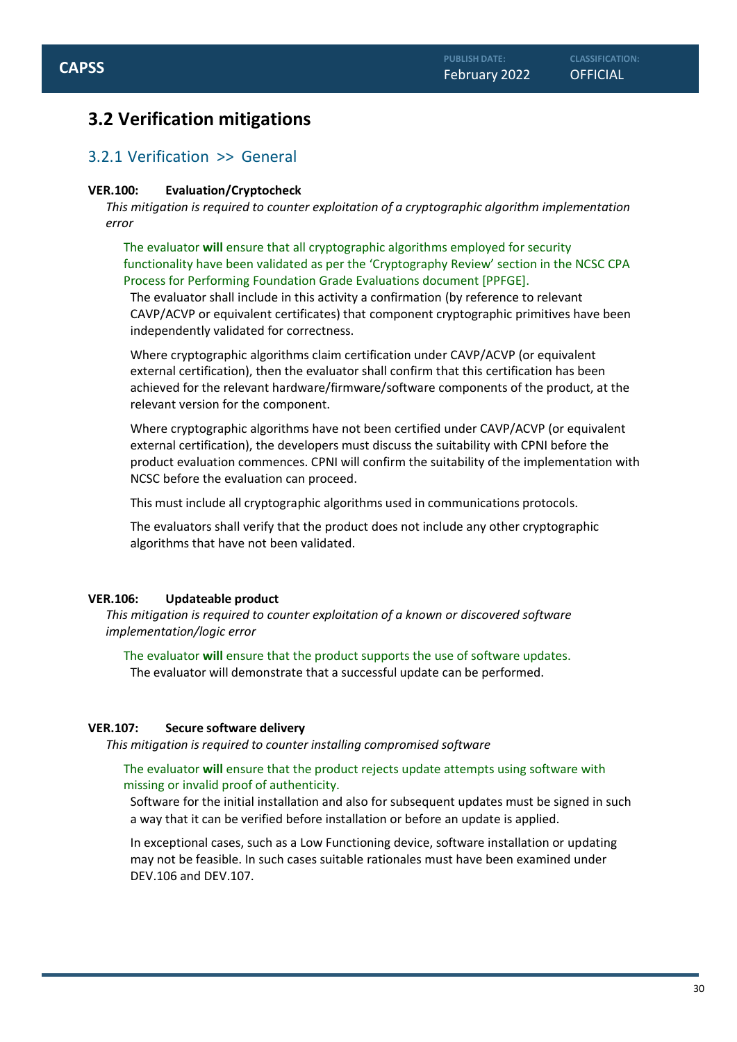## 3.2 Verification mitigations

### 3.2.1 Verification >> General

**VER.100: Evaluation/Cryptocheck**

*This mitigation is required to counter exploitation of a cryptographic algorithm implementation error*

The evaluator **will** ensure that all cryptographic algorithms employed for security functionality have been validated as per the 'Cryptography Review' section in the NCSC CPA Process for Performing Foundation Grade Evaluations document [PPFGE].

The evaluator shall include in this activity a confirmation (by reference to relevant CAVP/ACVP or equivalent certificates) that component cryptographic primitives have been independently validated for correctness.

Where cryptographic algorithms claim certification under CAVP/ACVP (or equivalent external certification), then the evaluator shall confirm that this certification has been achieved for the relevant hardware/firmware/software components of the product, at the relevant version for the component.

Where cryptographic algorithms have not been certified under CAVP/ACVP (or equivalent external certification), the developers must discuss the suitability with CPNI before the product evaluation commences. CPNI will confirm the suitability of the implementation with NCSC before the evaluation can proceed.

This must include all cryptographic algorithms used in communications protocols.

The evaluators shall verify that the product does not include any other cryptographic algorithms that have not been validated.

**VER.106: Updateable product**

*This mitigation is required to counter exploitation of a known or discovered software implementation/logic error*

The evaluator **will** ensure that the product supports the use of software updates.

The evaluator will demonstrate that a successful update can be performed.

**VER.107: Secure software delivery**

*This mitigation is required to counter installing compromised software*

The evaluator **will** ensure that the product rejects update attempts using software with missing or invalid proof of authenticity.

Software for the initial installation and also for subsequent updates must be signed in such a way that it can be verified before installation or before an update is applied.

In exceptional cases, such as a Low Functioning device, software installation or updating may not be feasible. In such cases suitable rationales must have been examined under DEV.106 and DEV.107.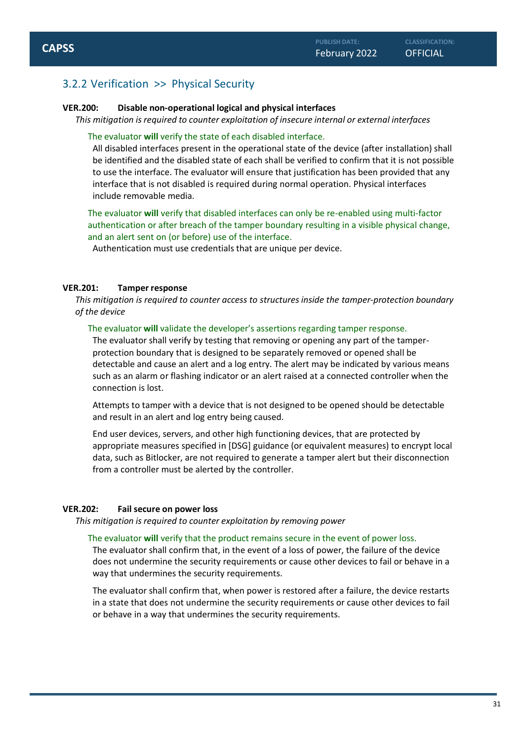## 3.2.2 Verification >> Physical Security

**VER.200: Disable non-operational logical and physical interfaces**

*This mitigation is required to counter exploitation of insecure internal or external interfaces*

The evaluator **will** verify the state of each disabled interface.

All disabled interfaces present in the operational state of the device (after installation) shall be identified and the disabled state of each shall be verified to confirm that it is not possible to use the interface. The evaluator will ensure that justification has been provided that any interface that is not disabled is required during normal operation. Physical interfaces include removable media.

The evaluator **will** verify that disabled interfaces can only be re-enabled using multi-factor authentication or after breach of the tamper boundary resulting in a visible physical change, and an alert sent on (or before) use of the interface.

Authentication must use credentials that are unique per device.

**VER.201: Tamper response**

*This mitigation is required to counter access to structures inside the tamper-protection boundary of the device*

The evaluator **will** validate the developer's assertions regarding tamper response.

The evaluator shall verify by testing that removing or opening any part of the tamper-protection boundary that is designed to be separately removed or opened shall be detectable and cause an alert and a log entry. The alert may be indicated by various means such as an alarm or flashing indicator or an alert raised at a connected controller when the connection is lost.

Attempts to tamper with a device that is not designed to be opened should be detectable and result in an alert and log entry being caused.

End user devices, servers, and other high functioning devices, that are protected by appropriate measures specified in [DSG] guidance (or equivalent measures) to encrypt local data, such as Bitlocker, are not required to generate a tamper alert but their disconnection from a controller must be alerted by the controller.

**VER.202: Fail secure on power loss**

*This mitigation is required to counter exploitation by removing power*

The evaluator **will** verify that the product remains secure in the event of power loss.

The evaluator shall confirm that, in the event of a loss of power, the failure of the device does not undermine the security requirements or cause other devices to fail or behave in a way that undermines the security requirements.

The evaluator shall confirm that, when power is restored after a failure, the device restarts in a state that does not undermine the security requirements or cause other devices to fail or behave in a way that undermines the security requirements.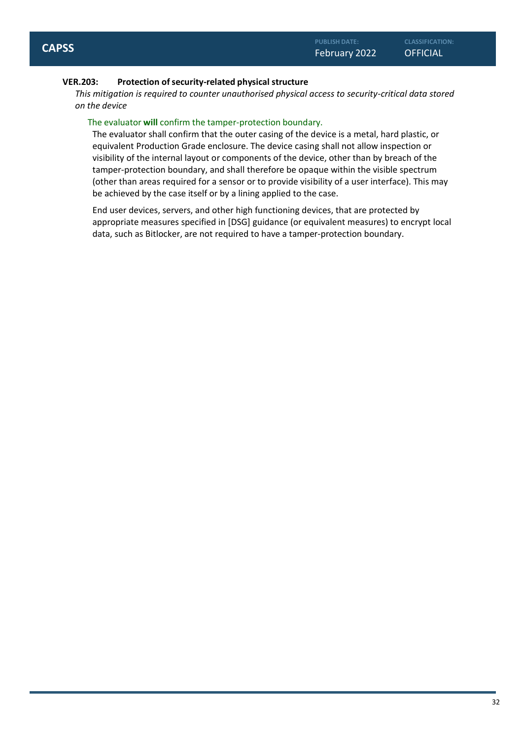### VER.203: Protection of security-related physical structure

*This mitigation is required to counter unauthorised physical access to security-critical data stored on the device*

The evaluator **will** confirm the tamper-protection boundary.

The evaluator shall confirm that the outer casing of the device is a metal, hard plastic, or equivalent Production Grade enclosure. The device casing shall not allow inspection or visibility of the internal layout or components of the device, other than by breach of the tamper-protection boundary, and shall therefore be opaque within the visible spectrum (other than areas required for a sensor or to provide visibility of a user interface). This may be achieved by the case itself or by a lining applied to the case.

End user devices, servers, and other high functioning devices, that are protected by appropriate measures specified in [DSG] guidance (or equivalent measures) to encrypt local data, such as Bitlocker, are not required to have a tamper-protection boundary.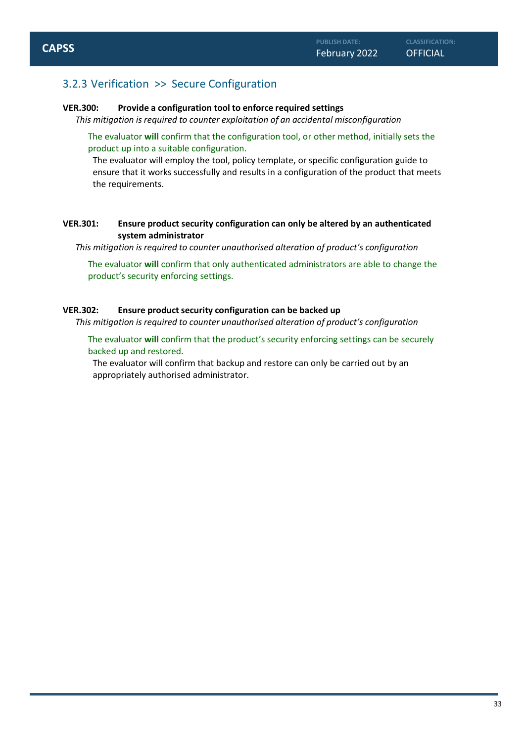### 3.2.3 Verification >> Secure Configuration

**VER.300: Provide a configuration tool to enforce required settings**

*This mitigation is required to counter exploitation of an accidental misconfiguration*

The evaluator **will** confirm that the configuration tool, or other method, initially sets the product up into a suitable configuration.

The evaluator will employ the tool, policy template, or specific configuration guide to ensure that it works successfully and results in a configuration of the product that meets the requirements.

**VER.301: Ensure product security configuration can only be altered by an authenticated system administrator**

*This mitigation is required to counter unauthorised alteration of product's configuration*

The evaluator **will** confirm that only authenticated administrators are able to change the product's security enforcing settings.

**VER.302: Ensure product security configuration can be backed up**

*This mitigation is required to counter unauthorised alteration of product's configuration*

The evaluator **will** confirm that the product's security enforcing settings can be securely backed up and restored.

The evaluator will confirm that backup and restore can only be carried out by an appropriately authorised administrator.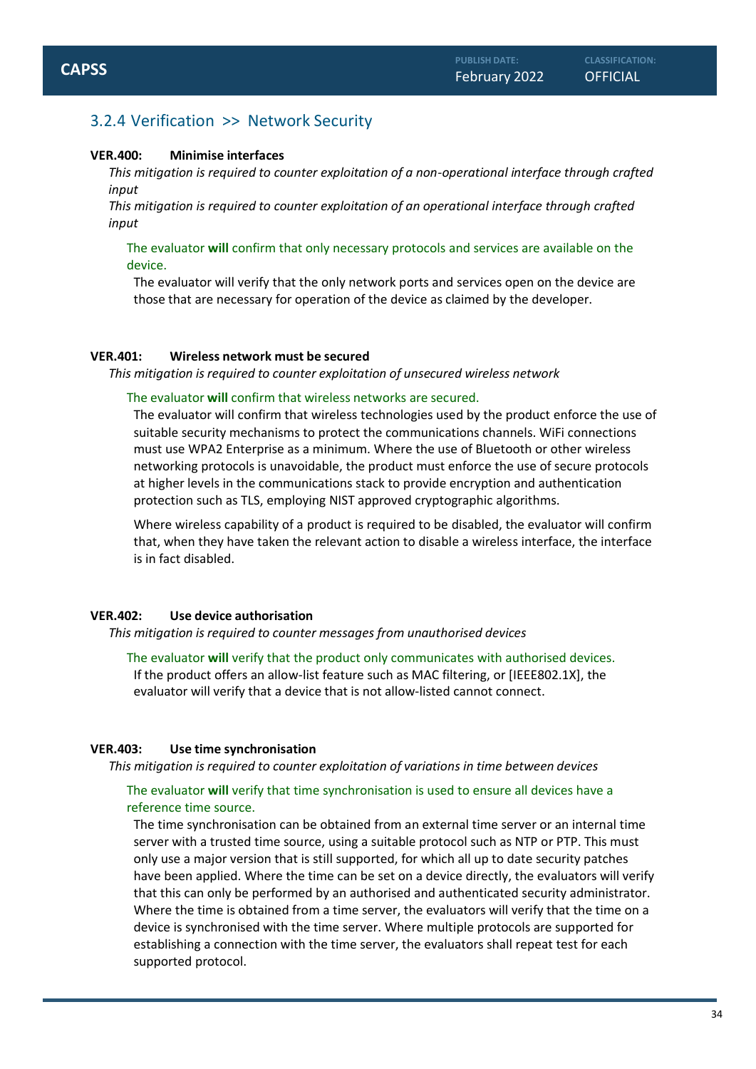## 3.2.4 Verification >> Network Security

**VER.400: Minimise interfaces**

*This mitigation is required to counter exploitation of a non-operational interface through crafted input*

*This mitigation is required to counter exploitation of an operational interface through crafted input*

The evaluator **will** confirm that only necessary protocols and services are available on the device.

The evaluator will verify that the only network ports and services open on the device are those that are necessary for operation of the device as claimed by the developer.

**VER.401: Wireless network must be secured**

*This mitigation is required to counter exploitation of unsecured wireless network*

The evaluator **will** confirm that wireless networks are secured.

The evaluator will confirm that wireless technologies used by the product enforce the use of suitable security mechanisms to protect the communications channels. WiFi connections must use WPA2 Enterprise as a minimum. Where the use of Bluetooth or other wireless networking protocols is unavoidable, the product must enforce the use of secure protocols at higher levels in the communications stack to provide encryption and authentication protection such as TLS, employing NIST approved cryptographic algorithms.

Where wireless capability of a product is required to be disabled, the evaluator will confirm that, when they have taken the relevant action to disable a wireless interface, the interface is in fact disabled.

**VER.402: Use device authorisation**

*This mitigation is required to counter messages from unauthorised devices*

The evaluator **will** verify that the product only communicates with authorised devices.

If the product offers an allow-list feature such as MAC filtering, or [IEEE802.1X], the evaluator will verify that a device that is not allow-listed cannot connect.

**VER.403: Use time synchronisation**

*This mitigation is required to counter exploitation of variations in time between devices*

The evaluator **will** verify that time synchronisation is used to ensure all devices have a reference time source.

The time synchronisation can be obtained from an external time server or an internal time server with a trusted time source, using a suitable protocol such as NTP or PTP. This must only use a major version that is still supported, for which all up to date security patches have been applied. Where the time can be set on a device directly, the evaluators will verify that this can only be performed by an authorised and authenticated security administrator. Where the time is obtained from a time server, the evaluators will verify that the time on a device is synchronised with the time server. Where multiple protocols are supported for establishing a connection with the time server, the evaluators shall repeat test for each supported protocol.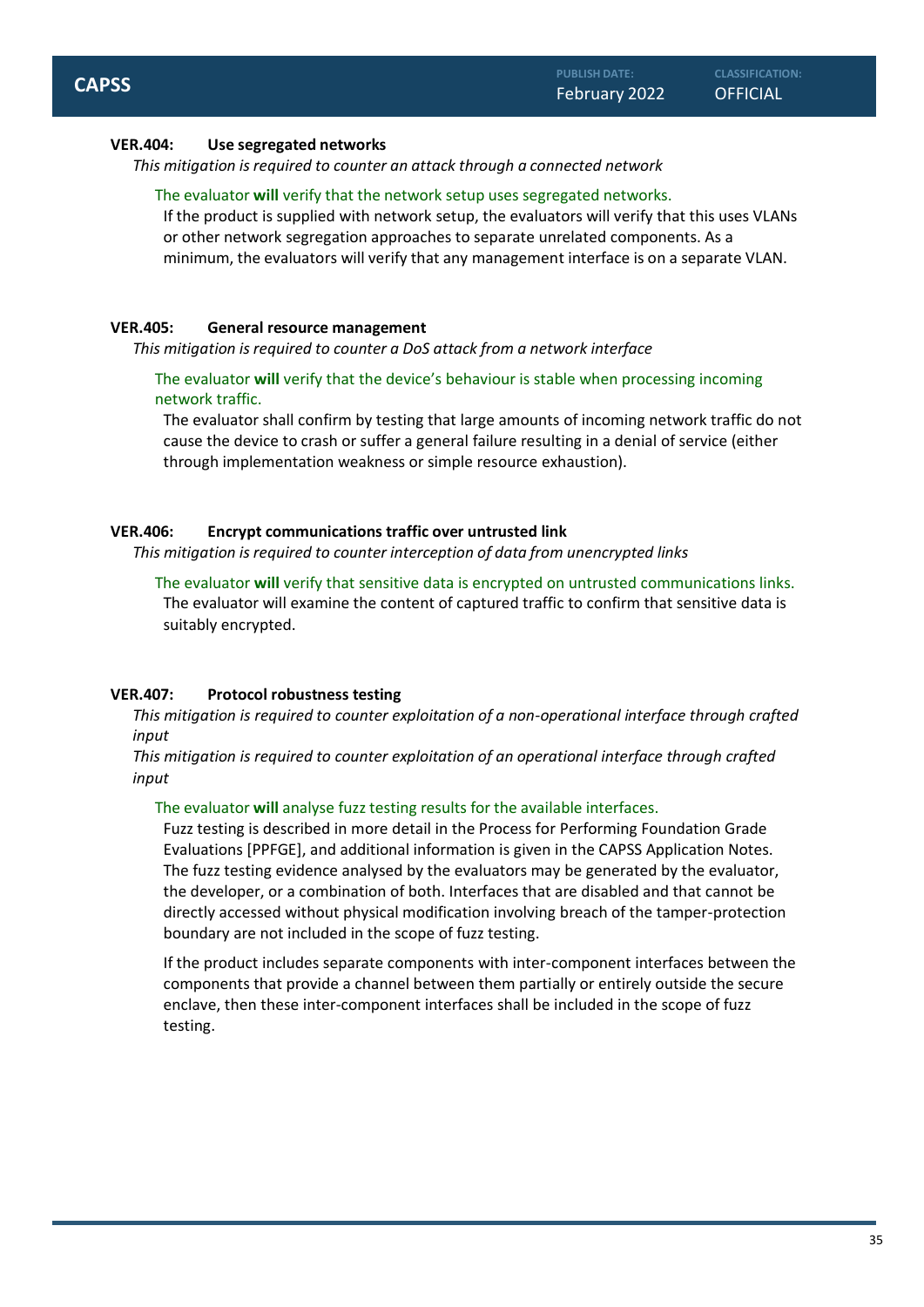### VER.404: Use segregated networks

*This mitigation is required to counter an attack through a connected network*

The evaluator **will** verify that the network setup uses segregated networks.

If the product is supplied with network setup, the evaluators will verify that this uses VLANs or other network segregation approaches to separate unrelated components. As a minimum, the evaluators will verify that any management interface is on a separate VLAN.

### VER.405: General resource management

*This mitigation is required to counter a DoS attack from a network interface*

The evaluator **will** verify that the device's behaviour is stable when processing incoming network traffic.

The evaluator shall confirm by testing that large amounts of incoming network traffic do not cause the device to crash or suffer a general failure resulting in a denial of service (either through implementation weakness or simple resource exhaustion).

### VER.406: Encrypt communications traffic over untrusted link

*This mitigation is required to counter interception of data from unencrypted links*

The evaluator **will** verify that sensitive data is encrypted on untrusted communications links.

The evaluator will examine the content of captured traffic to confirm that sensitive data is suitably encrypted.

### VER.407: Protocol robustness testing

*This mitigation is required to counter exploitation of a non-operational interface through crafted input*

*This mitigation is required to counter exploitation of an operational interface through crafted input*

The evaluator **will** analyse fuzz testing results for the available interfaces.

Fuzz testing is described in more detail in the Process for Performing Foundation Grade Evaluations [PPFGE], and additional information is given in the CAPSS Application Notes. The fuzz testing evidence analysed by the evaluators may be generated by the evaluator, the developer, or a combination of both. Interfaces that are disabled and that cannot be directly accessed without physical modification involving breach of the tamper-protection boundary are not included in the scope of fuzz testing.

If the product includes separate components with inter-component interfaces between the components that provide a channel between them partially or entirely outside the secure enclave, then these inter-component interfaces shall be included in the scope of fuzz testing.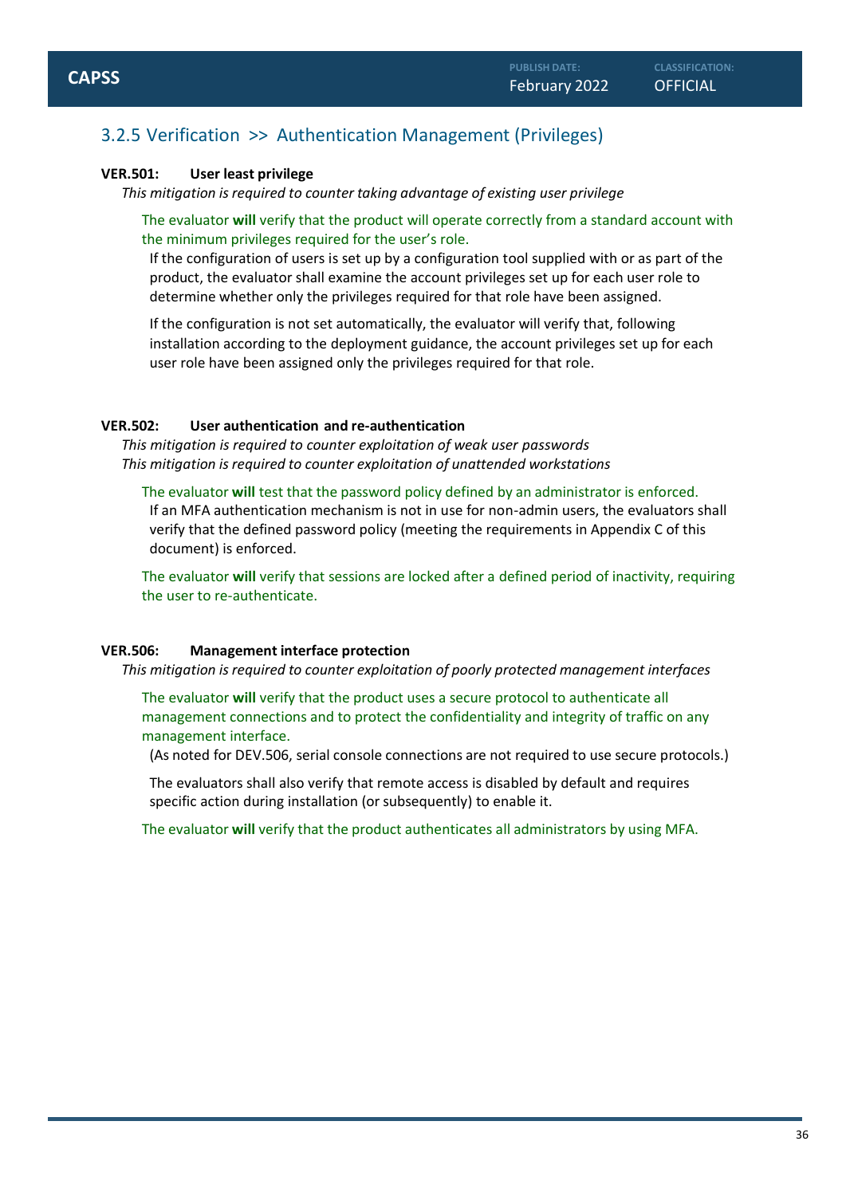### 3.2.5 Verification >> Authentication Management (Privileges)

**VER.501: User least privilege**

*This mitigation is required to counter taking advantage of existing user privilege*

The evaluator **will** verify that the product will operate correctly from a standard account with the minimum privileges required for the user's role.

If the configuration of users is set up by a configuration tool supplied with or as part of the product, the evaluator shall examine the account privileges set up for each user role to determine whether only the privileges required for that role have been assigned.

If the configuration is not set automatically, the evaluator will verify that, following installation according to the deployment guidance, the account privileges set up for each user role have been assigned only the privileges required for that role.

**VER.502: User authentication and re-authentication**

*This mitigation is required to counter exploitation of weak user passwords*
*This mitigation is required to counter exploitation of unattended workstations*

The evaluator **will** test that the password policy defined by an administrator is enforced.

If an MFA authentication mechanism is not in use for non-admin users, the evaluators shall verify that the defined password policy (meeting the requirements in Appendix C of this document) is enforced.

The evaluator **will** verify that sessions are locked after a defined period of inactivity, requiring the user to re-authenticate.

**VER.506: Management interface protection**

*This mitigation is required to counter exploitation of poorly protected management interfaces*

The evaluator **will** verify that the product uses a secure protocol to authenticate all management connections and to protect the confidentiality and integrity of traffic on any management interface.

(As noted for DEV.506, serial console connections are not required to use secure protocols.)

The evaluators shall also verify that remote access is disabled by default and requires specific action during installation (or subsequently) to enable it.

The evaluator **will** verify that the product authenticates all administrators by using MFA.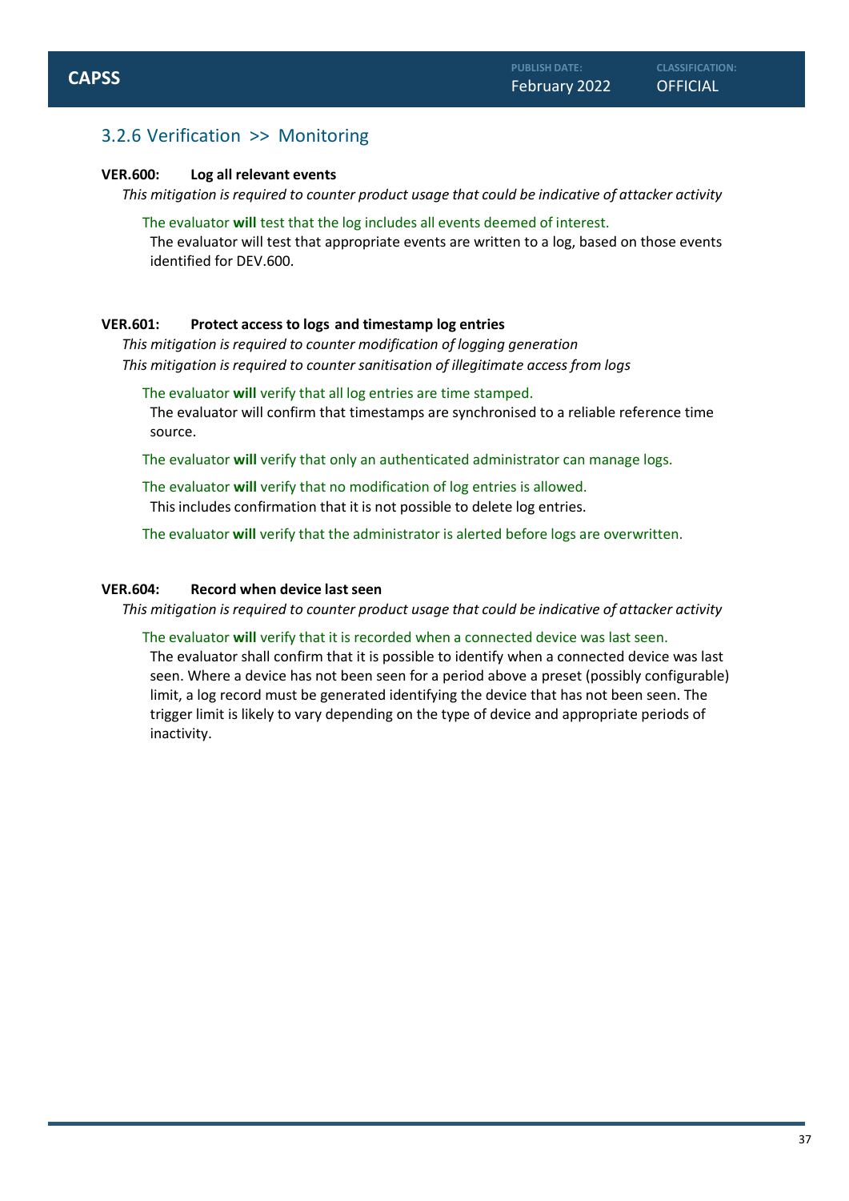### 3.2.6 Verification >> Monitoring

**VER.600: Log all relevant events**

*This mitigation is required to counter product usage that could be indicative of attacker activity*

The evaluator **will** test that the log includes all events deemed of interest.

The evaluator will test that appropriate events are written to a log, based on those events identified for DEV.600.

**VER.601: Protect access to logs and timestamp log entries**

*This mitigation is required to counter modification of logging generation*

*This mitigation is required to counter sanitisation of illegitimate access from logs*

The evaluator **will** verify that all log entries are time stamped.

The evaluator will confirm that timestamps are synchronised to a reliable reference time source.

The evaluator **will** verify that only an authenticated administrator can manage logs.

The evaluator **will** verify that no modification of log entries is allowed.

This includes confirmation that it is not possible to delete log entries.

The evaluator **will** verify that the administrator is alerted before logs are overwritten.

**VER.604: Record when device last seen**

*This mitigation is required to counter product usage that could be indicative of attacker activity*

The evaluator **will** verify that it is recorded when a connected device was last seen.

The evaluator shall confirm that it is possible to identify when a connected device was last seen. Where a device has not been seen for a period above a preset (possibly configurable) limit, a log record must be generated identifying the device that has not been seen. The trigger limit is likely to vary depending on the type of device and appropriate periods of inactivity.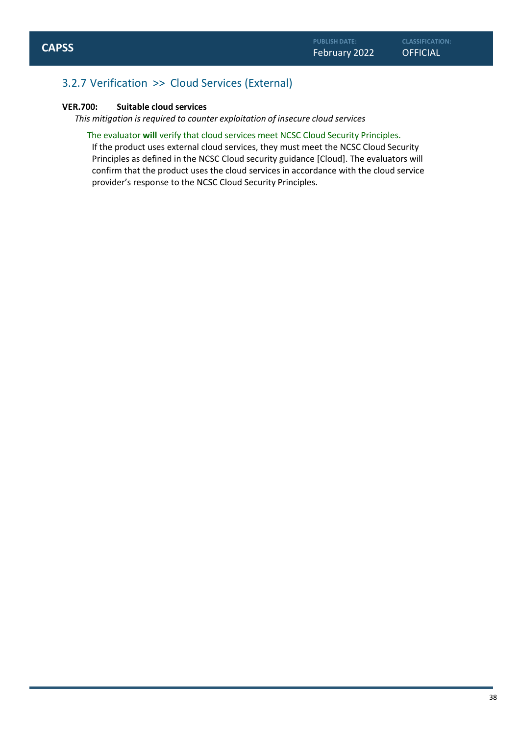### 3.2.7 Verification >> Cloud Services (External)

**VER.700: Suitable cloud services**

*This mitigation is required to counter exploitation of insecure cloud services*

The evaluator **will** verify that cloud services meet NCSC Cloud Security Principles.

If the product uses external cloud services, they must meet the NCSC Cloud Security Principles as defined in the NCSC Cloud security guidance [Cloud]. The evaluators will confirm that the product uses the cloud services in accordance with the cloud service provider's response to the NCSC Cloud Security Principles.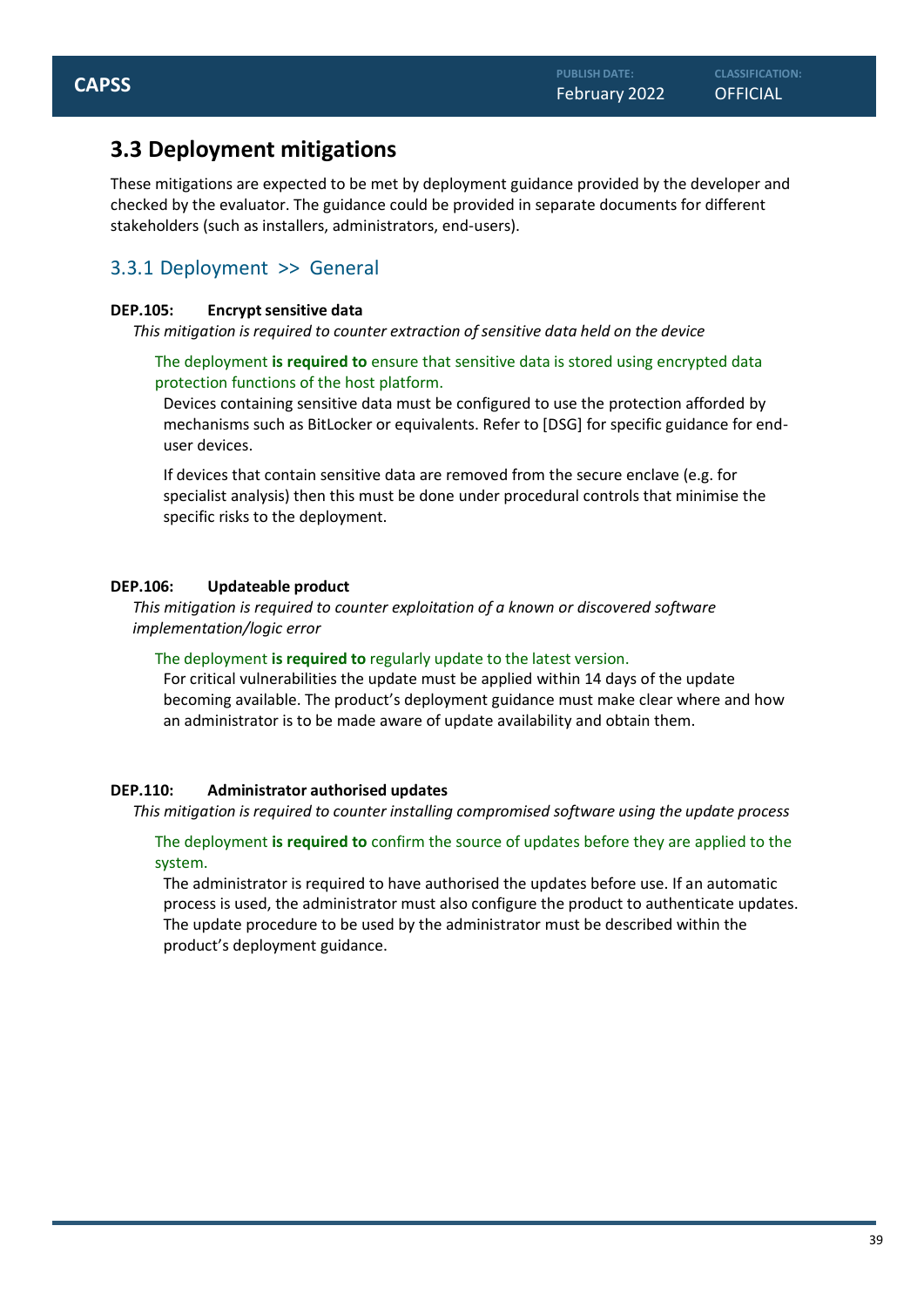## 3.3 Deployment mitigations

These mitigations are expected to be met by deployment guidance provided by the developer and checked by the evaluator. The guidance could be provided in separate documents for different stakeholders (such as installers, administrators, end-users).

### 3.3.1 Deployment >> General

**DEP.105: Encrypt sensitive data**

*This mitigation is required to counter extraction of sensitive data held on the device*

> The deployment **is required to** ensure that sensitive data is stored using encrypted data protection functions of the host platform.
>
> Devices containing sensitive data must be configured to use the protection afforded by mechanisms such as BitLocker or equivalents. Refer to [DSG] for specific guidance for end-user devices.
>
> If devices that contain sensitive data are removed from the secure enclave (e.g. for specialist analysis) then this must be done under procedural controls that minimise the specific risks to the deployment.

**DEP.106: Updateable product**

*This mitigation is required to counter exploitation of a known or discovered software implementation/logic error*

> The deployment **is required to** regularly update to the latest version.
>
> For critical vulnerabilities the update must be applied within 14 days of the update becoming available. The product's deployment guidance must make clear where and how an administrator is to be made aware of update availability and obtain them.

**DEP.110: Administrator authorised updates**

*This mitigation is required to counter installing compromised software using the update process*

> The deployment **is required to** confirm the source of updates before they are applied to the system.
>
> The administrator is required to have authorised the updates before use. If an automatic process is used, the administrator must also configure the product to authenticate updates. The update procedure to be used by the administrator must be described within the product's deployment guidance.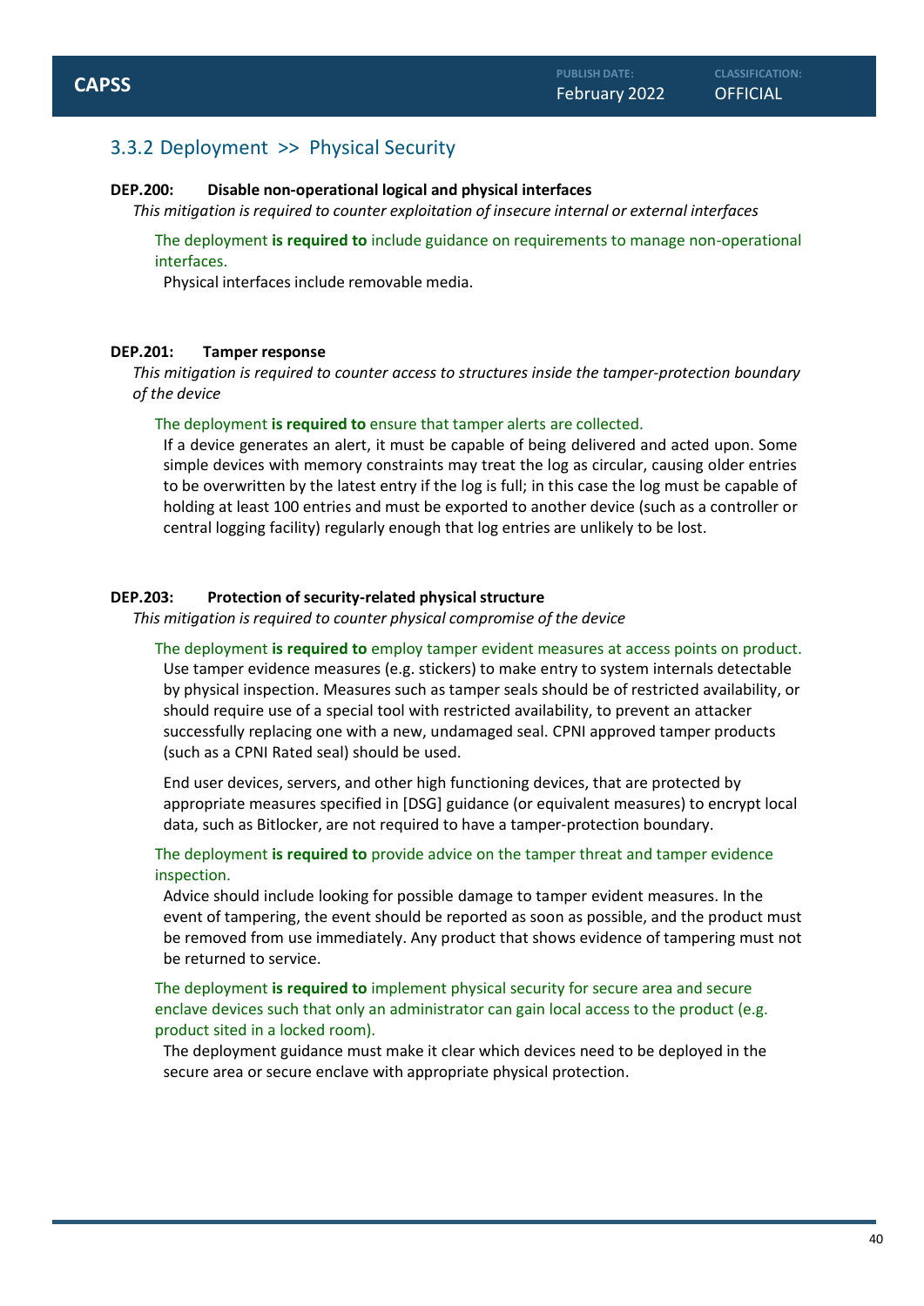### 3.3.2 Deployment >> Physical Security

**DEP.200: Disable non-operational logical and physical interfaces**

*This mitigation is required to counter exploitation of insecure internal or external interfaces*

The deployment **is required to** include guidance on requirements to manage non-operational interfaces.

Physical interfaces include removable media.

**DEP.201: Tamper response**

*This mitigation is required to counter access to structures inside the tamper-protection boundary of the device*

The deployment **is required to** ensure that tamper alerts are collected.

If a device generates an alert, it must be capable of being delivered and acted upon. Some simple devices with memory constraints may treat the log as circular, causing older entries to be overwritten by the latest entry if the log is full; in this case the log must be capable of holding at least 100 entries and must be exported to another device (such as a controller or central logging facility) regularly enough that log entries are unlikely to be lost.

**DEP.203: Protection of security-related physical structure**

*This mitigation is required to counter physical compromise of the device*

The deployment **is required to** employ tamper evident measures at access points on product.

Use tamper evidence measures (e.g. stickers) to make entry to system internals detectable by physical inspection. Measures such as tamper seals should be of restricted availability, or should require use of a special tool with restricted availability, to prevent an attacker successfully replacing one with a new, undamaged seal. CPNI approved tamper products (such as a CPNI Rated seal) should be used.

End user devices, servers, and other high functioning devices, that are protected by appropriate measures specified in [DSG] guidance (or equivalent measures) to encrypt local data, such as Bitlocker, are not required to have a tamper-protection boundary.

The deployment **is required to** provide advice on the tamper threat and tamper evidence inspection.

Advice should include looking for possible damage to tamper evident measures. In the event of tampering, the event should be reported as soon as possible, and the product must be removed from use immediately. Any product that shows evidence of tampering must not be returned to service.

The deployment **is required to** implement physical security for secure area and secure enclave devices such that only an administrator can gain local access to the product (e.g. product sited in a locked room).

The deployment guidance must make it clear which devices need to be deployed in the secure area or secure enclave with appropriate physical protection.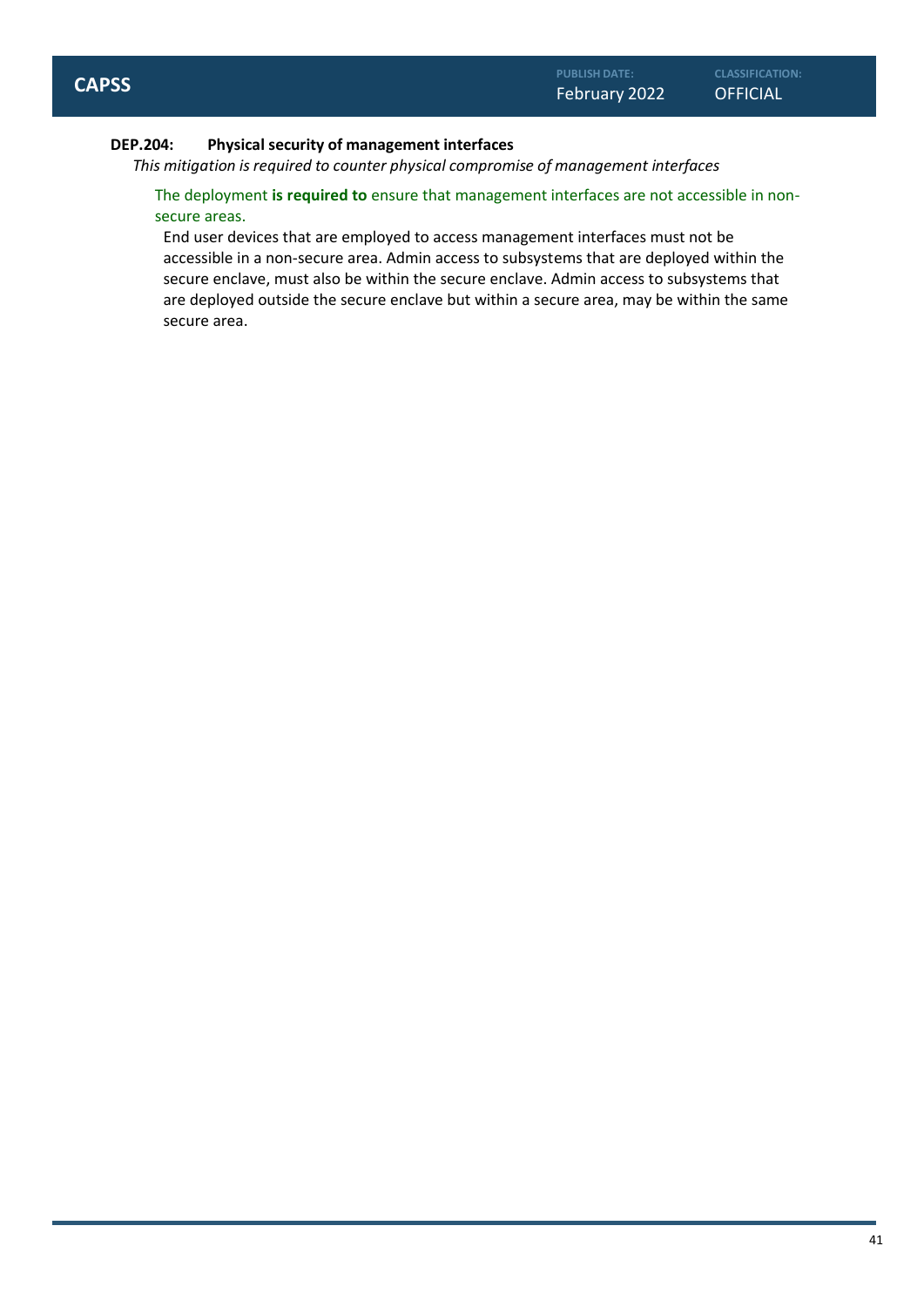### DEP.204: Physical security of management interfaces

*This mitigation is required to counter physical compromise of management interfaces*

The deployment **is required to** ensure that management interfaces are not accessible in non-secure areas.

End user devices that are employed to access management interfaces must not be accessible in a non-secure area. Admin access to subsystems that are deployed within the secure enclave, must also be within the secure enclave. Admin access to subsystems that are deployed outside the secure enclave but within a secure area, may be within the same secure area.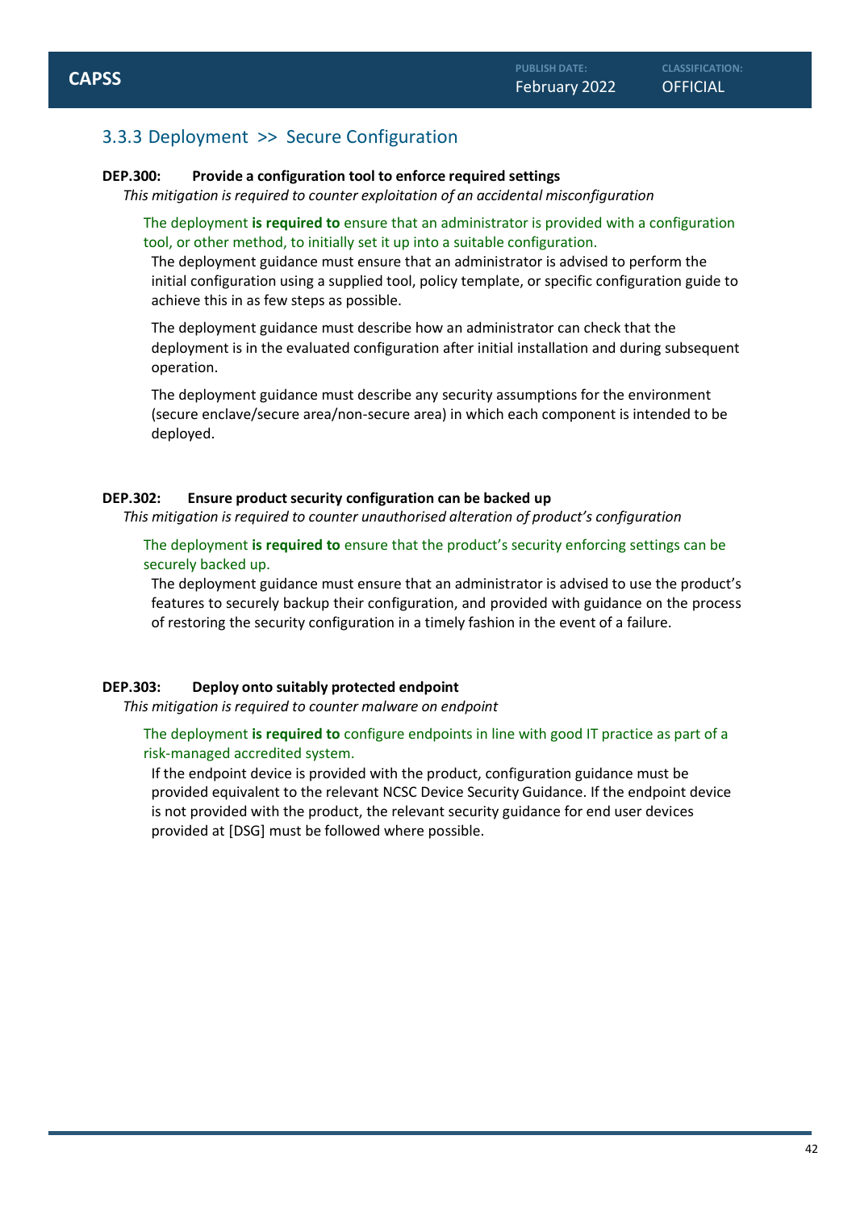### 3.3.3 Deployment >> Secure Configuration

**DEP.300: Provide a configuration tool to enforce required settings**

*This mitigation is required to counter exploitation of an accidental misconfiguration*

The deployment **is required to** ensure that an administrator is provided with a configuration tool, or other method, to initially set it up into a suitable configuration.

The deployment guidance must ensure that an administrator is advised to perform the initial configuration using a supplied tool, policy template, or specific configuration guide to achieve this in as few steps as possible.

The deployment guidance must describe how an administrator can check that the deployment is in the evaluated configuration after initial installation and during subsequent operation.

The deployment guidance must describe any security assumptions for the environment (secure enclave/secure area/non-secure area) in which each component is intended to be deployed.

**DEP.302: Ensure product security configuration can be backed up**

*This mitigation is required to counter unauthorised alteration of product's configuration*

The deployment **is required to** ensure that the product's security enforcing settings can be securely backed up.

The deployment guidance must ensure that an administrator is advised to use the product's features to securely backup their configuration, and provided with guidance on the process of restoring the security configuration in a timely fashion in the event of a failure.

**DEP.303: Deploy onto suitably protected endpoint**

*This mitigation is required to counter malware on endpoint*

The deployment **is required to** configure endpoints in line with good IT practice as part of a risk-managed accredited system.

If the endpoint device is provided with the product, configuration guidance must be provided equivalent to the relevant NCSC Device Security Guidance. If the endpoint device is not provided with the product, the relevant security guidance for end user devices provided at [DSG] must be followed where possible.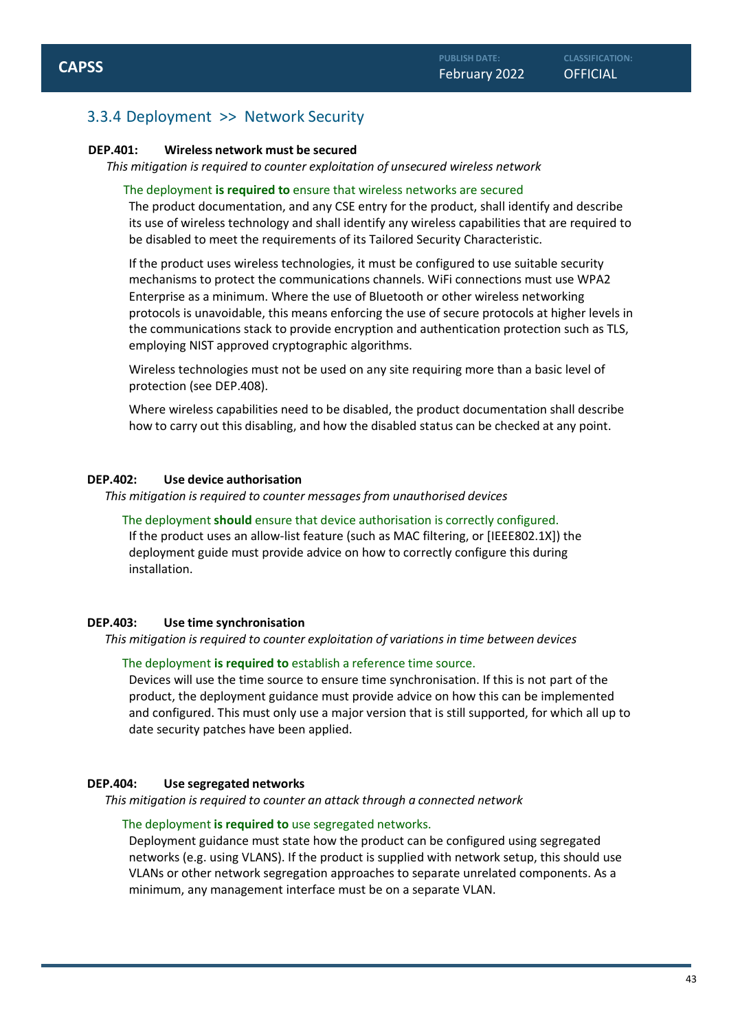### 3.3.4 Deployment >> Network Security

**DEP.401: Wireless network must be secured**

*This mitigation is required to counter exploitation of unsecured wireless network*

The deployment **is required to** ensure that wireless networks are secured

The product documentation, and any CSE entry for the product, shall identify and describe its use of wireless technology and shall identify any wireless capabilities that are required to be disabled to meet the requirements of its Tailored Security Characteristic.

If the product uses wireless technologies, it must be configured to use suitable security mechanisms to protect the communications channels. WiFi connections must use WPA2 Enterprise as a minimum. Where the use of Bluetooth or other wireless networking protocols is unavoidable, this means enforcing the use of secure protocols at higher levels in the communications stack to provide encryption and authentication protection such as TLS, employing NIST approved cryptographic algorithms.

Wireless technologies must not be used on any site requiring more than a basic level of protection (see DEP.408).

Where wireless capabilities need to be disabled, the product documentation shall describe how to carry out this disabling, and how the disabled status can be checked at any point.

**DEP.402: Use device authorisation**

*This mitigation is required to counter messages from unauthorised devices*

The deployment **should** ensure that device authorisation is correctly configured.

If the product uses an allow-list feature (such as MAC filtering, or [IEEE802.1X]) the deployment guide must provide advice on how to correctly configure this during installation.

**DEP.403: Use time synchronisation**

*This mitigation is required to counter exploitation of variations in time between devices*

The deployment **is required to** establish a reference time source.

Devices will use the time source to ensure time synchronisation. If this is not part of the product, the deployment guidance must provide advice on how this can be implemented and configured. This must only use a major version that is still supported, for which all up to date security patches have been applied.

**DEP.404: Use segregated networks**

*This mitigation is required to counter an attack through a connected network*

The deployment **is required to** use segregated networks.

Deployment guidance must state how the product can be configured using segregated networks (e.g. using VLANS). If the product is supplied with network setup, this should use VLANs or other network segregation approaches to separate unrelated components. As a minimum, any management interface must be on a separate VLAN.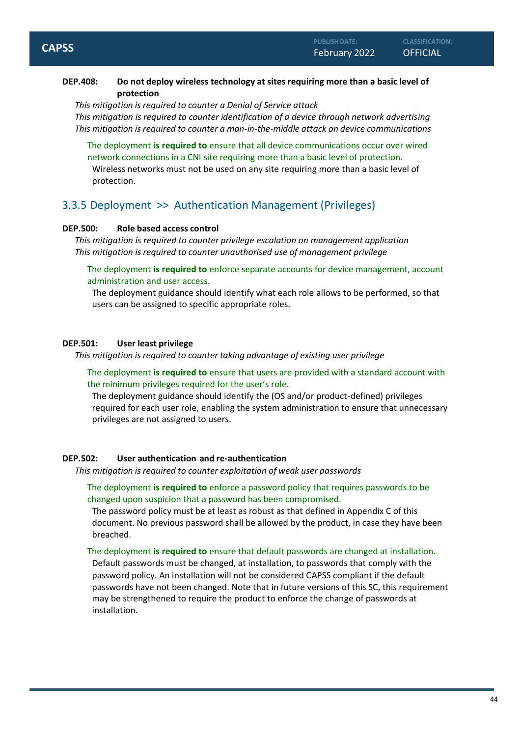**DEP.408: Do not deploy wireless technology at sites requiring more than a basic level of protection**

*This mitigation is required to counter a Denial of Service attack*
*This mitigation is required to counter identification of a device through network advertising*
*This mitigation is required to counter a man-in-the-middle attack on device communications*

The deployment **is required to** ensure that all device communications occur over wired network connections in a CNI site requiring more than a basic level of protection.

Wireless networks must not be used on any site requiring more than a basic level of protection.

### 3.3.5 Deployment >> Authentication Management (Privileges)

**DEP.500: Role based access control**

*This mitigation is required to counter privilege escalation on management application*
*This mitigation is required to counter unauthorised use of management privilege*

The deployment **is required to** enforce separate accounts for device management, account administration and user access.

The deployment guidance should identify what each role allows to be performed, so that users can be assigned to specific appropriate roles.

**DEP.501: User least privilege**

*This mitigation is required to counter taking advantage of existing user privilege*

The deployment **is required to** ensure that users are provided with a standard account with the minimum privileges required for the user's role.

The deployment guidance should identify the (OS and/or product-defined) privileges required for each user role, enabling the system administration to ensure that unnecessary privileges are not assigned to users.

**DEP.502: User authentication and re-authentication**

*This mitigation is required to counter exploitation of weak user passwords*

The deployment **is required to** enforce a password policy that requires passwords to be changed upon suspicion that a password has been compromised.

The password policy must be at least as robust as that defined in Appendix C of this document. No previous password shall be allowed by the product, in case they have been breached.

The deployment **is required to** ensure that default passwords are changed at installation.

Default passwords must be changed, at installation, to passwords that comply with the password policy. An installation will not be considered CAPSS compliant if the default passwords have not been changed. Note that in future versions of this SC, this requirement may be strengthened to require the product to enforce the change of passwords at installation.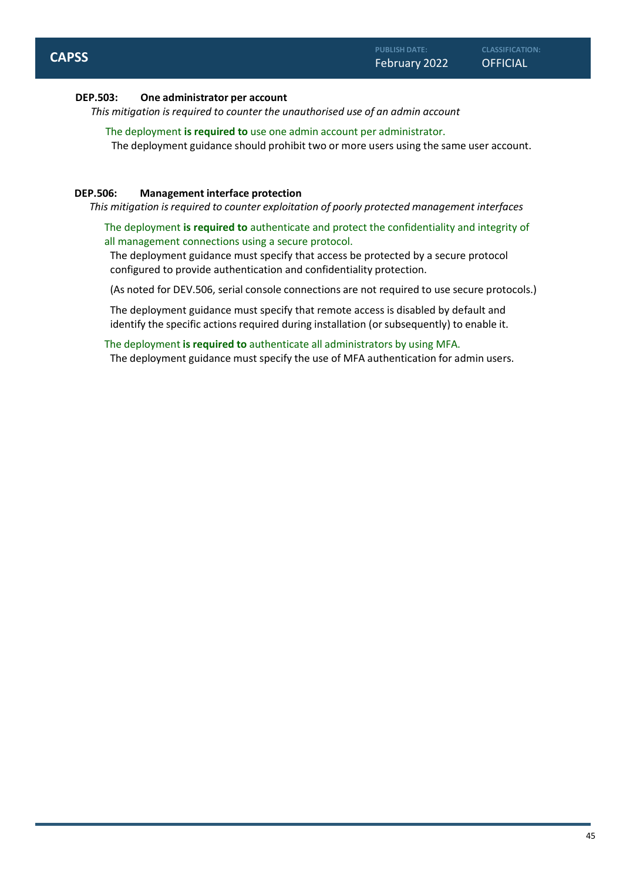**DEP.503: One administrator per account**

*This mitigation is required to counter the unauthorised use of an admin account*

The deployment **is required to** use one admin account per administrator.

The deployment guidance should prohibit two or more users using the same user account.

**DEP.506: Management interface protection**

*This mitigation is required to counter exploitation of poorly protected management interfaces*

The deployment **is required to** authenticate and protect the confidentiality and integrity of all management connections using a secure protocol.

The deployment guidance must specify that access be protected by a secure protocol configured to provide authentication and confidentiality protection.

(As noted for DEV.506, serial console connections are not required to use secure protocols.)

The deployment guidance must specify that remote access is disabled by default and identify the specific actions required during installation (or subsequently) to enable it.

The deployment **is required to** authenticate all administrators by using MFA.

The deployment guidance must specify the use of MFA authentication for admin users.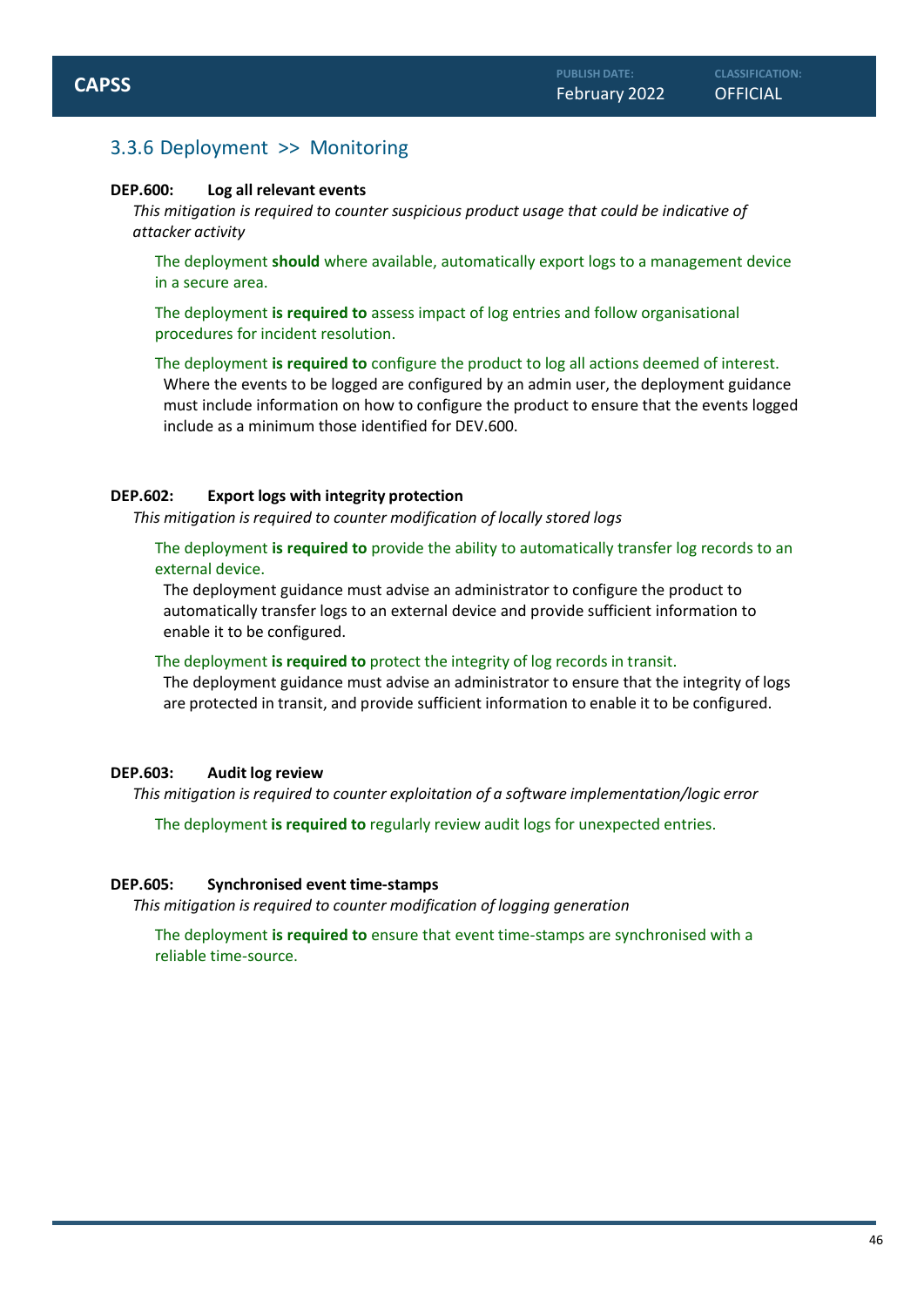### 3.3.6 Deployment >> Monitoring

**DEP.600: Log all relevant events**

*This mitigation is required to counter suspicious product usage that could be indicative of attacker activity*

The deployment **should** where available, automatically export logs to a management device in a secure area.

The deployment **is required to** assess impact of log entries and follow organisational procedures for incident resolution.

The deployment **is required to** configure the product to log all actions deemed of interest.

Where the events to be logged are configured by an admin user, the deployment guidance must include information on how to configure the product to ensure that the events logged include as a minimum those identified for DEV.600.

**DEP.602: Export logs with integrity protection**

*This mitigation is required to counter modification of locally stored logs*

The deployment **is required to** provide the ability to automatically transfer log records to an external device.

The deployment guidance must advise an administrator to configure the product to automatically transfer logs to an external device and provide sufficient information to enable it to be configured.

The deployment **is required to** protect the integrity of log records in transit.

The deployment guidance must advise an administrator to ensure that the integrity of logs are protected in transit, and provide sufficient information to enable it to be configured.

**DEP.603: Audit log review**

*This mitigation is required to counter exploitation of a software implementation/logic error*

The deployment **is required to** regularly review audit logs for unexpected entries.

**DEP.605: Synchronised event time-stamps**

*This mitigation is required to counter modification of logging generation*

The deployment **is required to** ensure that event time-stamps are synchronised with a reliable time-source.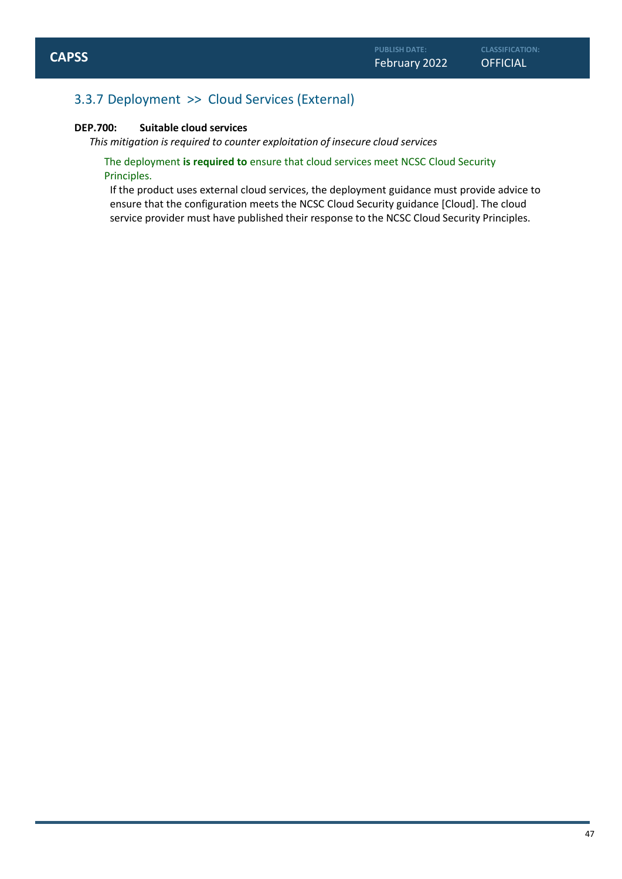### 3.3.7 Deployment >> Cloud Services (External)

**DEP.700: Suitable cloud services**

*This mitigation is required to counter exploitation of insecure cloud services*

The deployment **is required to** ensure that cloud services meet NCSC Cloud Security Principles.

If the product uses external cloud services, the deployment guidance must provide advice to ensure that the configuration meets the NCSC Cloud Security guidance [Cloud]. The cloud service provider must have published their response to the NCSC Cloud Security Principles.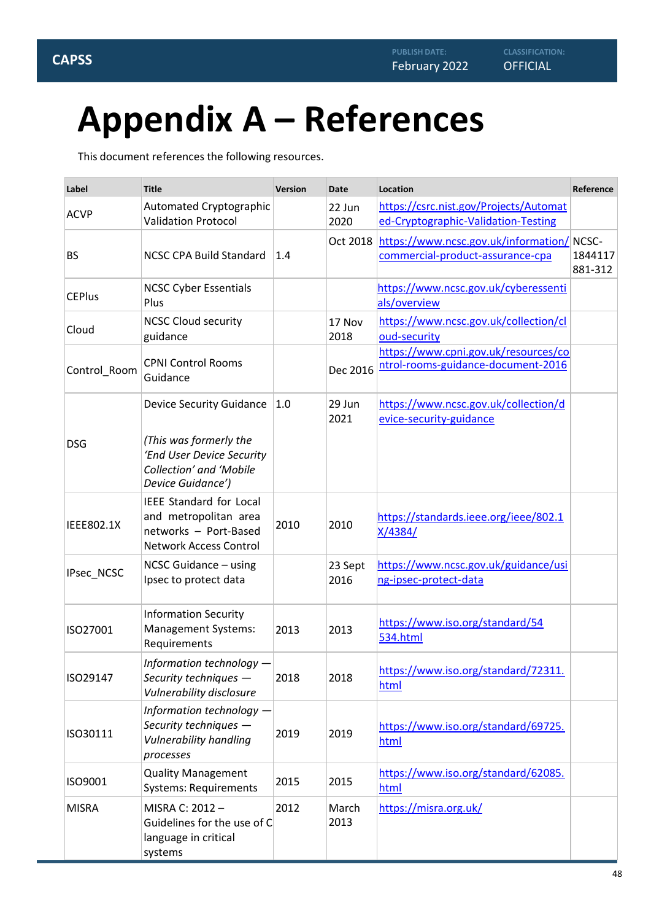# Appendix A – References

This document references the following resources.

| Label | Title | Version | Date | Location | Reference |
|---|---|---|---|---|---|
| ACVP | Automated Cryptographic Validation Protocol | | 22 Jun 2020 | https://csrc.nist.gov/Projects/Automated-Cryptographic-Validation-Testing | |
| BS | NCSC CPA Build Standard | 1.4 | Oct 2018 | https://www.ncsc.gov.uk/information/commercial-product-assurance-cpa | NCSC-1844117881-312 |
| CEPlus | NCSC Cyber Essentials Plus | | | https://www.ncsc.gov.uk/cyberessentials/overview | |
| Cloud | NCSC Cloud security guidance | | 17 Nov 2018 | https://www.ncsc.gov.uk/collection/cloud-security | |
| Control_Room | CPNI Control Rooms Guidance | | Dec 2016 | https://www.cpni.gov.uk/resources/control-rooms-guidance-document-2016 | |
| DSG | Device Security Guidance<br><br>*(This was formerly the 'End User Device Security Collection' and 'Mobile Device Guidance')* | 1.0 | 29 Jun 2021 | https://www.ncsc.gov.uk/collection/device-security-guidance | |
| IEEE802.1X | IEEE Standard for Local and metropolitan area networks – Port-Based Network Access Control | 2010 | 2010 | https://standards.ieee.org/ieee/802.1X/4384/ | |
| IPsec_NCSC | NCSC Guidance – using Ipsec to protect data | | 23 Sept 2016 | https://www.ncsc.gov.uk/guidance/using-ipsec-protect-data | |
| ISO27001 | Information Security Management Systems: Requirements | 2013 | 2013 | https://www.iso.org/standard/54534.html | |
| ISO29147 | *Information technology — Security techniques — Vulnerability disclosure* | 2018 | 2018 | https://www.iso.org/standard/72311.html | |
| ISO30111 | *Information technology — Security techniques — Vulnerability handling processes* | 2019 | 2019 | https://www.iso.org/standard/69725.html | |
| ISO9001 | Quality Management Systems: Requirements | 2015 | 2015 | https://www.iso.org/standard/62085.html | |
| MISRA | MISRA C: 2012 – Guidelines for the use of C language in critical systems | 2012 | March 2013 | https://misra.org.uk/ | |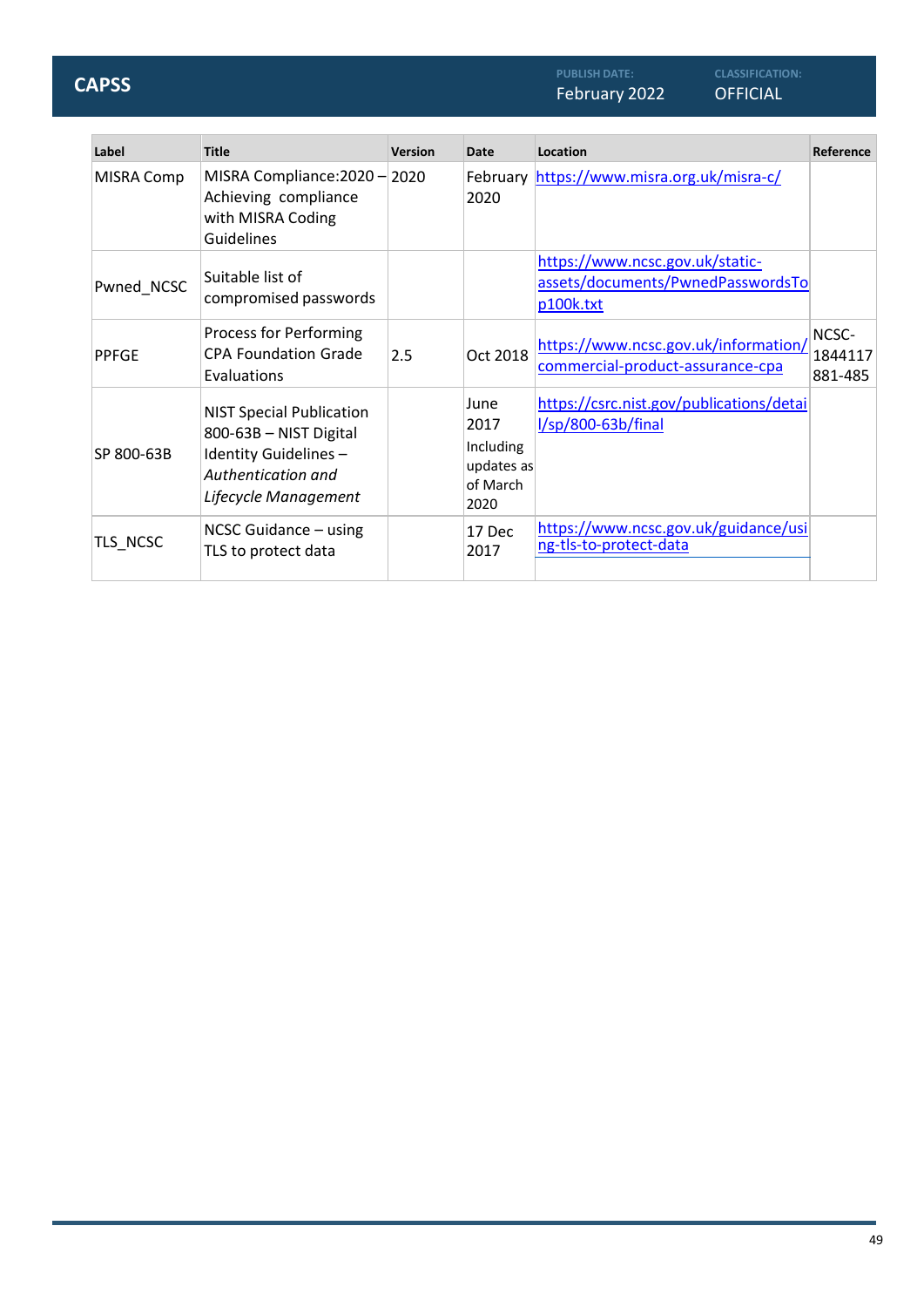| Label | Title | Version | Date | Location | Reference |
|---|---|---|---|---|---|
| MISRA Comp | MISRA Compliance:2020 – Achieving compliance with MISRA Coding Guidelines | 2020 | February 2020 | https://www.misra.org.uk/misra-c/ | |
| Pwned_NCSC | Suitable list of compromised passwords | | | https://www.ncsc.gov.uk/static-assets/documents/PwnedPasswordsTop100k.txt | |
| PPFGE | Process for Performing CPA Foundation Grade Evaluations | 2.5 | Oct 2018 | https://www.ncsc.gov.uk/information/commercial-product-assurance-cpa | NCSC-1844117881-485 |
| SP 800-63B | NIST Special Publication 800-63B – NIST Digital Identity Guidelines – *Authentication and Lifecycle Management* | | June 2017 Including updates as of March 2020 | https://csrc.nist.gov/publications/detail/sp/800-63b/final | |
| TLS_NCSC | NCSC Guidance – using TLS to protect data | | 17 Dec 2017 | https://www.ncsc.gov.uk/guidance/using-tls-to-protect-data | |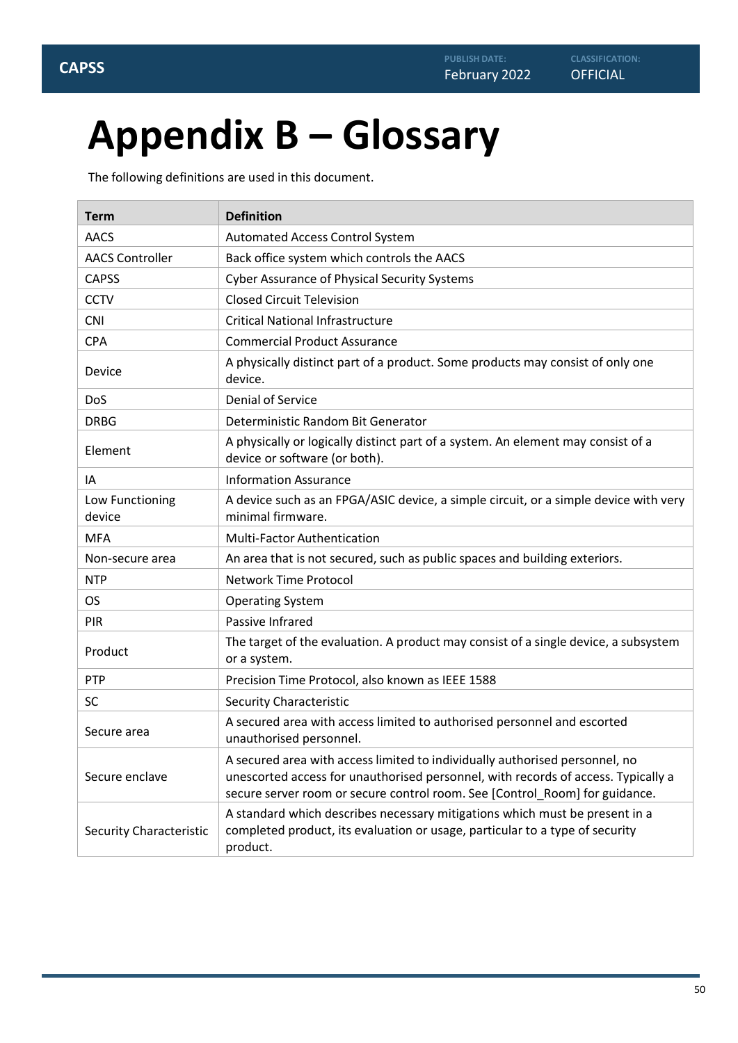# Appendix B – Glossary

The following definitions are used in this document.

| Term | Definition |
| --- | --- |
| AACS | Automated Access Control System |
| AACS Controller | Back office system which controls the AACS |
| CAPSS | Cyber Assurance of Physical Security Systems |
| CCTV | Closed Circuit Television |
| CNI | Critical National Infrastructure |
| CPA | Commercial Product Assurance |
| Device | A physically distinct part of a product. Some products may consist of only one device. |
| DoS | Denial of Service |
| DRBG | Deterministic Random Bit Generator |
| Element | A physically or logically distinct part of a system. An element may consist of a device or software (or both). |
| IA | Information Assurance |
| Low Functioning device | A device such as an FPGA/ASIC device, a simple circuit, or a simple device with very minimal firmware. |
| MFA | Multi-Factor Authentication |
| Non-secure area | An area that is not secured, such as public spaces and building exteriors. |
| NTP | Network Time Protocol |
| OS | Operating System |
| PIR | Passive Infrared |
| Product | The target of the evaluation. A product may consist of a single device, a subsystem or a system. |
| PTP | Precision Time Protocol, also known as IEEE 1588 |
| SC | Security Characteristic |
| Secure area | A secured area with access limited to authorised personnel and escorted unauthorised personnel. |
| Secure enclave | A secured area with access limited to individually authorised personnel, no unescorted access for unauthorised personnel, with records of access. Typically a secure server room or secure control room. See [Control_Room] for guidance. |
| Security Characteristic | A standard which describes necessary mitigations which must be present in a completed product, its evaluation or usage, particular to a type of security product. |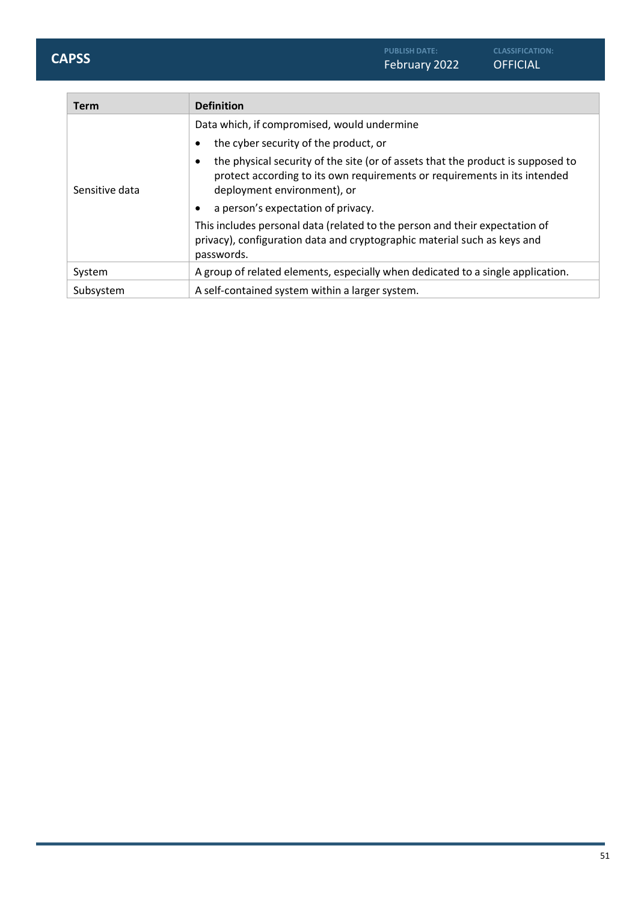| Term | Definition |
| --- | --- |
| Sensitive data | Data which, if compromised, would undermine<br>• the cyber security of the product, or<br>• the physical security of the site (or of assets that the product is supposed to protect according to its own requirements or requirements in its intended deployment environment), or<br>• a person's expectation of privacy.<br>This includes personal data (related to the person and their expectation of privacy), configuration data and cryptographic material such as keys and passwords. |
| System | A group of related elements, especially when dedicated to a single application. |
| Subsystem | A self-contained system within a larger system. |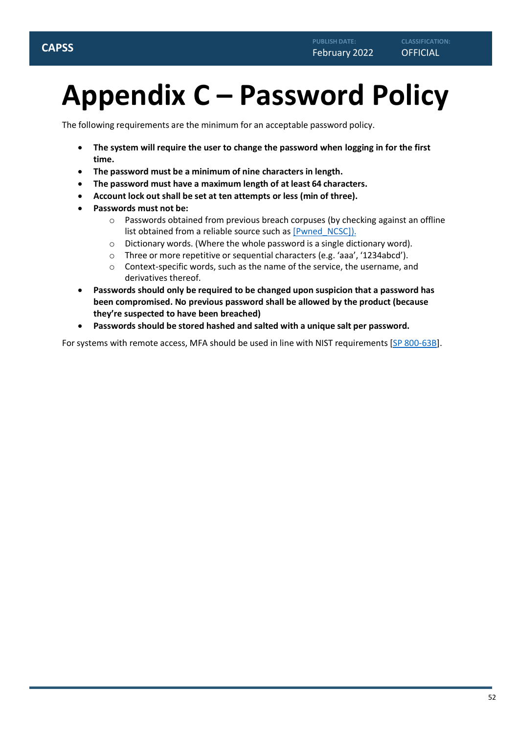# Appendix C – Password Policy

The following requirements are the minimum for an acceptable password policy.

- **The system will require the user to change the password when logging in for the first time.**
- **The password must be a minimum of nine characters in length.**
- **The password must have a maximum length of at least 64 characters.**
- **Account lock out shall be set at ten attempts or less (min of three).**
- **Passwords must not be:**
  - Passwords obtained from previous breach corpuses (by checking against an offline list obtained from a reliable source such as [Pwned_NCSC]).
  - Dictionary words. (Where the whole password is a single dictionary word).
  - Three or more repetitive or sequential characters (e.g. 'aaa', '1234abcd').
  - Context-specific words, such as the name of the service, the username, and derivatives thereof.
- **Passwords should only be required to be changed upon suspicion that a password has been compromised. No previous password shall be allowed by the product (because they're suspected to have been breached)**
- **Passwords should be stored hashed and salted with a unique salt per password.**

For systems with remote access, MFA should be used in line with NIST requirements [SP 800-63B].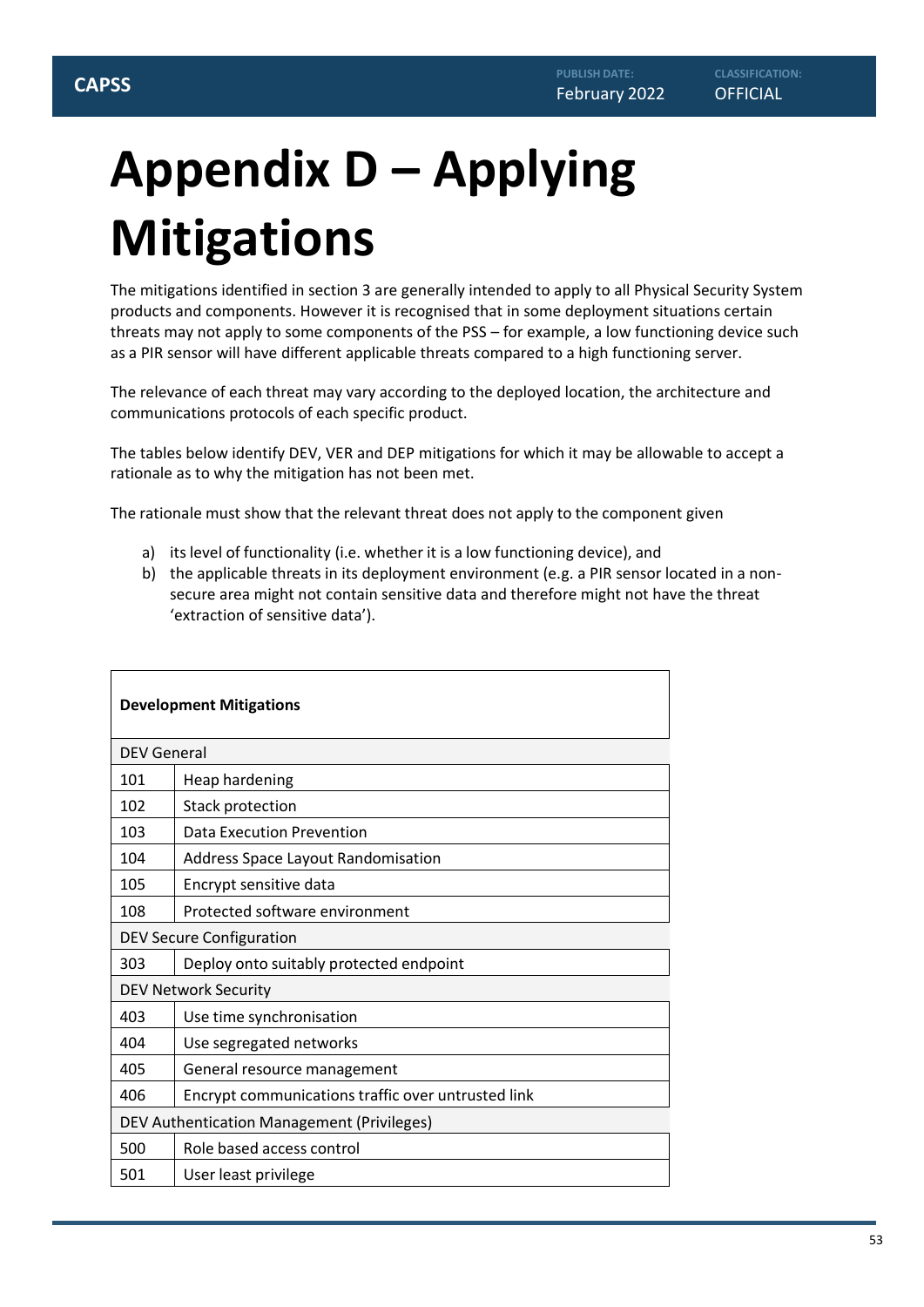# Appendix D – Applying Mitigations

The mitigations identified in section 3 are generally intended to apply to all Physical Security System products and components. However it is recognised that in some deployment situations certain threats may not apply to some components of the PSS – for example, a low functioning device such as a PIR sensor will have different applicable threats compared to a high functioning server.

The relevance of each threat may vary according to the deployed location, the architecture and communications protocols of each specific product.

The tables below identify DEV, VER and DEP mitigations for which it may be allowable to accept a rationale as to why the mitigation has not been met.

The rationale must show that the relevant threat does not apply to the component given

a) its level of functionality (i.e. whether it is a low functioning device), and
b) the applicable threats in its deployment environment (e.g. a PIR sensor located in a non-secure area might not contain sensitive data and therefore might not have the threat 'extraction of sensitive data').

| **Development Mitigations** | |
|---|---|
| DEV General | |
| 101 | Heap hardening |
| 102 | Stack protection |
| 103 | Data Execution Prevention |
| 104 | Address Space Layout Randomisation |
| 105 | Encrypt sensitive data |
| 108 | Protected software environment |
| DEV Secure Configuration | |
| 303 | Deploy onto suitably protected endpoint |
| DEV Network Security | |
| 403 | Use time synchronisation |
| 404 | Use segregated networks |
| 405 | General resource management |
| 406 | Encrypt communications traffic over untrusted link |
| DEV Authentication Management (Privileges) | |
| 500 | Role based access control |
| 501 | User least privilege |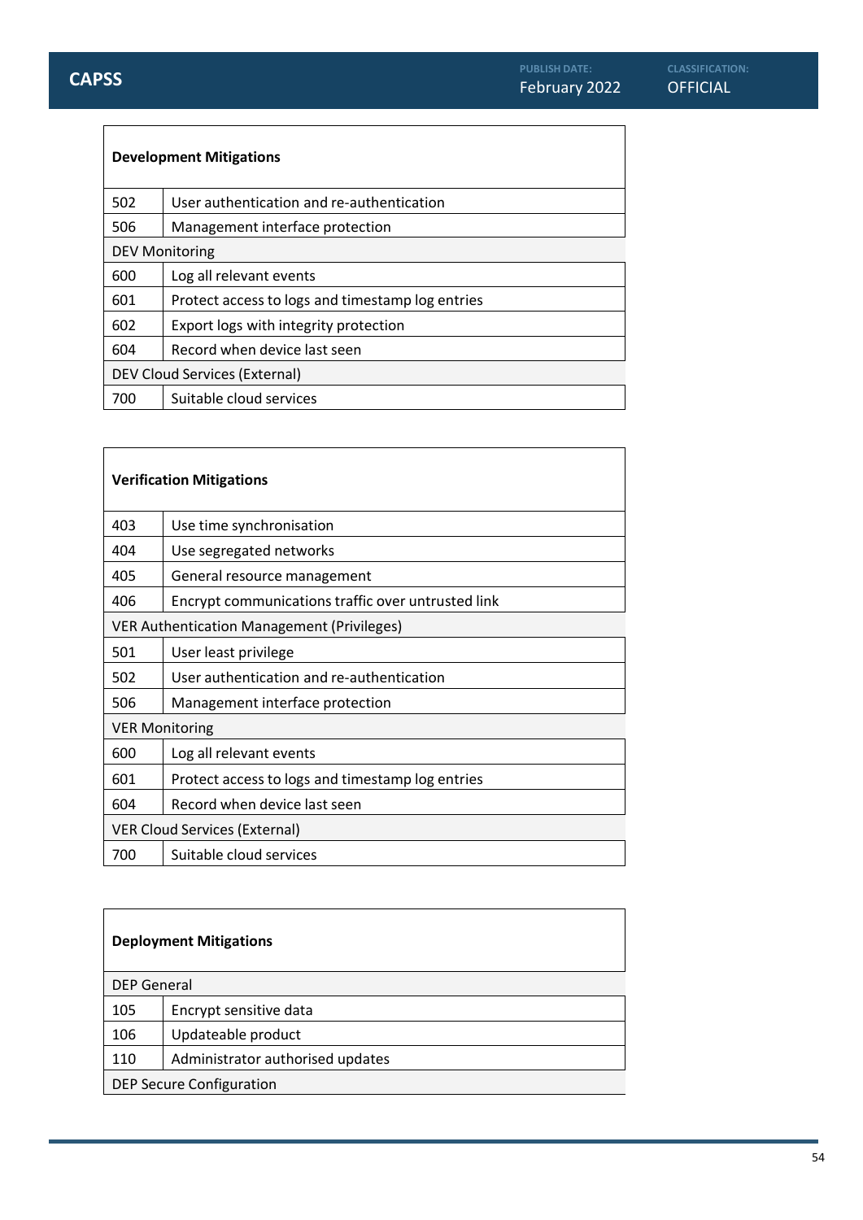| Development Mitigations | |
|---|---|
| 502 | User authentication and re-authentication |
| 506 | Management interface protection |
| DEV Monitoring | |
| 600 | Log all relevant events |
| 601 | Protect access to logs and timestamp log entries |
| 602 | Export logs with integrity protection |
| 604 | Record when device last seen |
| DEV Cloud Services (External) | |
| 700 | Suitable cloud services |

| Verification Mitigations | |
|---|---|
| 403 | Use time synchronisation |
| 404 | Use segregated networks |
| 405 | General resource management |
| 406 | Encrypt communications traffic over untrusted link |
| VER Authentication Management (Privileges) | |
| 501 | User least privilege |
| 502 | User authentication and re-authentication |
| 506 | Management interface protection |
| VER Monitoring | |
| 600 | Log all relevant events |
| 601 | Protect access to logs and timestamp log entries |
| 604 | Record when device last seen |
| VER Cloud Services (External) | |
| 700 | Suitable cloud services |

| Deployment Mitigations | |
|---|---|
| DEP General | |
| 105 | Encrypt sensitive data |
| 106 | Updateable product |
| 110 | Administrator authorised updates |
| DEP Secure Configuration | |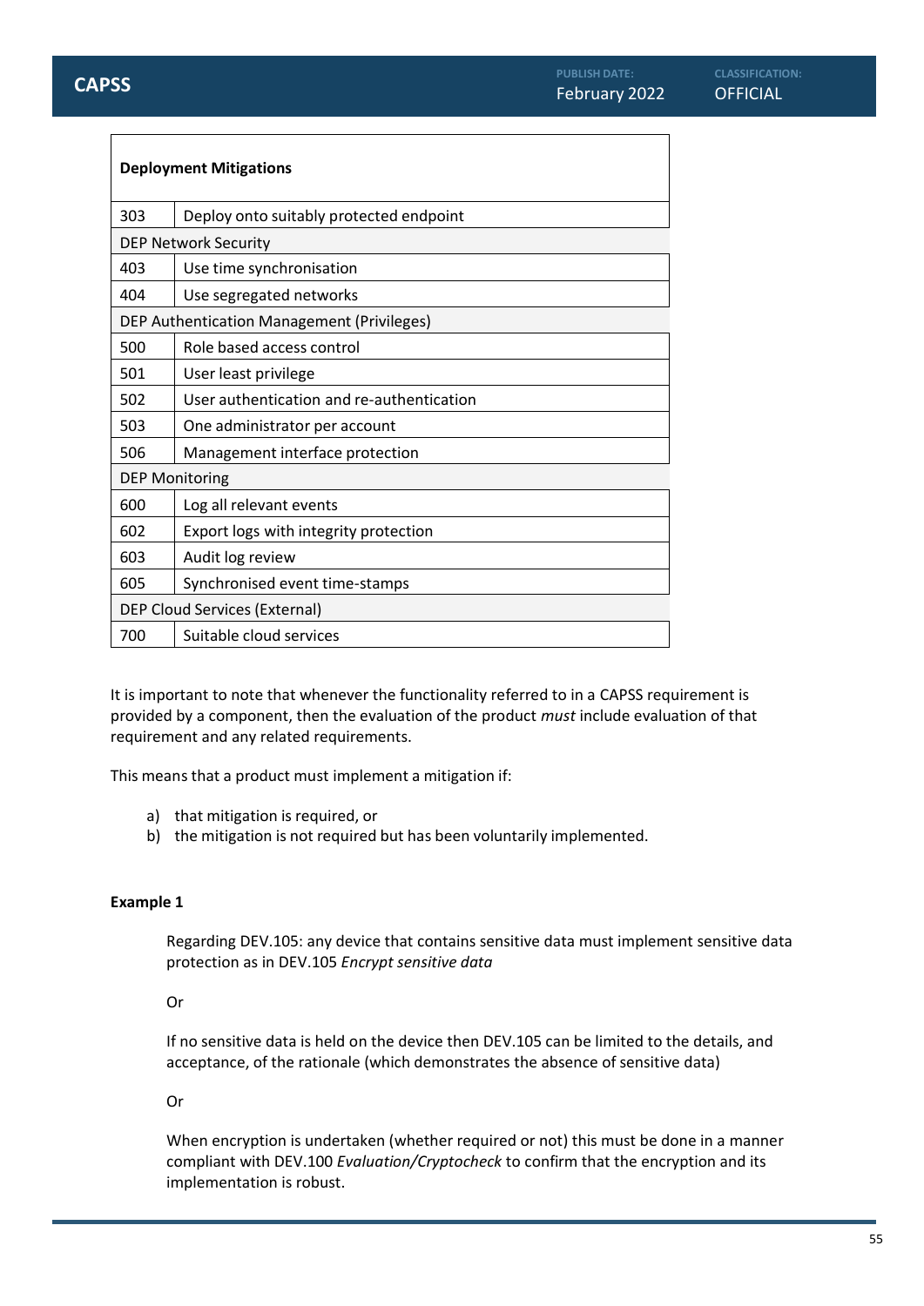| Deployment Mitigations | |
|---|---|
| 303 | Deploy onto suitably protected endpoint |
| DEP Network Security | |
| 403 | Use time synchronisation |
| 404 | Use segregated networks |
| DEP Authentication Management (Privileges) | |
| 500 | Role based access control |
| 501 | User least privilege |
| 502 | User authentication and re-authentication |
| 503 | One administrator per account |
| 506 | Management interface protection |
| DEP Monitoring | |
| 600 | Log all relevant events |
| 602 | Export logs with integrity protection |
| 603 | Audit log review |
| 605 | Synchronised event time-stamps |
| DEP Cloud Services (External) | |
| 700 | Suitable cloud services |

It is important to note that whenever the functionality referred to in a CAPSS requirement is provided by a component, then the evaluation of the product *must* include evaluation of that requirement and any related requirements.

This means that a product must implement a mitigation if:

a) that mitigation is required, or
b) the mitigation is not required but has been voluntarily implemented.

**Example 1**

Regarding DEV.105: any device that contains sensitive data must implement sensitive data protection as in DEV.105 *Encrypt sensitive data*

Or

If no sensitive data is held on the device then DEV.105 can be limited to the details, and acceptance, of the rationale (which demonstrates the absence of sensitive data)

Or

When encryption is undertaken (whether required or not) this must be done in a manner compliant with DEV.100 *Evaluation/Cryptocheck* to confirm that the encryption and its implementation is robust.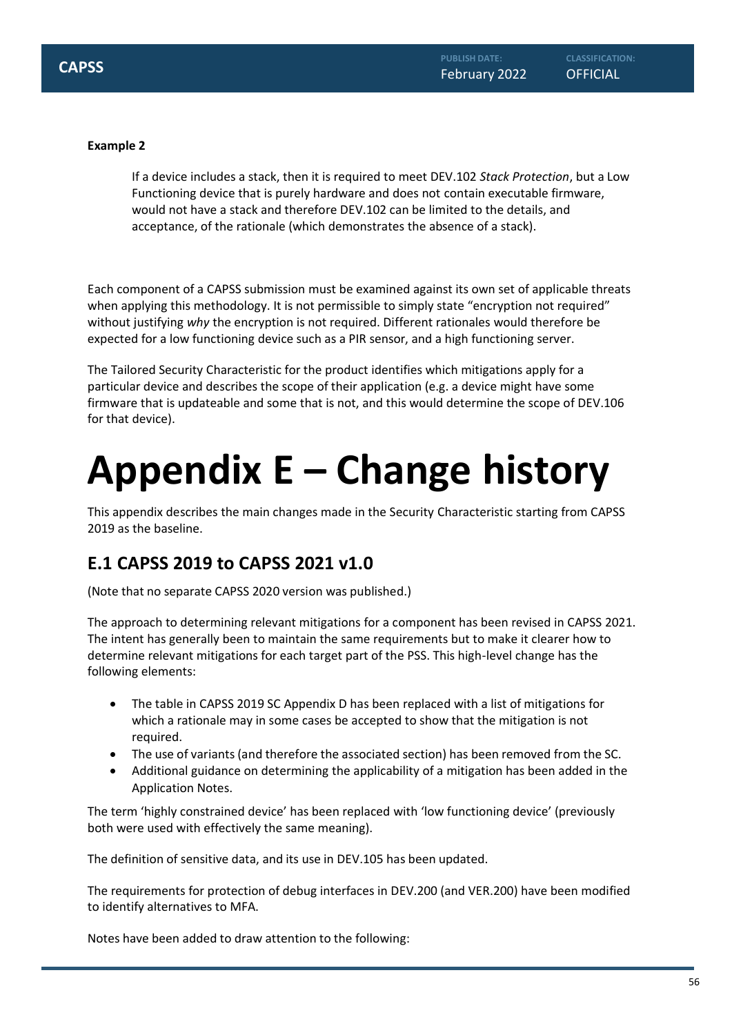**Example 2**

> If a device includes a stack, then it is required to meet DEV.102 *Stack Protection*, but a Low Functioning device that is purely hardware and does not contain executable firmware, would not have a stack and therefore DEV.102 can be limited to the details, and acceptance, of the rationale (which demonstrates the absence of a stack).

Each component of a CAPSS submission must be examined against its own set of applicable threats when applying this methodology. It is not permissible to simply state "encryption not required" without justifying *why* the encryption is not required. Different rationales would therefore be expected for a low functioning device such as a PIR sensor, and a high functioning server.

The Tailored Security Characteristic for the product identifies which mitigations apply for a particular device and describes the scope of their application (e.g. a device might have some firmware that is updateable and some that is not, and this would determine the scope of DEV.106 for that device).

# Appendix E – Change history

This appendix describes the main changes made in the Security Characteristic starting from CAPSS 2019 as the baseline.

## E.1 CAPSS 2019 to CAPSS 2021 v1.0

(Note that no separate CAPSS 2020 version was published.)

The approach to determining relevant mitigations for a component has been revised in CAPSS 2021. The intent has generally been to maintain the same requirements but to make it clearer how to determine relevant mitigations for each target part of the PSS. This high-level change has the following elements:

- The table in CAPSS 2019 SC Appendix D has been replaced with a list of mitigations for which a rationale may in some cases be accepted to show that the mitigation is not required.
- The use of variants (and therefore the associated section) has been removed from the SC.
- Additional guidance on determining the applicability of a mitigation has been added in the Application Notes.

The term 'highly constrained device' has been replaced with 'low functioning device' (previously both were used with effectively the same meaning).

The definition of sensitive data, and its use in DEV.105 has been updated.

The requirements for protection of debug interfaces in DEV.200 (and VER.200) have been modified to identify alternatives to MFA.

Notes have been added to draw attention to the following: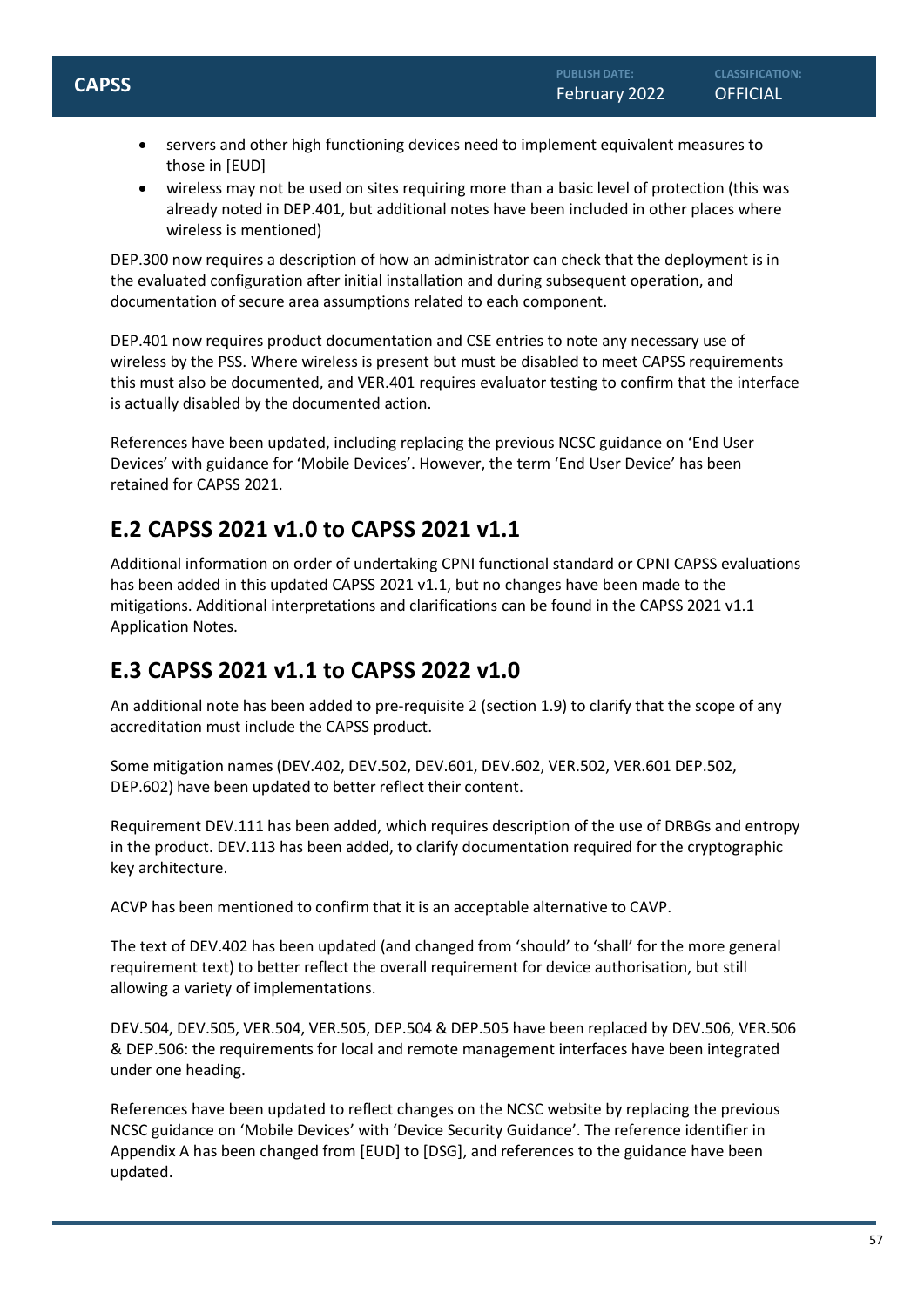- servers and other high functioning devices need to implement equivalent measures to those in [EUD]
- wireless may not be used on sites requiring more than a basic level of protection (this was already noted in DEP.401, but additional notes have been included in other places where wireless is mentioned)

DEP.300 now requires a description of how an administrator can check that the deployment is in the evaluated configuration after initial installation and during subsequent operation, and documentation of secure area assumptions related to each component.

DEP.401 now requires product documentation and CSE entries to note any necessary use of wireless by the PSS. Where wireless is present but must be disabled to meet CAPSS requirements this must also be documented, and VER.401 requires evaluator testing to confirm that the interface is actually disabled by the documented action.

References have been updated, including replacing the previous NCSC guidance on 'End User Devices' with guidance for 'Mobile Devices'. However, the term 'End User Device' has been retained for CAPSS 2021.

## E.2 CAPSS 2021 v1.0 to CAPSS 2021 v1.1

Additional information on order of undertaking CPNI functional standard or CPNI CAPSS evaluations has been added in this updated CAPSS 2021 v1.1, but no changes have been made to the mitigations. Additional interpretations and clarifications can be found in the CAPSS 2021 v1.1 Application Notes.

## E.3 CAPSS 2021 v1.1 to CAPSS 2022 v1.0

An additional note has been added to pre-requisite 2 (section 1.9) to clarify that the scope of any accreditation must include the CAPSS product.

Some mitigation names (DEV.402, DEV.502, DEV.601, DEV.602, VER.502, VER.601 DEP.502, DEP.602) have been updated to better reflect their content.

Requirement DEV.111 has been added, which requires description of the use of DRBGs and entropy in the product. DEV.113 has been added, to clarify documentation required for the cryptographic key architecture.

ACVP has been mentioned to confirm that it is an acceptable alternative to CAVP.

The text of DEV.402 has been updated (and changed from 'should' to 'shall' for the more general requirement text) to better reflect the overall requirement for device authorisation, but still allowing a variety of implementations.

DEV.504, DEV.505, VER.504, VER.505, DEP.504 & DEP.505 have been replaced by DEV.506, VER.506 & DEP.506: the requirements for local and remote management interfaces have been integrated under one heading.

References have been updated to reflect changes on the NCSC website by replacing the previous NCSC guidance on 'Mobile Devices' with 'Device Security Guidance'. The reference identifier in Appendix A has been changed from [EUD] to [DSG], and references to the guidance have been updated.